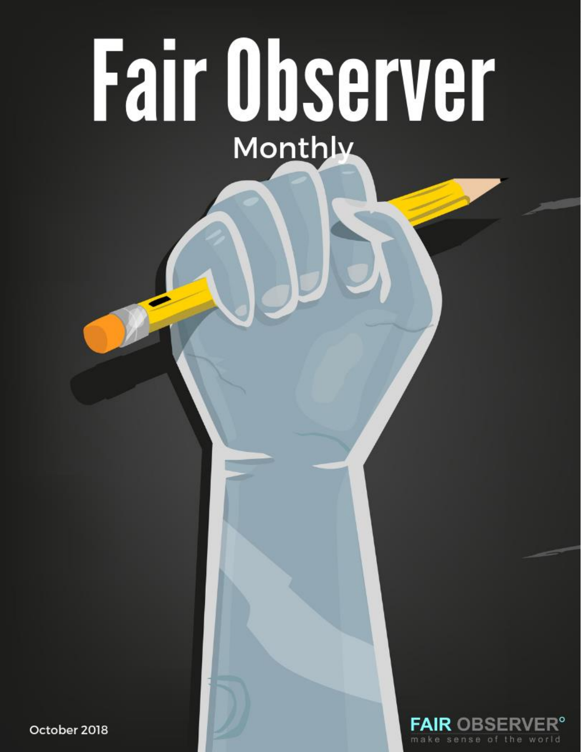# Fair Observer

Monthly

October 2018

FAIR OBSERVER°
make sense of the world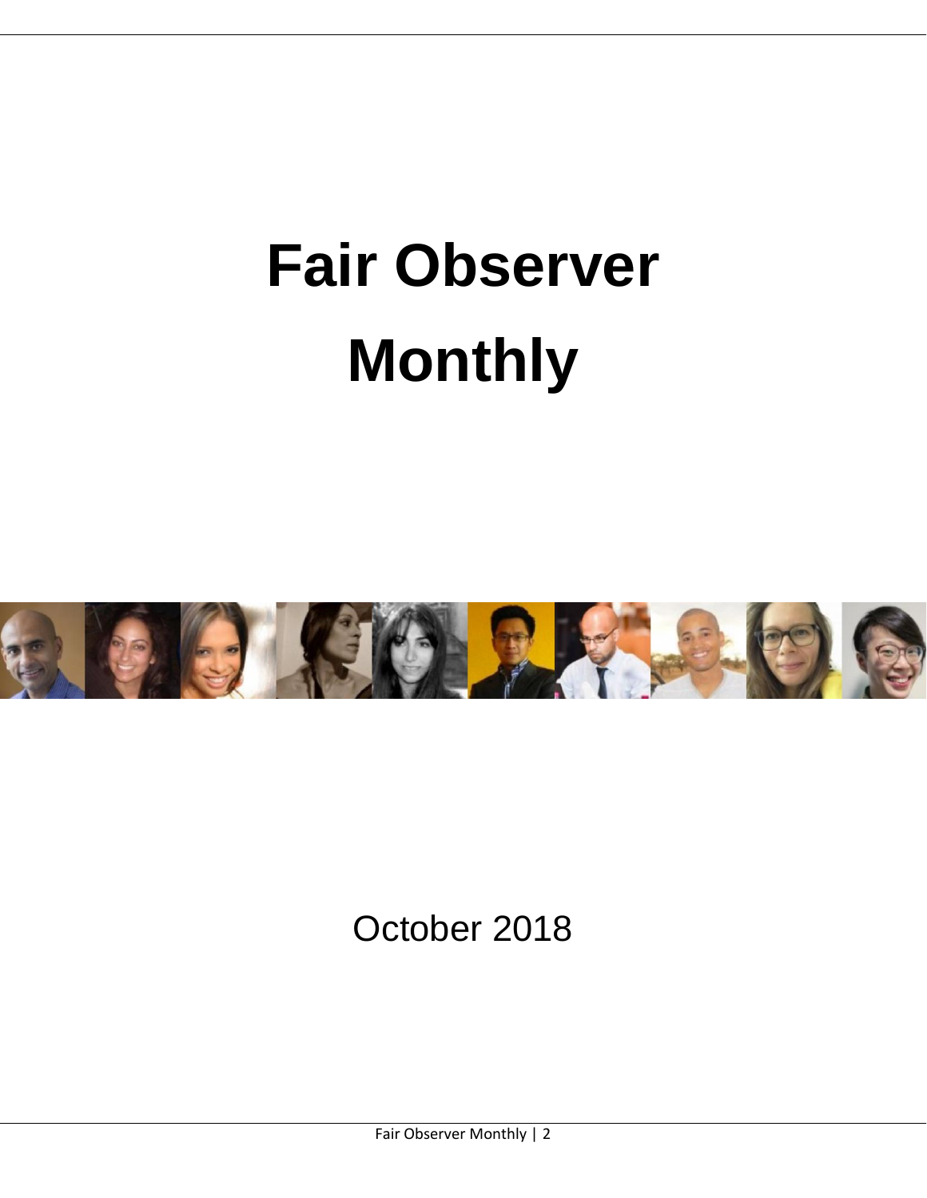# Fair Observer Monthly

October 2018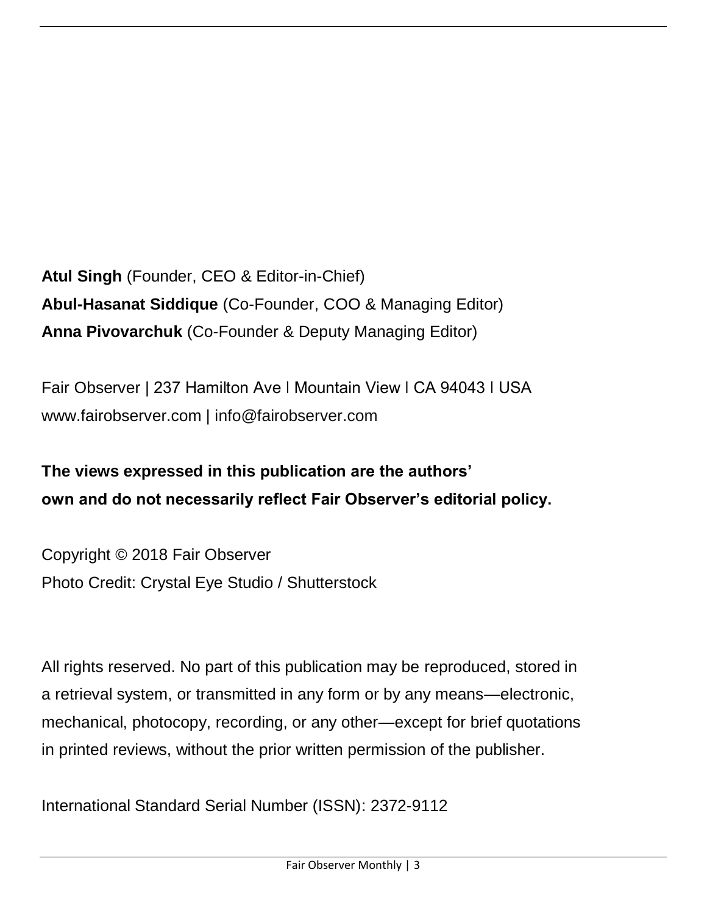**Atul Singh** (Founder, CEO & Editor-in-Chief)
**Abul-Hasanat Siddique** (Co-Founder, COO & Managing Editor)
**Anna Pivovarchuk** (Co-Founder & Deputy Managing Editor)

Fair Observer | 237 Hamilton Ave ǀ Mountain View ǀ CA 94043 ǀ USA
www.fairobserver.com | info@fairobserver.com

**The views expressed in this publication are the authors' own and do not necessarily reflect Fair Observer's editorial policy.**

Copyright © 2018 Fair Observer
Photo Credit: Crystal Eye Studio / Shutterstock

All rights reserved. No part of this publication may be reproduced, stored in a retrieval system, or transmitted in any form or by any means—electronic, mechanical, photocopy, recording, or any other—except for brief quotations in printed reviews, without the prior written permission of the publisher.

International Standard Serial Number (ISSN): 2372-9112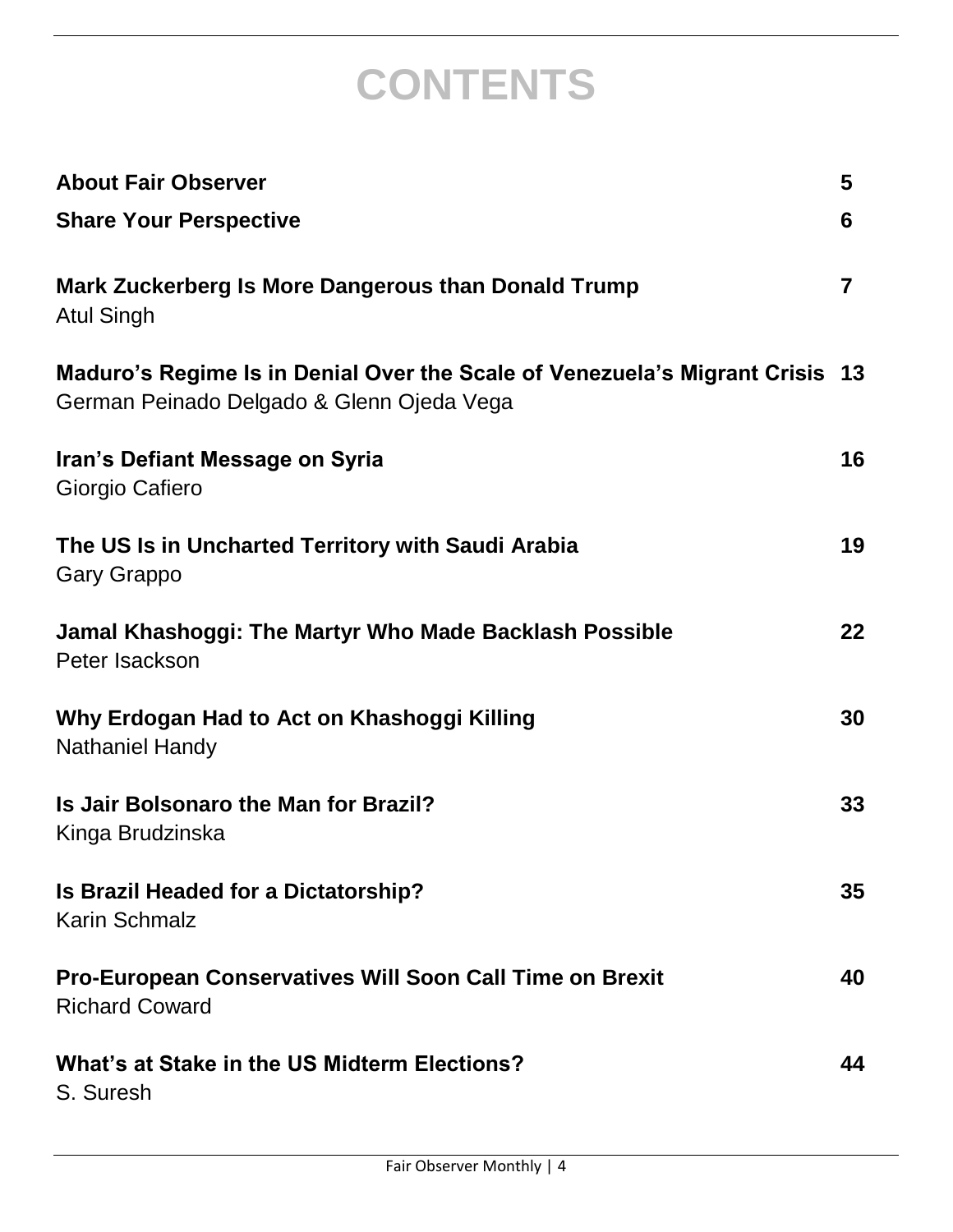# CONTENTS

| | |
|---|---|
| **About Fair Observer** | **5** |
| **Share Your Perspective** | **6** |
| **Mark Zuckerberg Is More Dangerous than Donald Trump**<br>Atul Singh | **7** |
| **Maduro's Regime Is in Denial Over the Scale of Venezuela's Migrant Crisis**<br>German Peinado Delgado & Glenn Ojeda Vega | **13** |
| **Iran's Defiant Message on Syria**<br>Giorgio Cafiero | **16** |
| **The US Is in Uncharted Territory with Saudi Arabia**<br>Gary Grappo | **19** |
| **Jamal Khashoggi: The Martyr Who Made Backlash Possible**<br>Peter Isackson | **22** |
| **Why Erdogan Had to Act on Khashoggi Killing**<br>Nathaniel Handy | **30** |
| **Is Jair Bolsonaro the Man for Brazil?**<br>Kinga Brudzinska | **33** |
| **Is Brazil Headed for a Dictatorship?**<br>Karin Schmalz | **35** |
| **Pro-European Conservatives Will Soon Call Time on Brexit**<br>Richard Coward | **40** |
| **What's at Stake in the US Midterm Elections?**<br>S. Suresh | **44** |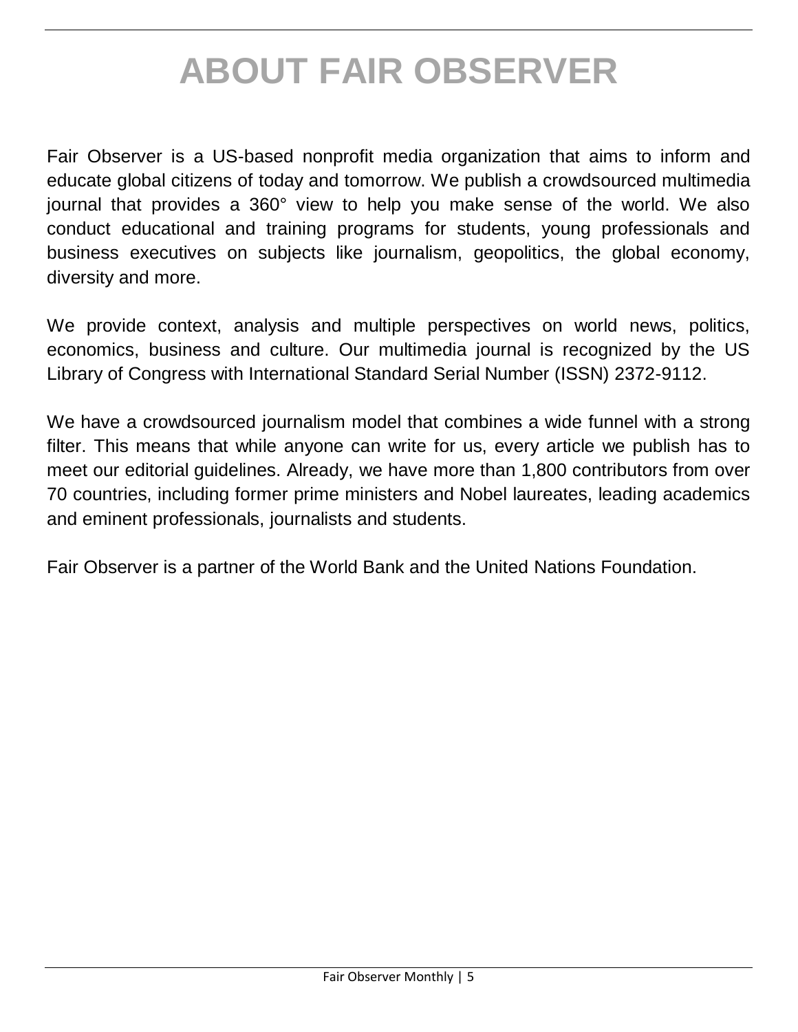# ABOUT FAIR OBSERVER

Fair Observer is a US-based nonprofit media organization that aims to inform and educate global citizens of today and tomorrow. We publish a crowdsourced multimedia journal that provides a 360° view to help you make sense of the world. We also conduct educational and training programs for students, young professionals and business executives on subjects like journalism, geopolitics, the global economy, diversity and more.

We provide context, analysis and multiple perspectives on world news, politics, economics, business and culture. Our multimedia journal is recognized by the US Library of Congress with International Standard Serial Number (ISSN) 2372-9112.

We have a crowdsourced journalism model that combines a wide funnel with a strong filter. This means that while anyone can write for us, every article we publish has to meet our editorial guidelines. Already, we have more than 1,800 contributors from over 70 countries, including former prime ministers and Nobel laureates, leading academics and eminent professionals, journalists and students.

Fair Observer is a partner of the World Bank and the United Nations Foundation.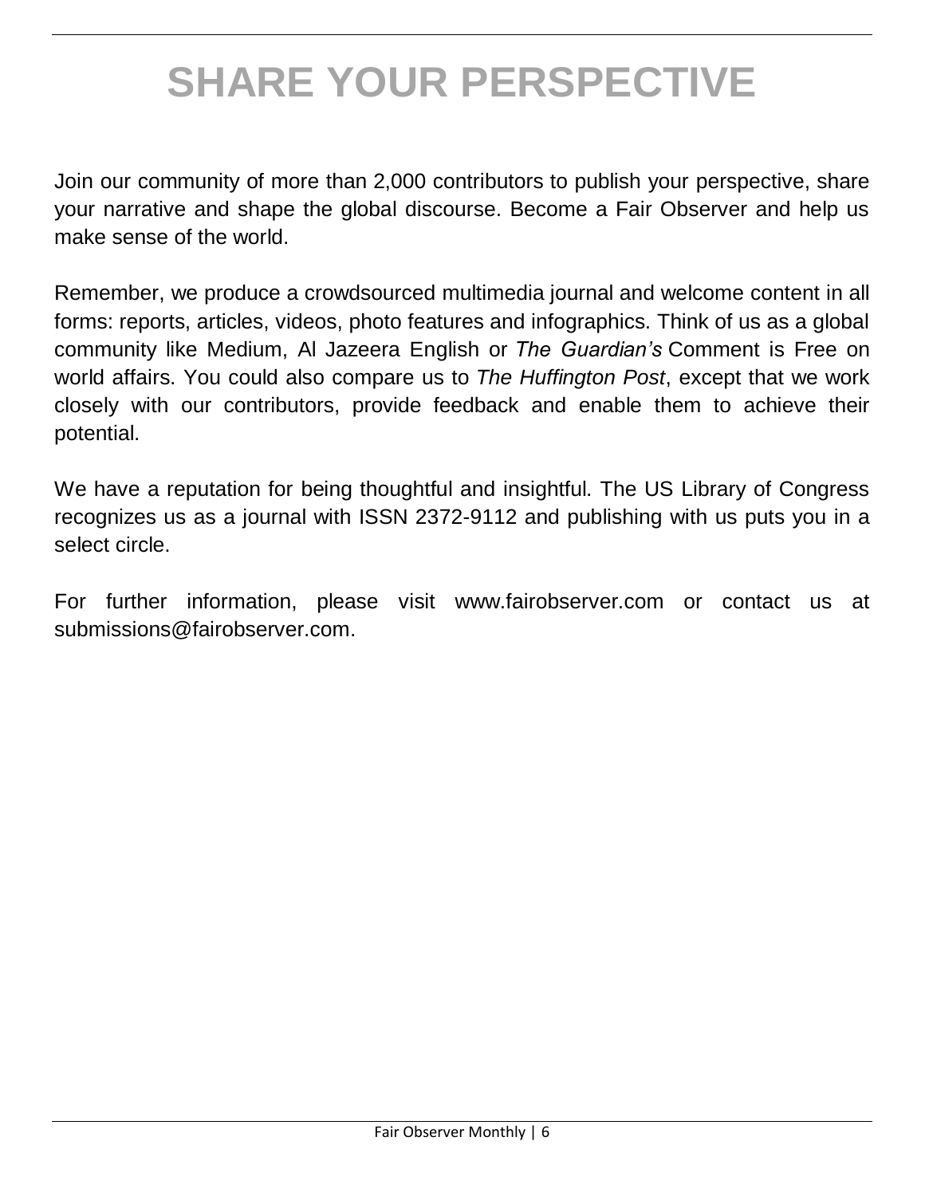# SHARE YOUR PERSPECTIVE

Join our community of more than 2,000 contributors to publish your perspective, share your narrative and shape the global discourse. Become a Fair Observer and help us make sense of the world.

Remember, we produce a crowdsourced multimedia journal and welcome content in all forms: reports, articles, videos, photo features and infographics. Think of us as a global community like Medium, Al Jazeera English or *The Guardian's* Comment is Free on world affairs. You could also compare us to *The Huffington Post*, except that we work closely with our contributors, provide feedback and enable them to achieve their potential.

We have a reputation for being thoughtful and insightful. The US Library of Congress recognizes us as a journal with ISSN 2372-9112 and publishing with us puts you in a select circle.

For further information, please visit www.fairobserver.com or contact us at submissions@fairobserver.com.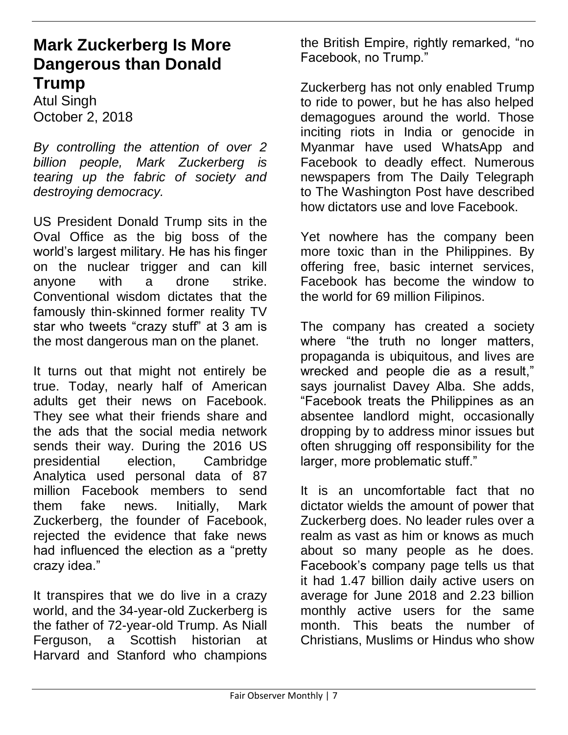## Mark Zuckerberg Is More Dangerous than Donald Trump

Atul Singh
October 2, 2018

*By controlling the attention of over 2 billion people, Mark Zuckerberg is tearing up the fabric of society and destroying democracy.*

US President Donald Trump sits in the Oval Office as the big boss of the world's largest military. He has his finger on the nuclear trigger and can kill anyone with a drone strike. Conventional wisdom dictates that the famously thin-skinned former reality TV star who tweets "crazy stuff" at 3 am is the most dangerous man on the planet.

It turns out that might not entirely be true. Today, nearly half of American adults get their news on Facebook. They see what their friends share and the ads that the social media network sends their way. During the 2016 US presidential election, Cambridge Analytica used personal data of 87 million Facebook members to send them fake news. Initially, Mark Zuckerberg, the founder of Facebook, rejected the evidence that fake news had influenced the election as a "pretty crazy idea."

It transpires that we do live in a crazy world, and the 34-year-old Zuckerberg is the father of 72-year-old Trump. As Niall Ferguson, a Scottish historian at Harvard and Stanford who champions the British Empire, rightly remarked, "no Facebook, no Trump."

Zuckerberg has not only enabled Trump to ride to power, but he has also helped demagogues around the world. Those inciting riots in India or genocide in Myanmar have used WhatsApp and Facebook to deadly effect. Numerous newspapers from The Daily Telegraph to The Washington Post have described how dictators use and love Facebook.

Yet nowhere has the company been more toxic than in the Philippines. By offering free, basic internet services, Facebook has become the window to the world for 69 million Filipinos.

The company has created a society where "the truth no longer matters, propaganda is ubiquitous, and lives are wrecked and people die as a result," says journalist Davey Alba. She adds, "Facebook treats the Philippines as an absentee landlord might, occasionally dropping by to address minor issues but often shrugging off responsibility for the larger, more problematic stuff."

It is an uncomfortable fact that no dictator wields the amount of power that Zuckerberg does. No leader rules over a realm as vast as him or knows as much about so many people as he does. Facebook's company page tells us that it had 1.47 billion daily active users on average for June 2018 and 2.23 billion monthly active users for the same month. This beats the number of Christians, Muslims or Hindus who show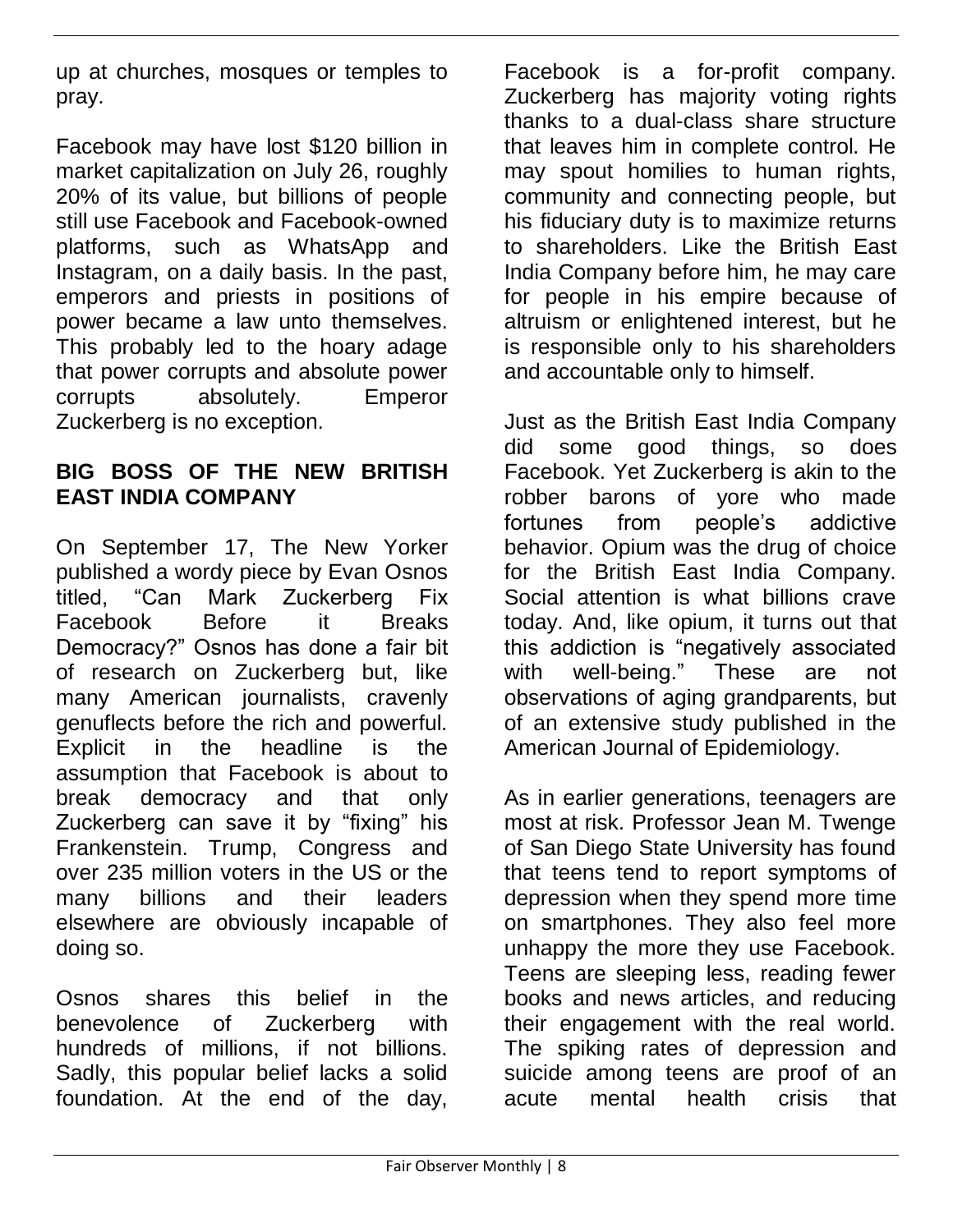up at churches, mosques or temples to pray.

Facebook may have lost $120 billion in market capitalization on July 26, roughly 20% of its value, but billions of people still use Facebook and Facebook-owned platforms, such as WhatsApp and Instagram, on a daily basis. In the past, emperors and priests in positions of power became a law unto themselves. This probably led to the hoary adage that power corrupts and absolute power corrupts absolutely. Emperor Zuckerberg is no exception.

### BIG BOSS OF THE NEW BRITISH EAST INDIA COMPANY

On September 17, The New Yorker published a wordy piece by Evan Osnos titled, "Can Mark Zuckerberg Fix Facebook Before it Breaks Democracy?" Osnos has done a fair bit of research on Zuckerberg but, like many American journalists, cravenly genuflects before the rich and powerful. Explicit in the headline is the assumption that Facebook is about to break democracy and that only Zuckerberg can save it by "fixing" his Frankenstein. Trump, Congress and over 235 million voters in the US or the many billions and their leaders elsewhere are obviously incapable of doing so.

Osnos shares this belief in the benevolence of Zuckerberg with hundreds of millions, if not billions. Sadly, this popular belief lacks a solid foundation. At the end of the day, Facebook is a for-profit company. Zuckerberg has majority voting rights thanks to a dual-class share structure that leaves him in complete control. He may spout homilies to human rights, community and connecting people, but his fiduciary duty is to maximize returns to shareholders. Like the British East India Company before him, he may care for people in his empire because of altruism or enlightened interest, but he is responsible only to his shareholders and accountable only to himself.

Just as the British East India Company did some good things, so does Facebook. Yet Zuckerberg is akin to the robber barons of yore who made fortunes from people's addictive behavior. Opium was the drug of choice for the British East India Company. Social attention is what billions crave today. And, like opium, it turns out that this addiction is "negatively associated with well-being." These are not observations of aging grandparents, but of an extensive study published in the American Journal of Epidemiology.

As in earlier generations, teenagers are most at risk. Professor Jean M. Twenge of San Diego State University has found that teens tend to report symptoms of depression when they spend more time on smartphones. They also feel more unhappy the more they use Facebook. Teens are sleeping less, reading fewer books and news articles, and reducing their engagement with the real world. The spiking rates of depression and suicide among teens are proof of an acute mental health crisis that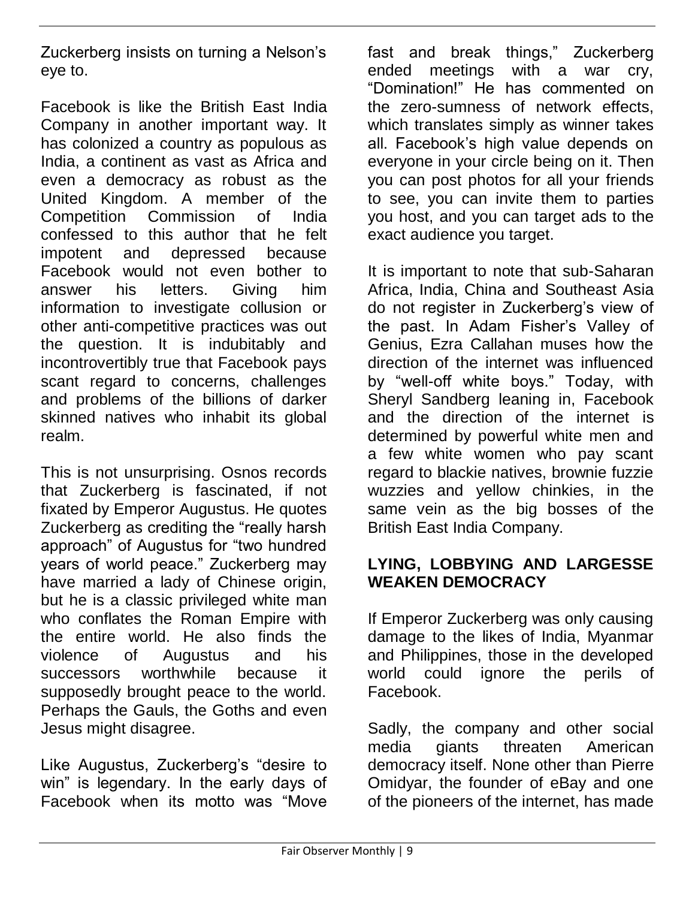Zuckerberg insists on turning a Nelson's eye to.

Facebook is like the British East India Company in another important way. It has colonized a country as populous as India, a continent as vast as Africa and even a democracy as robust as the United Kingdom. A member of the Competition Commission of India confessed to this author that he felt impotent and depressed because Facebook would not even bother to answer his letters. Giving him information to investigate collusion or other anti-competitive practices was out the question. It is indubitably and incontrovertibly true that Facebook pays scant regard to concerns, challenges and problems of the billions of darker skinned natives who inhabit its global realm.

This is not unsurprising. Osnos records that Zuckerberg is fascinated, if not fixated by Emperor Augustus. He quotes Zuckerberg as crediting the "really harsh approach" of Augustus for "two hundred years of world peace." Zuckerberg may have married a lady of Chinese origin, but he is a classic privileged white man who conflates the Roman Empire with the entire world. He also finds the violence of Augustus and his successors worthwhile because it supposedly brought peace to the world. Perhaps the Gauls, the Goths and even Jesus might disagree.

Like Augustus, Zuckerberg's "desire to win" is legendary. In the early days of Facebook when its motto was "Move fast and break things," Zuckerberg ended meetings with a war cry, "Domination!" He has commented on the zero-sumness of network effects, which translates simply as winner takes all. Facebook's high value depends on everyone in your circle being on it. Then you can post photos for all your friends to see, you can invite them to parties you host, and you can target ads to the exact audience you target.

It is important to note that sub-Saharan Africa, India, China and Southeast Asia do not register in Zuckerberg's view of the past. In Adam Fisher's Valley of Genius, Ezra Callahan muses how the direction of the internet was influenced by "well-off white boys." Today, with Sheryl Sandberg leaning in, Facebook and the direction of the internet is determined by powerful white men and a few white women who pay scant regard to blackie natives, brownie fuzzie wuzzies and yellow chinkies, in the same vein as the big bosses of the British East India Company.

## LYING, LOBBYING AND LARGESSE WEAKEN DEMOCRACY

If Emperor Zuckerberg was only causing damage to the likes of India, Myanmar and Philippines, those in the developed world could ignore the perils of Facebook.

Sadly, the company and other social media giants threaten American democracy itself. None other than Pierre Omidyar, the founder of eBay and one of the pioneers of the internet, has made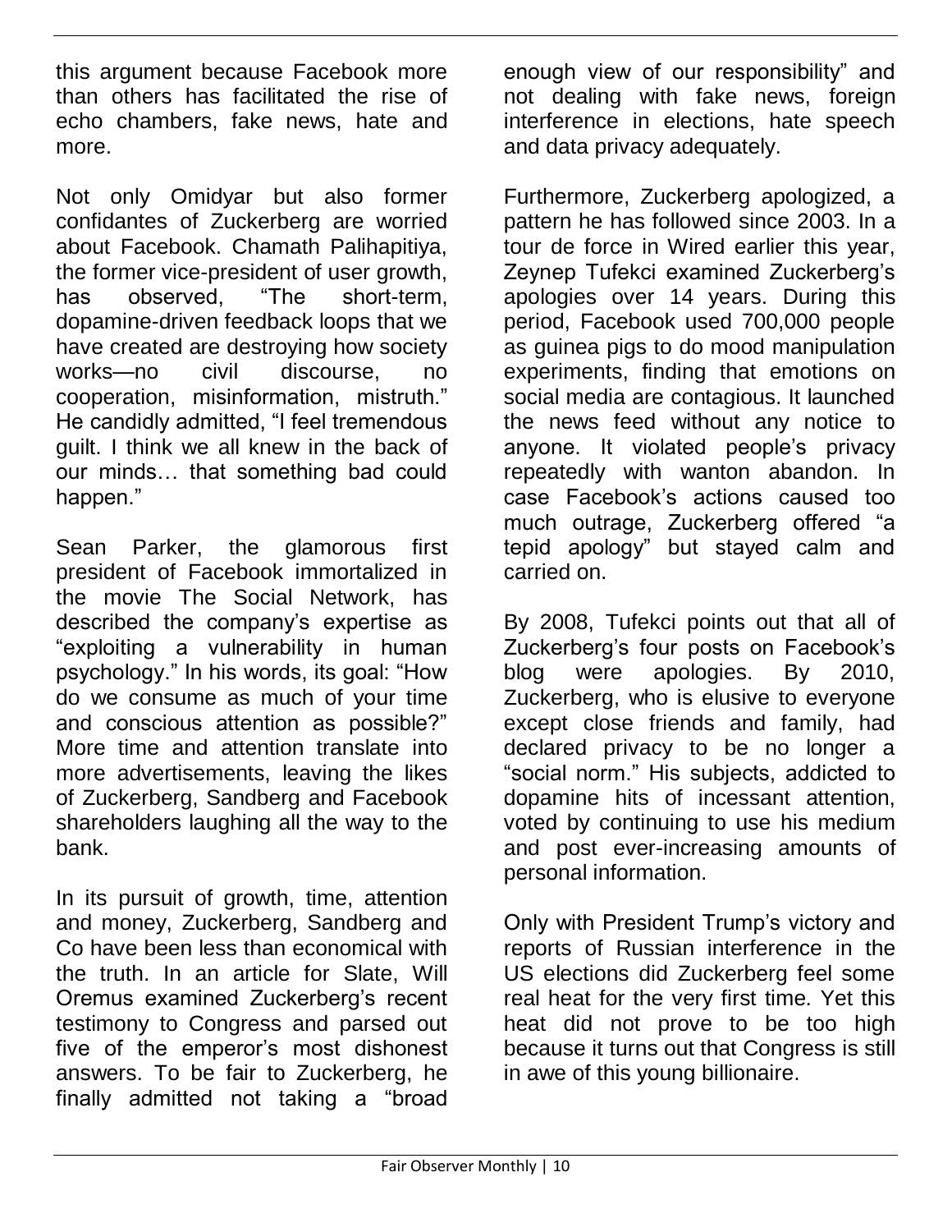this argument because Facebook more than others has facilitated the rise of echo chambers, fake news, hate and more.

Not only Omidyar but also former confidantes of Zuckerberg are worried about Facebook. Chamath Palihapitiya, the former vice-president of user growth, has observed, "The short-term, dopamine-driven feedback loops that we have created are destroying how society works—no civil discourse, no cooperation, misinformation, mistruth." He candidly admitted, "I feel tremendous guilt. I think we all knew in the back of our minds… that something bad could happen."

Sean Parker, the glamorous first president of Facebook immortalized in the movie The Social Network, has described the company's expertise as "exploiting a vulnerability in human psychology." In his words, its goal: "How do we consume as much of your time and conscious attention as possible?" More time and attention translate into more advertisements, leaving the likes of Zuckerberg, Sandberg and Facebook shareholders laughing all the way to the bank.

In its pursuit of growth, time, attention and money, Zuckerberg, Sandberg and Co have been less than economical with the truth. In an article for Slate, Will Oremus examined Zuckerberg's recent testimony to Congress and parsed out five of the emperor's most dishonest answers. To be fair to Zuckerberg, he finally admitted not taking a "broad enough view of our responsibility" and not dealing with fake news, foreign interference in elections, hate speech and data privacy adequately.

Furthermore, Zuckerberg apologized, a pattern he has followed since 2003. In a tour de force in Wired earlier this year, Zeynep Tufekci examined Zuckerberg's apologies over 14 years. During this period, Facebook used 700,000 people as guinea pigs to do mood manipulation experiments, finding that emotions on social media are contagious. It launched the news feed without any notice to anyone. It violated people's privacy repeatedly with wanton abandon. In case Facebook's actions caused too much outrage, Zuckerberg offered "a tepid apology" but stayed calm and carried on.

By 2008, Tufekci points out that all of Zuckerberg's four posts on Facebook's blog were apologies. By 2010, Zuckerberg, who is elusive to everyone except close friends and family, had declared privacy to be no longer a "social norm." His subjects, addicted to dopamine hits of incessant attention, voted by continuing to use his medium and post ever-increasing amounts of personal information.

Only with President Trump's victory and reports of Russian interference in the US elections did Zuckerberg feel some real heat for the very first time. Yet this heat did not prove to be too high because it turns out that Congress is still in awe of this young billionaire.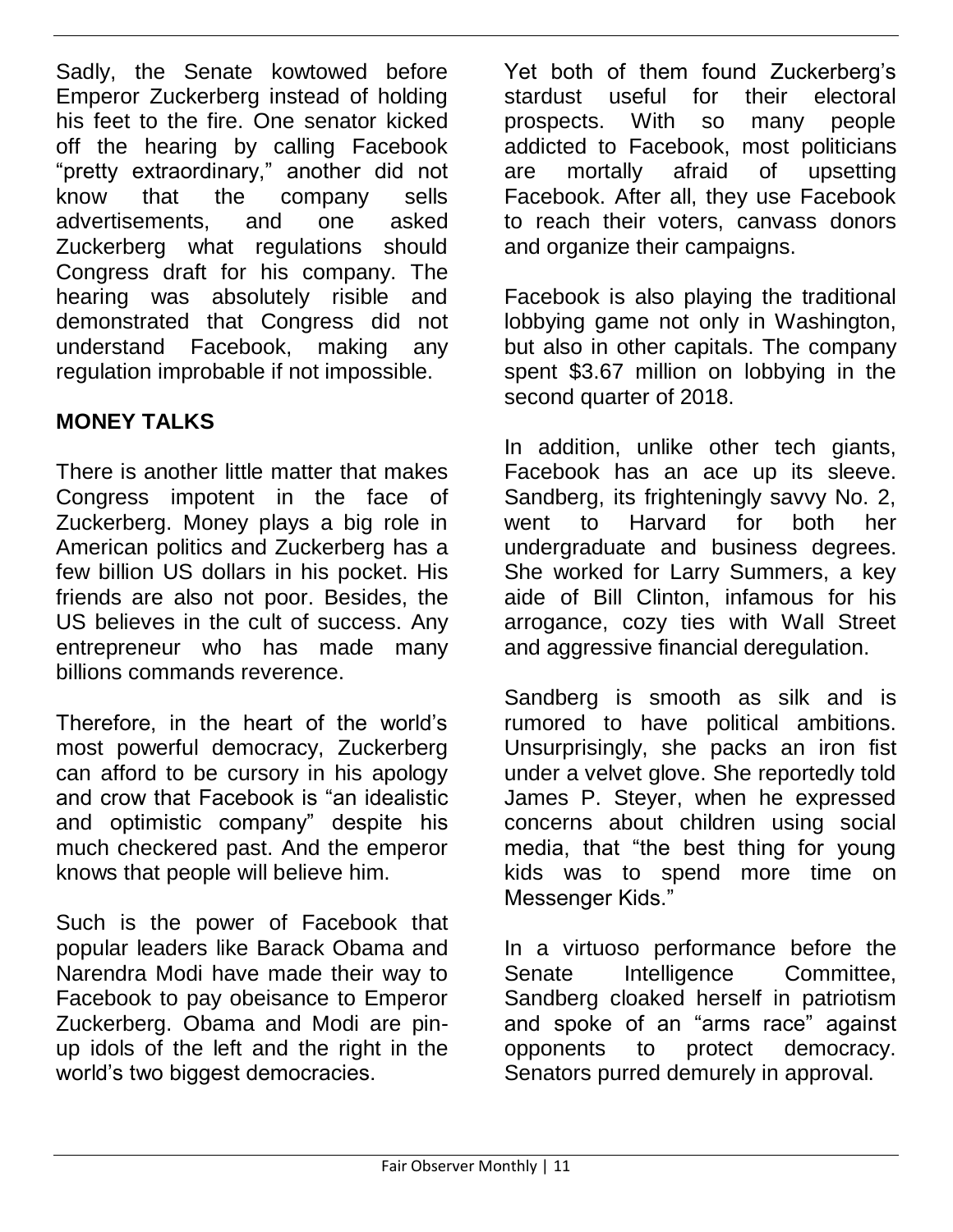Sadly, the Senate kowtowed before Emperor Zuckerberg instead of holding his feet to the fire. One senator kicked off the hearing by calling Facebook "pretty extraordinary," another did not know that the company sells advertisements, and one asked Zuckerberg what regulations should Congress draft for his company. The hearing was absolutely risible and demonstrated that Congress did not understand Facebook, making any regulation improbable if not impossible.

**MONEY TALKS**

There is another little matter that makes Congress impotent in the face of Zuckerberg. Money plays a big role in American politics and Zuckerberg has a few billion US dollars in his pocket. His friends are also not poor. Besides, the US believes in the cult of success. Any entrepreneur who has made many billions commands reverence.

Therefore, in the heart of the world's most powerful democracy, Zuckerberg can afford to be cursory in his apology and crow that Facebook is "an idealistic and optimistic company" despite his much checkered past. And the emperor knows that people will believe him.

Such is the power of Facebook that popular leaders like Barack Obama and Narendra Modi have made their way to Facebook to pay obeisance to Emperor Zuckerberg. Obama and Modi are pin-up idols of the left and the right in the world's two biggest democracies.

Yet both of them found Zuckerberg's stardust useful for their electoral prospects. With so many people addicted to Facebook, most politicians are mortally afraid of upsetting Facebook. After all, they use Facebook to reach their voters, canvass donors and organize their campaigns.

Facebook is also playing the traditional lobbying game not only in Washington, but also in other capitals. The company spent $3.67 million on lobbying in the second quarter of 2018.

In addition, unlike other tech giants, Facebook has an ace up its sleeve. Sandberg, its frighteningly savvy No. 2, went to Harvard for both her undergraduate and business degrees. She worked for Larry Summers, a key aide of Bill Clinton, infamous for his arrogance, cozy ties with Wall Street and aggressive financial deregulation.

Sandberg is smooth as silk and is rumored to have political ambitions. Unsurprisingly, she packs an iron fist under a velvet glove. She reportedly told James P. Steyer, when he expressed concerns about children using social media, that "the best thing for young kids was to spend more time on Messenger Kids."

In a virtuoso performance before the Senate Intelligence Committee, Sandberg cloaked herself in patriotism and spoke of an "arms race" against opponents to protect democracy. Senators purred demurely in approval.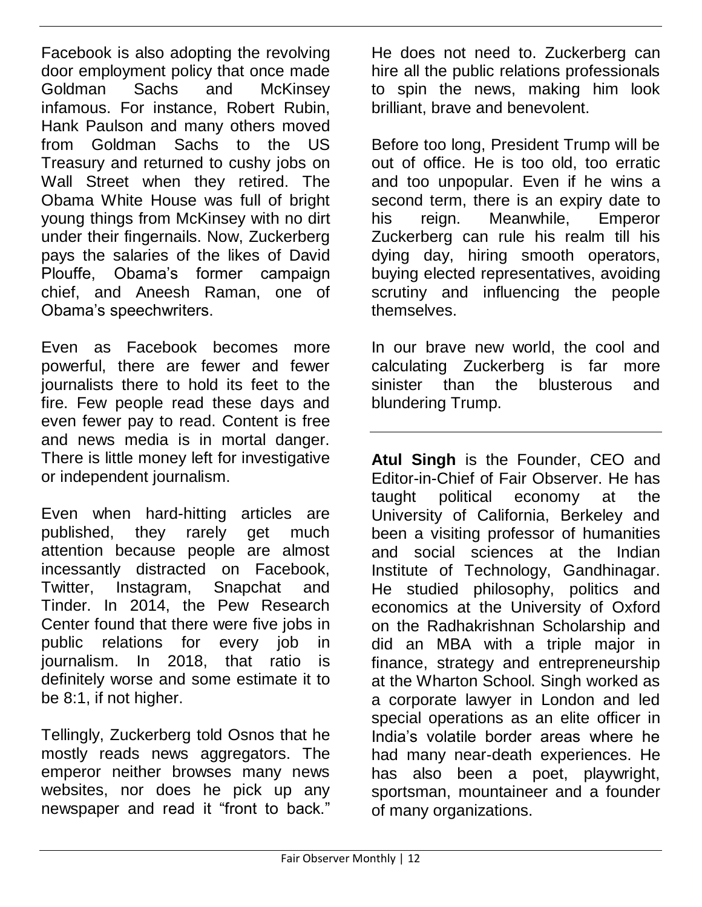Facebook is also adopting the revolving door employment policy that once made Goldman Sachs and McKinsey infamous. For instance, Robert Rubin, Hank Paulson and many others moved from Goldman Sachs to the US Treasury and returned to cushy jobs on Wall Street when they retired. The Obama White House was full of bright young things from McKinsey with no dirt under their fingernails. Now, Zuckerberg pays the salaries of the likes of David Plouffe, Obama's former campaign chief, and Aneesh Raman, one of Obama's speechwriters.

Even as Facebook becomes more powerful, there are fewer and fewer journalists there to hold its feet to the fire. Few people read these days and even fewer pay to read. Content is free and news media is in mortal danger. There is little money left for investigative or independent journalism.

Even when hard-hitting articles are published, they rarely get much attention because people are almost incessantly distracted on Facebook, Twitter, Instagram, Snapchat and Tinder. In 2014, the Pew Research Center found that there were five jobs in public relations for every job in journalism. In 2018, that ratio is definitely worse and some estimate it to be 8:1, if not higher.

Tellingly, Zuckerberg told Osnos that he mostly reads news aggregators. The emperor neither browses many news websites, nor does he pick up any newspaper and read it "front to back." He does not need to. Zuckerberg can hire all the public relations professionals to spin the news, making him look brilliant, brave and benevolent.

Before too long, President Trump will be out of office. He is too old, too erratic and too unpopular. Even if he wins a second term, there is an expiry date to his reign. Meanwhile, Emperor Zuckerberg can rule his realm till his dying day, hiring smooth operators, buying elected representatives, avoiding scrutiny and influencing the people themselves.

In our brave new world, the cool and calculating Zuckerberg is far more sinister than the blusterous and blundering Trump.

---

**Atul Singh** is the Founder, CEO and Editor-in-Chief of Fair Observer. He has taught political economy at the University of California, Berkeley and been a visiting professor of humanities and social sciences at the Indian Institute of Technology, Gandhinagar. He studied philosophy, politics and economics at the University of Oxford on the Radhakrishnan Scholarship and did an MBA with a triple major in finance, strategy and entrepreneurship at the Wharton School. Singh worked as a corporate lawyer in London and led special operations as an elite officer in India's volatile border areas where he had many near-death experiences. He has also been a poet, playwright, sportsman, mountaineer and a founder of many organizations.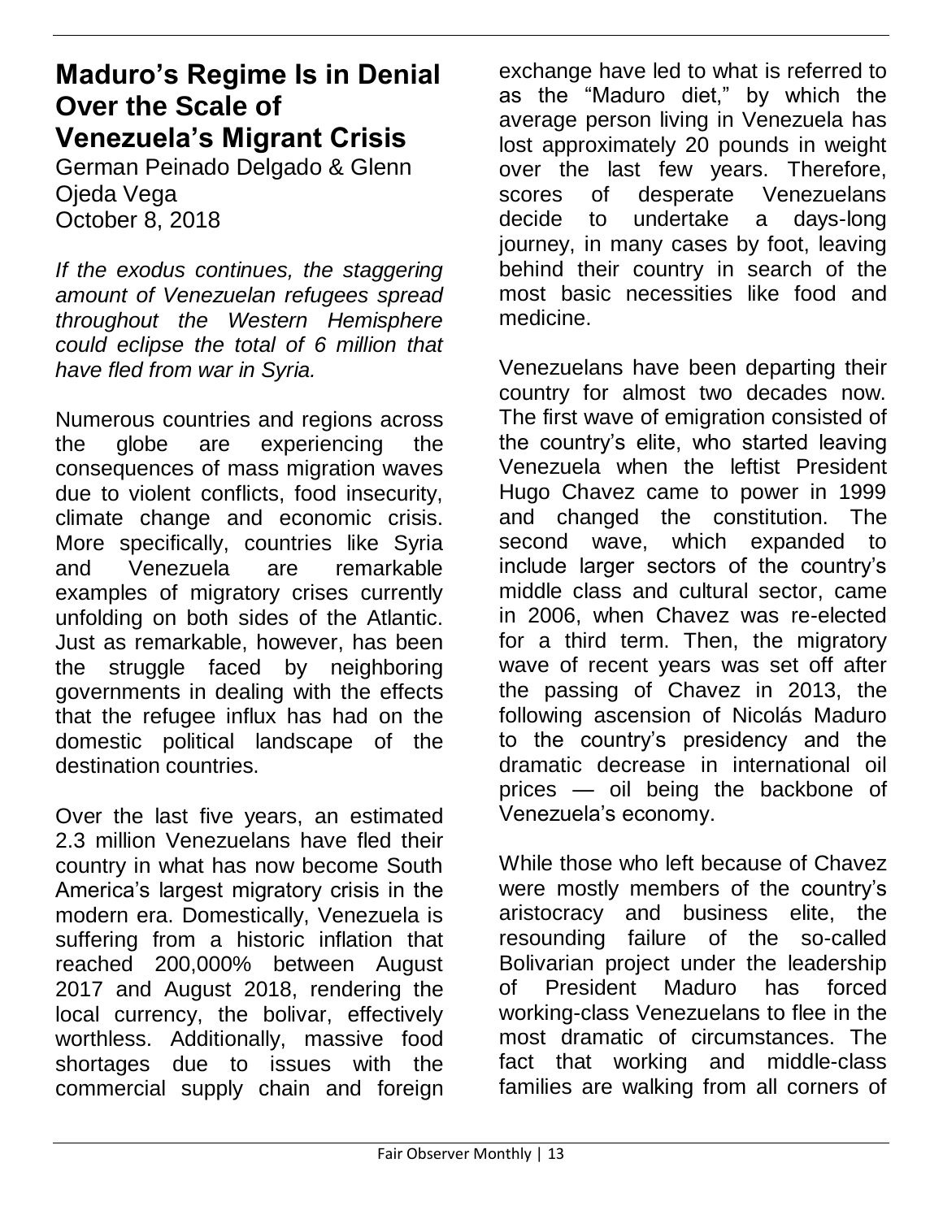# Maduro's Regime Is in Denial Over the Scale of Venezuela's Migrant Crisis

German Peinado Delgado & Glenn Ojeda Vega
October 8, 2018

*If the exodus continues, the staggering amount of Venezuelan refugees spread throughout the Western Hemisphere could eclipse the total of 6 million that have fled from war in Syria.*

Numerous countries and regions across the globe are experiencing the consequences of mass migration waves due to violent conflicts, food insecurity, climate change and economic crisis. More specifically, countries like Syria and Venezuela are remarkable examples of migratory crises currently unfolding on both sides of the Atlantic. Just as remarkable, however, has been the struggle faced by neighboring governments in dealing with the effects that the refugee influx has had on the domestic political landscape of the destination countries.

Over the last five years, an estimated 2.3 million Venezuelans have fled their country in what has now become South America's largest migratory crisis in the modern era. Domestically, Venezuela is suffering from a historic inflation that reached 200,000% between August 2017 and August 2018, rendering the local currency, the bolivar, effectively worthless. Additionally, massive food shortages due to issues with the commercial supply chain and foreign exchange have led to what is referred to as the "Maduro diet," by which the average person living in Venezuela has lost approximately 20 pounds in weight over the last few years. Therefore, scores of desperate Venezuelans decide to undertake a days-long journey, in many cases by foot, leaving behind their country in search of the most basic necessities like food and medicine.

Venezuelans have been departing their country for almost two decades now. The first wave of emigration consisted of the country's elite, who started leaving Venezuela when the leftist President Hugo Chavez came to power in 1999 and changed the constitution. The second wave, which expanded to include larger sectors of the country's middle class and cultural sector, came in 2006, when Chavez was re-elected for a third term. Then, the migratory wave of recent years was set off after the passing of Chavez in 2013, the following ascension of Nicolás Maduro to the country's presidency and the dramatic decrease in international oil prices — oil being the backbone of Venezuela's economy.

While those who left because of Chavez were mostly members of the country's aristocracy and business elite, the resounding failure of the so-called Bolivarian project under the leadership of President Maduro has forced working-class Venezuelans to flee in the most dramatic of circumstances. The fact that working and middle-class families are walking from all corners of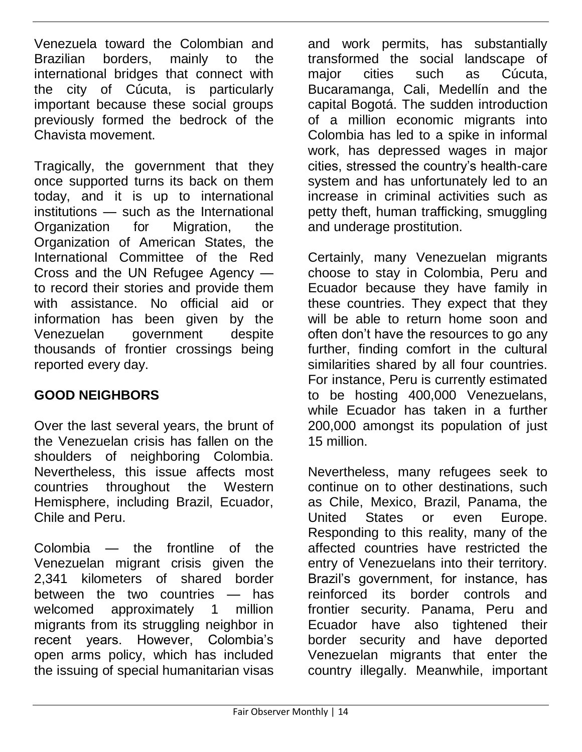Venezuela toward the Colombian and Brazilian borders, mainly to the international bridges that connect with the city of Cúcuta, is particularly important because these social groups previously formed the bedrock of the Chavista movement.

Tragically, the government that they once supported turns its back on them today, and it is up to international institutions — such as the International Organization for Migration, the Organization of American States, the International Committee of the Red Cross and the UN Refugee Agency — to record their stories and provide them with assistance. No official aid or information has been given by the Venezuelan government despite thousands of frontier crossings being reported every day.

## GOOD NEIGHBORS

Over the last several years, the brunt of the Venezuelan crisis has fallen on the shoulders of neighboring Colombia. Nevertheless, this issue affects most countries throughout the Western Hemisphere, including Brazil, Ecuador, Chile and Peru.

Colombia — the frontline of the Venezuelan migrant crisis given the 2,341 kilometers of shared border between the two countries — has welcomed approximately 1 million migrants from its struggling neighbor in recent years. However, Colombia's open arms policy, which has included the issuing of special humanitarian visas and work permits, has substantially transformed the social landscape of major cities such as Cúcuta, Bucaramanga, Cali, Medellín and the capital Bogotá. The sudden introduction of a million economic migrants into Colombia has led to a spike in informal work, has depressed wages in major cities, stressed the country's health-care system and has unfortunately led to an increase in criminal activities such as petty theft, human trafficking, smuggling and underage prostitution.

Certainly, many Venezuelan migrants choose to stay in Colombia, Peru and Ecuador because they have family in these countries. They expect that they will be able to return home soon and often don't have the resources to go any further, finding comfort in the cultural similarities shared by all four countries. For instance, Peru is currently estimated to be hosting 400,000 Venezuelans, while Ecuador has taken in a further 200,000 amongst its population of just 15 million.

Nevertheless, many refugees seek to continue on to other destinations, such as Chile, Mexico, Brazil, Panama, the United States or even Europe. Responding to this reality, many of the affected countries have restricted the entry of Venezuelans into their territory. Brazil's government, for instance, has reinforced its border controls and frontier security. Panama, Peru and Ecuador have also tightened their border security and have deported Venezuelan migrants that enter the country illegally. Meanwhile, important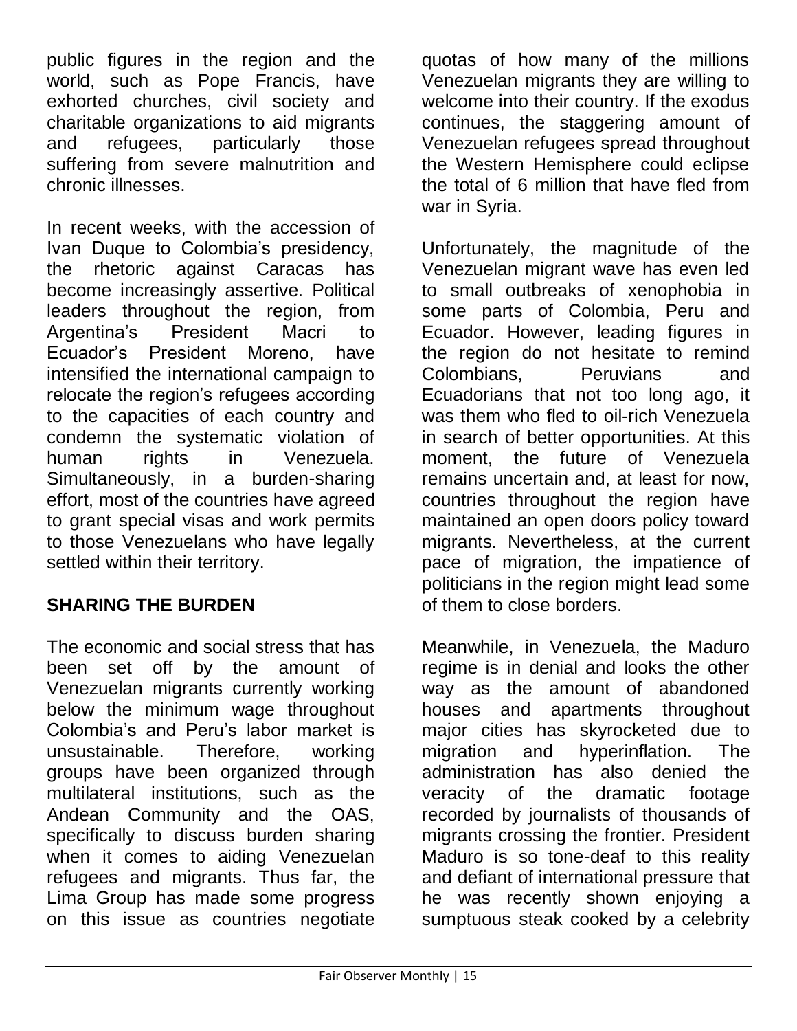public figures in the region and the world, such as Pope Francis, have exhorted churches, civil society and charitable organizations to aid migrants and refugees, particularly those suffering from severe malnutrition and chronic illnesses.

In recent weeks, with the accession of Ivan Duque to Colombia's presidency, the rhetoric against Caracas has become increasingly assertive. Political leaders throughout the region, from Argentina's President Macri to Ecuador's President Moreno, have intensified the international campaign to relocate the region's refugees according to the capacities of each country and condemn the systematic violation of human rights in Venezuela. Simultaneously, in a burden-sharing effort, most of the countries have agreed to grant special visas and work permits to those Venezuelans who have legally settled within their territory.

## SHARING THE BURDEN

The economic and social stress that has been set off by the amount of Venezuelan migrants currently working below the minimum wage throughout Colombia's and Peru's labor market is unsustainable. Therefore, working groups have been organized through multilateral institutions, such as the Andean Community and the OAS, specifically to discuss burden sharing when it comes to aiding Venezuelan refugees and migrants. Thus far, the Lima Group has made some progress on this issue as countries negotiate quotas of how many of the millions Venezuelan migrants they are willing to welcome into their country. If the exodus continues, the staggering amount of Venezuelan refugees spread throughout the Western Hemisphere could eclipse the total of 6 million that have fled from war in Syria.

Unfortunately, the magnitude of the Venezuelan migrant wave has even led to small outbreaks of xenophobia in some parts of Colombia, Peru and Ecuador. However, leading figures in the region do not hesitate to remind Colombians, Peruvians and Ecuadorians that not too long ago, it was them who fled to oil-rich Venezuela in search of better opportunities. At this moment, the future of Venezuela remains uncertain and, at least for now, countries throughout the region have maintained an open doors policy toward migrants. Nevertheless, at the current pace of migration, the impatience of politicians in the region might lead some of them to close borders.

Meanwhile, in Venezuela, the Maduro regime is in denial and looks the other way as the amount of abandoned houses and apartments throughout major cities has skyrocketed due to migration and hyperinflation. The administration has also denied the veracity of the dramatic footage recorded by journalists of thousands of migrants crossing the frontier. President Maduro is so tone-deaf to this reality and defiant of international pressure that he was recently shown enjoying a sumptuous steak cooked by a celebrity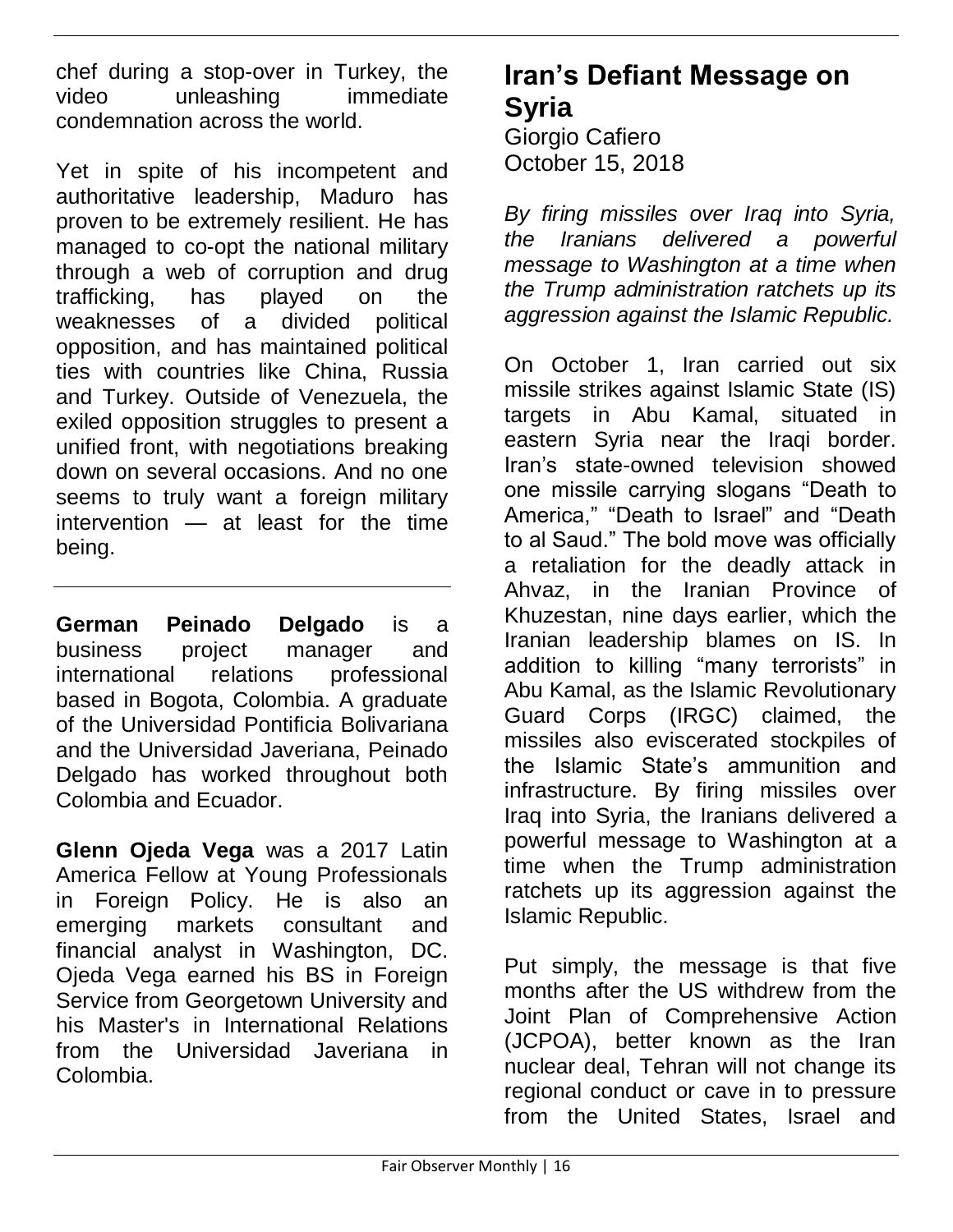chef during a stop-over in Turkey, the video unleashing immediate condemnation across the world.

Yet in spite of his incompetent and authoritative leadership, Maduro has proven to be extremely resilient. He has managed to co-opt the national military through a web of corruption and drug trafficking, has played on the weaknesses of a divided political opposition, and has maintained political ties with countries like China, Russia and Turkey. Outside of Venezuela, the exiled opposition struggles to present a unified front, with negotiations breaking down on several occasions. And no one seems to truly want a foreign military intervention — at least for the time being.

---

**German Peinado Delgado** is a business project manager and international relations professional based in Bogota, Colombia. A graduate of the Universidad Pontificia Bolivariana and the Universidad Javeriana, Peinado Delgado has worked throughout both Colombia and Ecuador.

**Glenn Ojeda Vega** was a 2017 Latin America Fellow at Young Professionals in Foreign Policy. He is also an emerging markets consultant and financial analyst in Washington, DC. Ojeda Vega earned his BS in Foreign Service from Georgetown University and his Master's in International Relations from the Universidad Javeriana in Colombia.

# Iran's Defiant Message on Syria

Giorgio Cafiero
October 15, 2018

*By firing missiles over Iraq into Syria, the Iranians delivered a powerful message to Washington at a time when the Trump administration ratchets up its aggression against the Islamic Republic.*

On October 1, Iran carried out six missile strikes against Islamic State (IS) targets in Abu Kamal, situated in eastern Syria near the Iraqi border. Iran's state-owned television showed one missile carrying slogans "Death to America," "Death to Israel" and "Death to al Saud." The bold move was officially a retaliation for the deadly attack in Ahvaz, in the Iranian Province of Khuzestan, nine days earlier, which the Iranian leadership blames on IS. In addition to killing "many terrorists" in Abu Kamal, as the Islamic Revolutionary Guard Corps (IRGC) claimed, the missiles also eviscerated stockpiles of the Islamic State's ammunition and infrastructure. By firing missiles over Iraq into Syria, the Iranians delivered a powerful message to Washington at a time when the Trump administration ratchets up its aggression against the Islamic Republic.

Put simply, the message is that five months after the US withdrew from the Joint Plan of Comprehensive Action (JCPOA), better known as the Iran nuclear deal, Tehran will not change its regional conduct or cave in to pressure from the United States, Israel and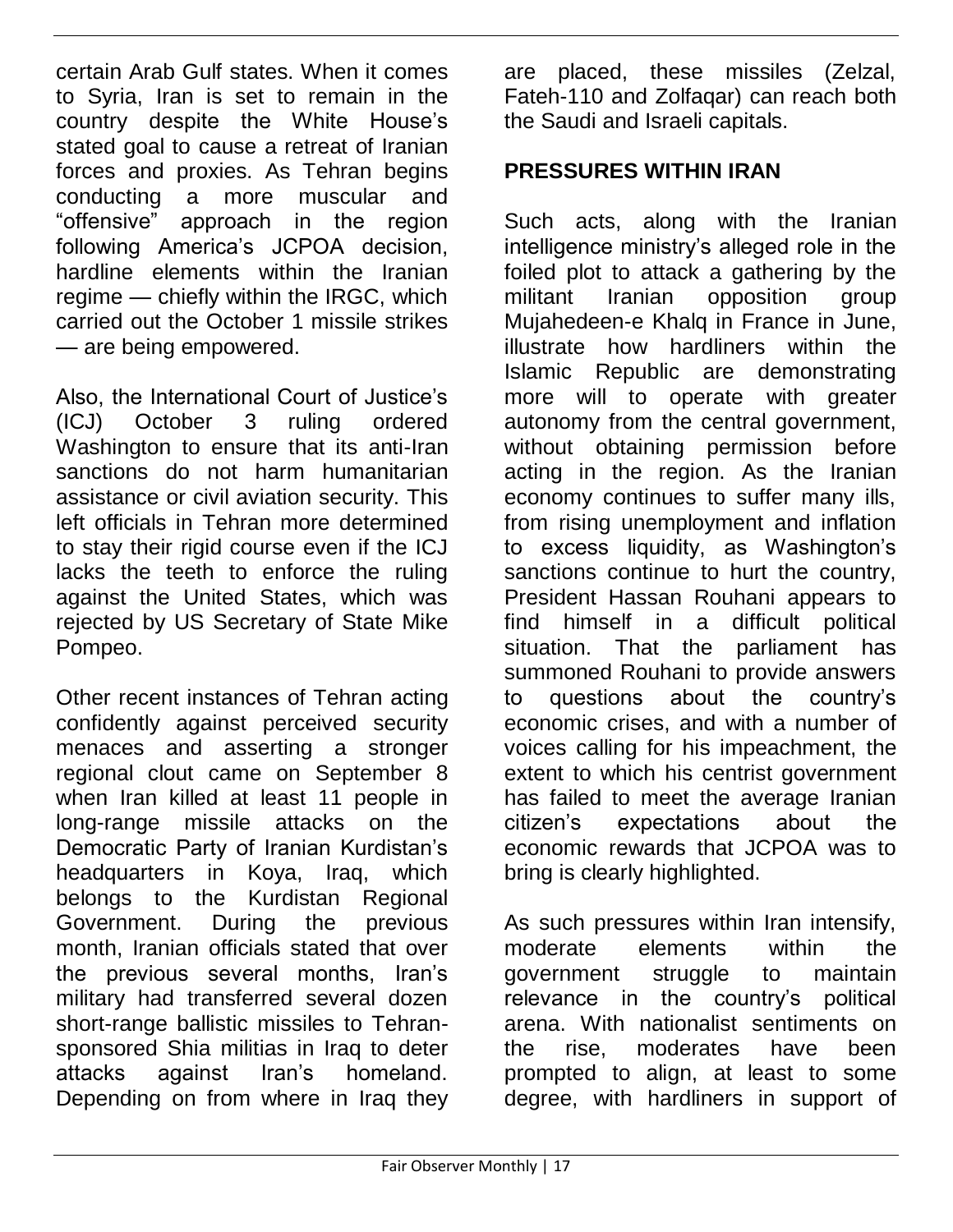certain Arab Gulf states. When it comes to Syria, Iran is set to remain in the country despite the White House's stated goal to cause a retreat of Iranian forces and proxies. As Tehran begins conducting a more muscular and "offensive" approach in the region following America's JCPOA decision, hardline elements within the Iranian regime — chiefly within the IRGC, which carried out the October 1 missile strikes — are being empowered.

Also, the International Court of Justice's (ICJ) October 3 ruling ordered Washington to ensure that its anti-Iran sanctions do not harm humanitarian assistance or civil aviation security. This left officials in Tehran more determined to stay their rigid course even if the ICJ lacks the teeth to enforce the ruling against the United States, which was rejected by US Secretary of State Mike Pompeo.

Other recent instances of Tehran acting confidently against perceived security menaces and asserting a stronger regional clout came on September 8 when Iran killed at least 11 people in long-range missile attacks on the Democratic Party of Iranian Kurdistan's headquarters in Koya, Iraq, which belongs to the Kurdistan Regional Government. During the previous month, Iranian officials stated that over the previous several months, Iran's military had transferred several dozen short-range ballistic missiles to Tehran-sponsored Shia militias in Iraq to deter attacks against Iran's homeland. Depending on from where in Iraq they are placed, these missiles (Zelzal, Fateh-110 and Zolfaqar) can reach both the Saudi and Israeli capitals.

## PRESSURES WITHIN IRAN

Such acts, along with the Iranian intelligence ministry's alleged role in the foiled plot to attack a gathering by the militant Iranian opposition group Mujahedeen-e Khalq in France in June, illustrate how hardliners within the Islamic Republic are demonstrating more will to operate with greater autonomy from the central government, without obtaining permission before acting in the region. As the Iranian economy continues to suffer many ills, from rising unemployment and inflation to excess liquidity, as Washington's sanctions continue to hurt the country, President Hassan Rouhani appears to find himself in a difficult political situation. That the parliament has summoned Rouhani to provide answers to questions about the country's economic crises, and with a number of voices calling for his impeachment, the extent to which his centrist government has failed to meet the average Iranian citizen's expectations about the economic rewards that JCPOA was to bring is clearly highlighted.

As such pressures within Iran intensify, moderate elements within the government struggle to maintain relevance in the country's political arena. With nationalist sentiments on the rise, moderates have been prompted to align, at least to some degree, with hardliners in support of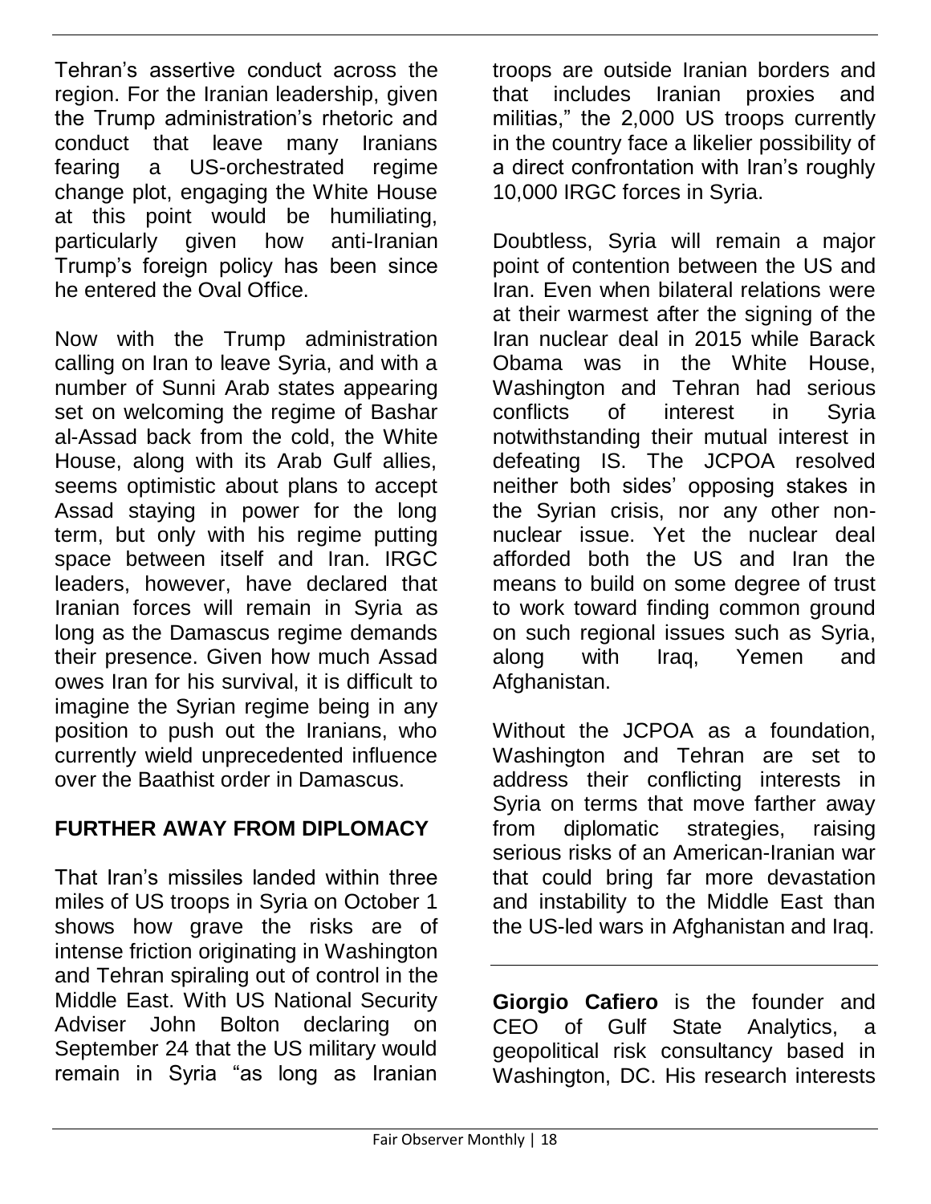Tehran's assertive conduct across the region. For the Iranian leadership, given the Trump administration's rhetoric and conduct that leave many Iranians fearing a US-orchestrated regime change plot, engaging the White House at this point would be humiliating, particularly given how anti-Iranian Trump's foreign policy has been since he entered the Oval Office.

Now with the Trump administration calling on Iran to leave Syria, and with a number of Sunni Arab states appearing set on welcoming the regime of Bashar al-Assad back from the cold, the White House, along with its Arab Gulf allies, seems optimistic about plans to accept Assad staying in power for the long term, but only with his regime putting space between itself and Iran. IRGC leaders, however, have declared that Iranian forces will remain in Syria as long as the Damascus regime demands their presence. Given how much Assad owes Iran for his survival, it is difficult to imagine the Syrian regime being in any position to push out the Iranians, who currently wield unprecedented influence over the Baathist order in Damascus.

## FURTHER AWAY FROM DIPLOMACY

That Iran's missiles landed within three miles of US troops in Syria on October 1 shows how grave the risks are of intense friction originating in Washington and Tehran spiraling out of control in the Middle East. With US National Security Adviser John Bolton declaring on September 24 that the US military would remain in Syria "as long as Iranian troops are outside Iranian borders and that includes Iranian proxies and militias," the 2,000 US troops currently in the country face a likelier possibility of a direct confrontation with Iran's roughly 10,000 IRGC forces in Syria.

Doubtless, Syria will remain a major point of contention between the US and Iran. Even when bilateral relations were at their warmest after the signing of the Iran nuclear deal in 2015 while Barack Obama was in the White House, Washington and Tehran had serious conflicts of interest in Syria notwithstanding their mutual interest in defeating IS. The JCPOA resolved neither both sides' opposing stakes in the Syrian crisis, nor any other non-nuclear issue. Yet the nuclear deal afforded both the US and Iran the means to build on some degree of trust to work toward finding common ground on such regional issues such as Syria, along with Iraq, Yemen and Afghanistan.

Without the JCPOA as a foundation, Washington and Tehran are set to address their conflicting interests in Syria on terms that move farther away from diplomatic strategies, raising serious risks of an American-Iranian war that could bring far more devastation and instability to the Middle East than the US-led wars in Afghanistan and Iraq.

---

**Giorgio Cafiero** is the founder and CEO of Gulf State Analytics, a geopolitical risk consultancy based in Washington, DC. His research interests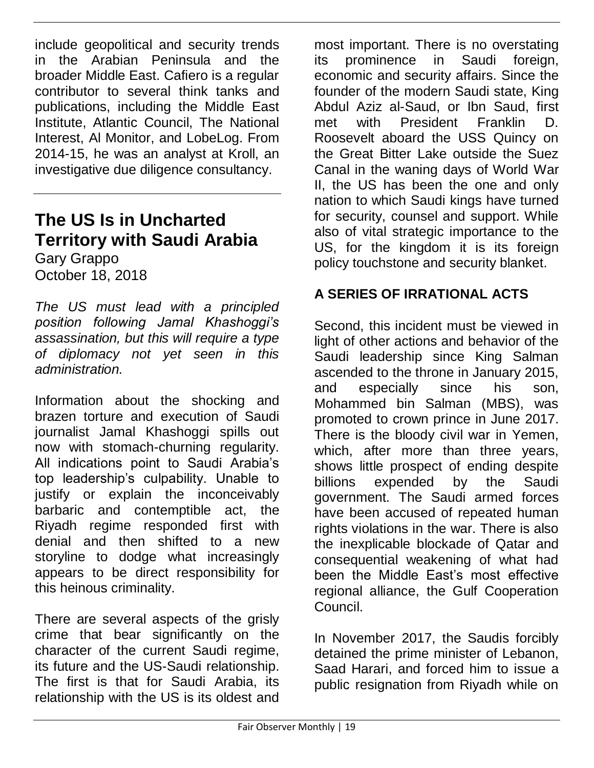include geopolitical and security trends in the Arabian Peninsula and the broader Middle East. Cafiero is a regular contributor to several think tanks and publications, including the Middle East Institute, Atlantic Council, The National Interest, Al Monitor, and LobeLog. From 2014-15, he was an analyst at Kroll, an investigative due diligence consultancy.

---

## The US Is in Uncharted Territory with Saudi Arabia

Gary Grappo
October 18, 2018

*The US must lead with a principled position following Jamal Khashoggi's assassination, but this will require a type of diplomacy not yet seen in this administration.*

Information about the shocking and brazen torture and execution of Saudi journalist Jamal Khashoggi spills out now with stomach-churning regularity. All indications point to Saudi Arabia's top leadership's culpability. Unable to justify or explain the inconceivably barbaric and contemptible act, the Riyadh regime responded first with denial and then shifted to a new storyline to dodge what increasingly appears to be direct responsibility for this heinous criminality.

There are several aspects of the grisly crime that bear significantly on the character of the current Saudi regime, its future and the US-Saudi relationship. The first is that for Saudi Arabia, its relationship with the US is its oldest and most important. There is no overstating its prominence in Saudi foreign, economic and security affairs. Since the founder of the modern Saudi state, King Abdul Aziz al-Saud, or Ibn Saud, first met with President Franklin D. Roosevelt aboard the USS Quincy on the Great Bitter Lake outside the Suez Canal in the waning days of World War II, the US has been the one and only nation to which Saudi kings have turned for security, counsel and support. While also of vital strategic importance to the US, for the kingdom it is its foreign policy touchstone and security blanket.

### A SERIES OF IRRATIONAL ACTS

Second, this incident must be viewed in light of other actions and behavior of the Saudi leadership since King Salman ascended to the throne in January 2015, and especially since his son, Mohammed bin Salman (MBS), was promoted to crown prince in June 2017. There is the bloody civil war in Yemen, which, after more than three years, shows little prospect of ending despite billions expended by the Saudi government. The Saudi armed forces have been accused of repeated human rights violations in the war. There is also the inexplicable blockade of Qatar and consequential weakening of what had been the Middle East's most effective regional alliance, the Gulf Cooperation Council.

In November 2017, the Saudis forcibly detained the prime minister of Lebanon, Saad Harari, and forced him to issue a public resignation from Riyadh while on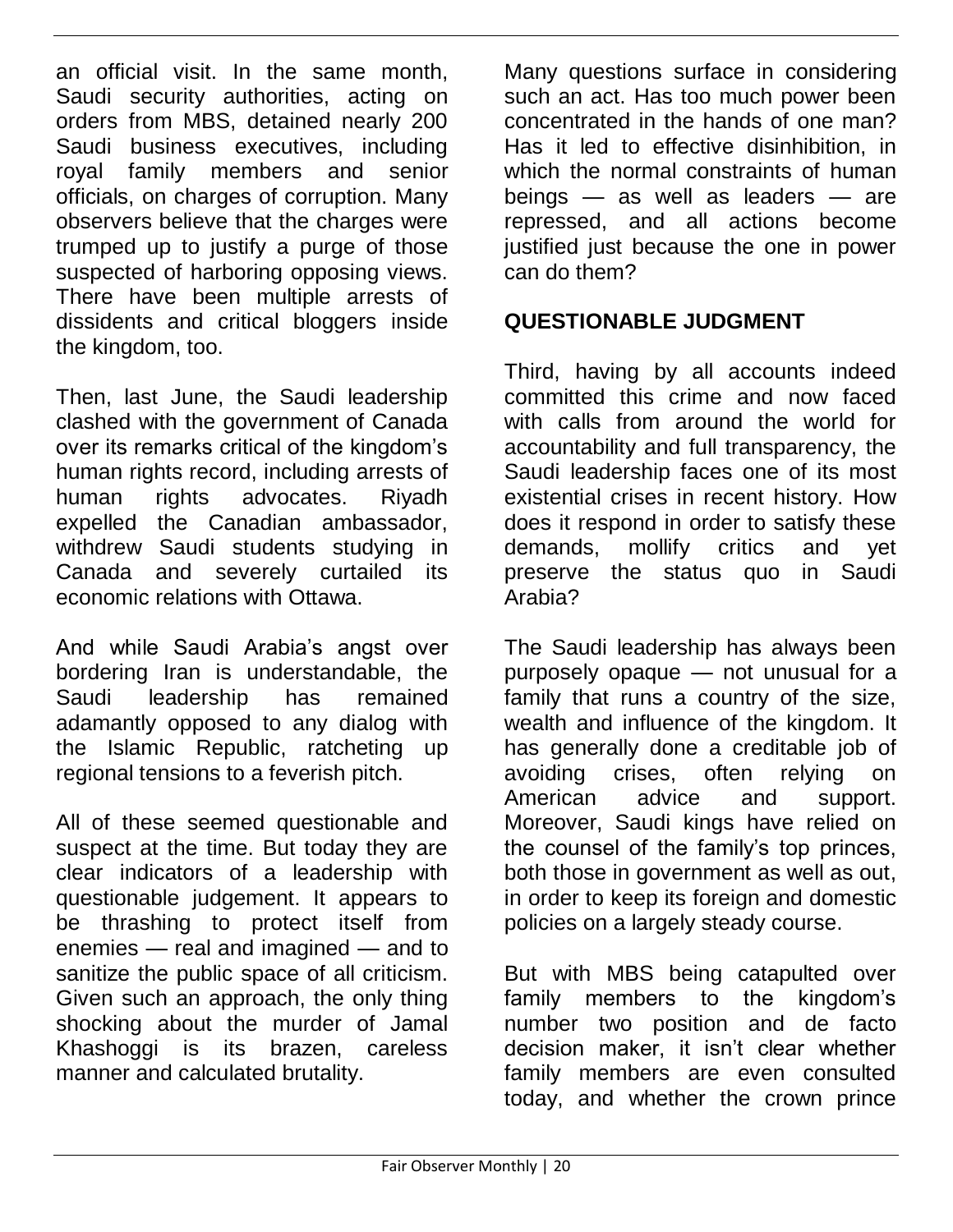an official visit. In the same month, Saudi security authorities, acting on orders from MBS, detained nearly 200 Saudi business executives, including royal family members and senior officials, on charges of corruption. Many observers believe that the charges were trumped up to justify a purge of those suspected of harboring opposing views. There have been multiple arrests of dissidents and critical bloggers inside the kingdom, too.

Then, last June, the Saudi leadership clashed with the government of Canada over its remarks critical of the kingdom's human rights record, including arrests of human rights advocates. Riyadh expelled the Canadian ambassador, withdrew Saudi students studying in Canada and severely curtailed its economic relations with Ottawa.

And while Saudi Arabia's angst over bordering Iran is understandable, the Saudi leadership has remained adamantly opposed to any dialog with the Islamic Republic, ratcheting up regional tensions to a feverish pitch.

All of these seemed questionable and suspect at the time. But today they are clear indicators of a leadership with questionable judgement. It appears to be thrashing to protect itself from enemies — real and imagined — and to sanitize the public space of all criticism. Given such an approach, the only thing shocking about the murder of Jamal Khashoggi is its brazen, careless manner and calculated brutality.

Many questions surface in considering such an act. Has too much power been concentrated in the hands of one man? Has it led to effective disinhibition, in which the normal constraints of human beings — as well as leaders — are repressed, and all actions become justified just because the one in power can do them?

## QUESTIONABLE JUDGMENT

Third, having by all accounts indeed committed this crime and now faced with calls from around the world for accountability and full transparency, the Saudi leadership faces one of its most existential crises in recent history. How does it respond in order to satisfy these demands, mollify critics and yet preserve the status quo in Saudi Arabia?

The Saudi leadership has always been purposely opaque — not unusual for a family that runs a country of the size, wealth and influence of the kingdom. It has generally done a creditable job of avoiding crises, often relying on American advice and support. Moreover, Saudi kings have relied on the counsel of the family's top princes, both those in government as well as out, in order to keep its foreign and domestic policies on a largely steady course.

But with MBS being catapulted over family members to the kingdom's number two position and de facto decision maker, it isn't clear whether family members are even consulted today, and whether the crown prince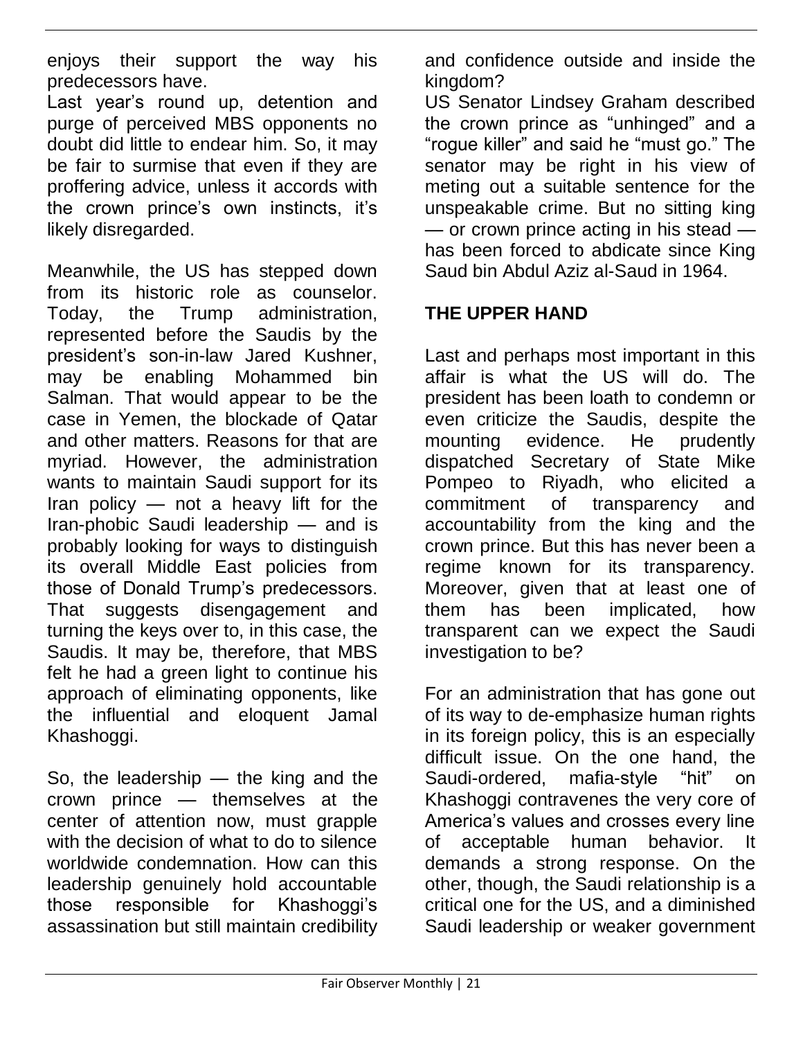enjoys their support the way his predecessors have.

Last year's round up, detention and purge of perceived MBS opponents no doubt did little to endear him. So, it may be fair to surmise that even if they are proffering advice, unless it accords with the crown prince's own instincts, it's likely disregarded.

Meanwhile, the US has stepped down from its historic role as counselor. Today, the Trump administration, represented before the Saudis by the president's son-in-law Jared Kushner, may be enabling Mohammed bin Salman. That would appear to be the case in Yemen, the blockade of Qatar and other matters. Reasons for that are myriad. However, the administration wants to maintain Saudi support for its Iran policy — not a heavy lift for the Iran-phobic Saudi leadership — and is probably looking for ways to distinguish its overall Middle East policies from those of Donald Trump's predecessors. That suggests disengagement and turning the keys over to, in this case, the Saudis. It may be, therefore, that MBS felt he had a green light to continue his approach of eliminating opponents, like the influential and eloquent Jamal Khashoggi.

So, the leadership — the king and the crown prince — themselves at the center of attention now, must grapple with the decision of what to do to silence worldwide condemnation. How can this leadership genuinely hold accountable those responsible for Khashoggi's assassination but still maintain credibility and confidence outside and inside the kingdom?

US Senator Lindsey Graham described the crown prince as "unhinged" and a "rogue killer" and said he "must go." The senator may be right in his view of meting out a suitable sentence for the unspeakable crime. But no sitting king — or crown prince acting in his stead — has been forced to abdicate since King Saud bin Abdul Aziz al-Saud in 1964.

## THE UPPER HAND

Last and perhaps most important in this affair is what the US will do. The president has been loath to condemn or even criticize the Saudis, despite the mounting evidence. He prudently dispatched Secretary of State Mike Pompeo to Riyadh, who elicited a commitment of transparency and accountability from the king and the crown prince. But this has never been a regime known for its transparency. Moreover, given that at least one of them has been implicated, how transparent can we expect the Saudi investigation to be?

For an administration that has gone out of its way to de-emphasize human rights in its foreign policy, this is an especially difficult issue. On the one hand, the Saudi-ordered, mafia-style "hit" on Khashoggi contravenes the very core of America's values and crosses every line of acceptable human behavior. It demands a strong response. On the other, though, the Saudi relationship is a critical one for the US, and a diminished Saudi leadership or weaker government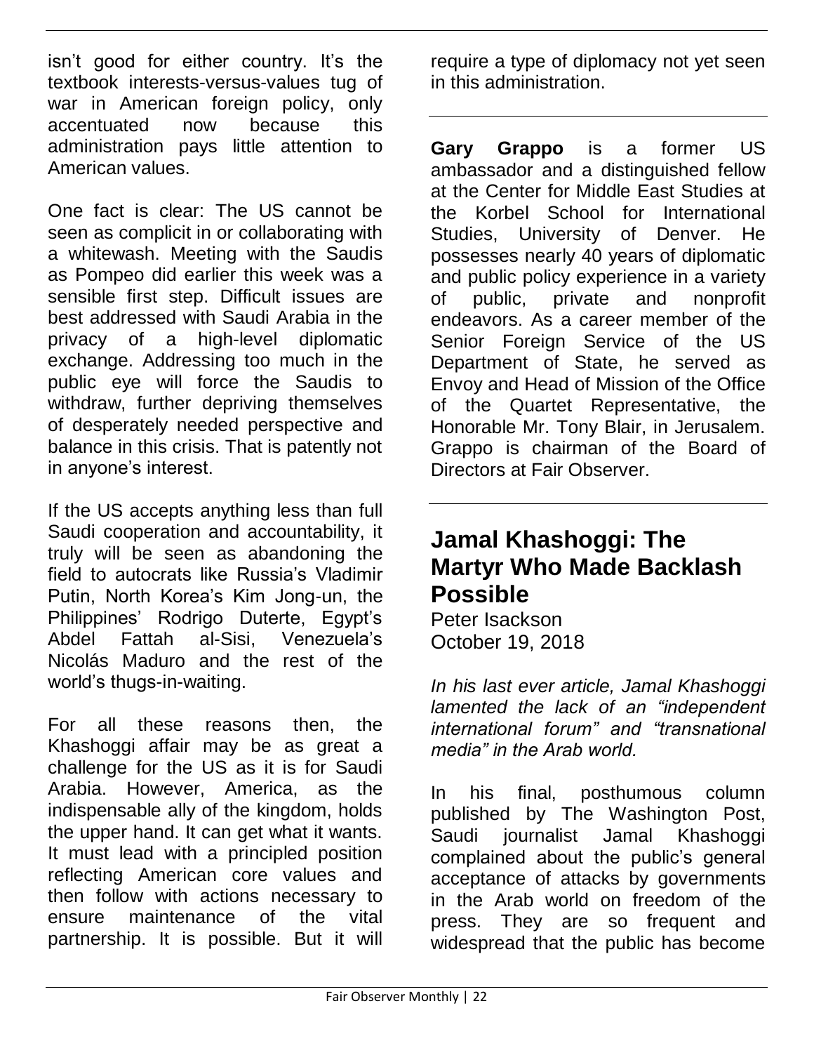isn't good for either country. It's the textbook interests-versus-values tug of war in American foreign policy, only accentuated now because this administration pays little attention to American values.

One fact is clear: The US cannot be seen as complicit in or collaborating with a whitewash. Meeting with the Saudis as Pompeo did earlier this week was a sensible first step. Difficult issues are best addressed with Saudi Arabia in the privacy of a high-level diplomatic exchange. Addressing too much in the public eye will force the Saudis to withdraw, further depriving themselves of desperately needed perspective and balance in this crisis. That is patently not in anyone's interest.

If the US accepts anything less than full Saudi cooperation and accountability, it truly will be seen as abandoning the field to autocrats like Russia's Vladimir Putin, North Korea's Kim Jong-un, the Philippines' Rodrigo Duterte, Egypt's Abdel Fattah al-Sisi, Venezuela's Nicolás Maduro and the rest of the world's thugs-in-waiting.

For all these reasons then, the Khashoggi affair may be as great a challenge for the US as it is for Saudi Arabia. However, America, as the indispensable ally of the kingdom, holds the upper hand. It can get what it wants. It must lead with a principled position reflecting American core values and then follow with actions necessary to ensure maintenance of the vital partnership. It is possible. But it will require a type of diplomacy not yet seen in this administration.

---

**Gary Grappo** is a former US ambassador and a distinguished fellow at the Center for Middle East Studies at the Korbel School for International Studies, University of Denver. He possesses nearly 40 years of diplomatic and public policy experience in a variety of public, private and nonprofit endeavors. As a career member of the Senior Foreign Service of the US Department of State, he served as Envoy and Head of Mission of the Office of the Quartet Representative, the Honorable Mr. Tony Blair, in Jerusalem. Grappo is chairman of the Board of Directors at Fair Observer.

---

## Jamal Khashoggi: The Martyr Who Made Backlash Possible

Peter Isackson
October 19, 2018

*In his last ever article, Jamal Khashoggi lamented the lack of an "independent international forum" and "transnational media" in the Arab world.*

In his final, posthumous column published by The Washington Post, Saudi journalist Jamal Khashoggi complained about the public's general acceptance of attacks by governments in the Arab world on freedom of the press. They are so frequent and widespread that the public has become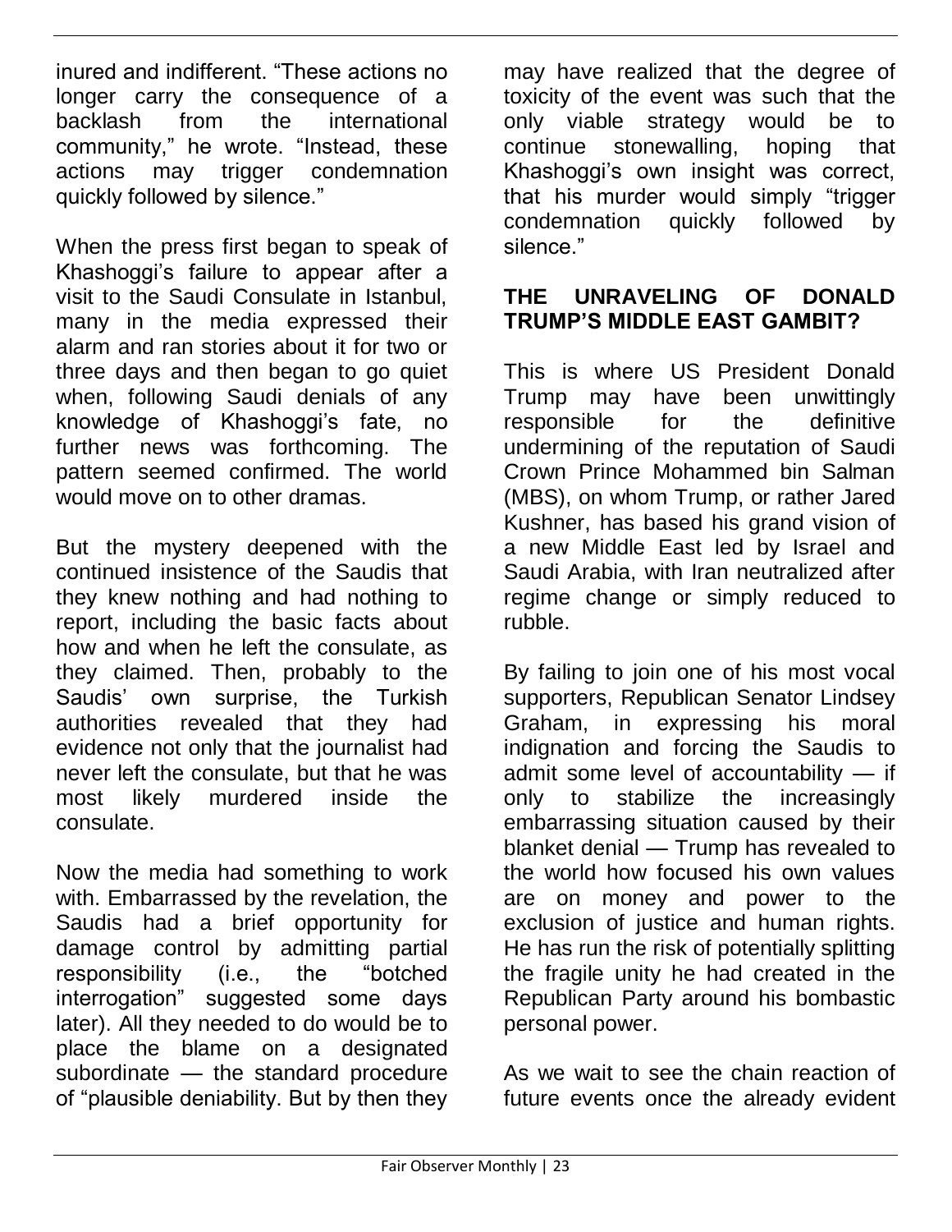inured and indifferent. "These actions no longer carry the consequence of a backlash from the international community," he wrote. "Instead, these actions may trigger condemnation quickly followed by silence."

When the press first began to speak of Khashoggi's failure to appear after a visit to the Saudi Consulate in Istanbul, many in the media expressed their alarm and ran stories about it for two or three days and then began to go quiet when, following Saudi denials of any knowledge of Khashoggi's fate, no further news was forthcoming. The pattern seemed confirmed. The world would move on to other dramas.

But the mystery deepened with the continued insistence of the Saudis that they knew nothing and had nothing to report, including the basic facts about how and when he left the consulate, as they claimed. Then, probably to the Saudis' own surprise, the Turkish authorities revealed that they had evidence not only that the journalist had never left the consulate, but that he was most likely murdered inside the consulate.

Now the media had something to work with. Embarrassed by the revelation, the Saudis had a brief opportunity for damage control by admitting partial responsibility (i.e., the "botched interrogation" suggested some days later). All they needed to do would be to place the blame on a designated subordinate — the standard procedure of "plausible deniability. But by then they may have realized that the degree of toxicity of the event was such that the only viable strategy would be to continue stonewalling, hoping that Khashoggi's own insight was correct, that his murder would simply "trigger condemnation quickly followed by silence."

## THE UNRAVELING OF DONALD TRUMP'S MIDDLE EAST GAMBIT?

This is where US President Donald Trump may have been unwittingly responsible for the definitive undermining of the reputation of Saudi Crown Prince Mohammed bin Salman (MBS), on whom Trump, or rather Jared Kushner, has based his grand vision of a new Middle East led by Israel and Saudi Arabia, with Iran neutralized after regime change or simply reduced to rubble.

By failing to join one of his most vocal supporters, Republican Senator Lindsey Graham, in expressing his moral indignation and forcing the Saudis to admit some level of accountability — if only to stabilize the increasingly embarrassing situation caused by their blanket denial — Trump has revealed to the world how focused his own values are on money and power to the exclusion of justice and human rights. He has run the risk of potentially splitting the fragile unity he had created in the Republican Party around his bombastic personal power.

As we wait to see the chain reaction of future events once the already evident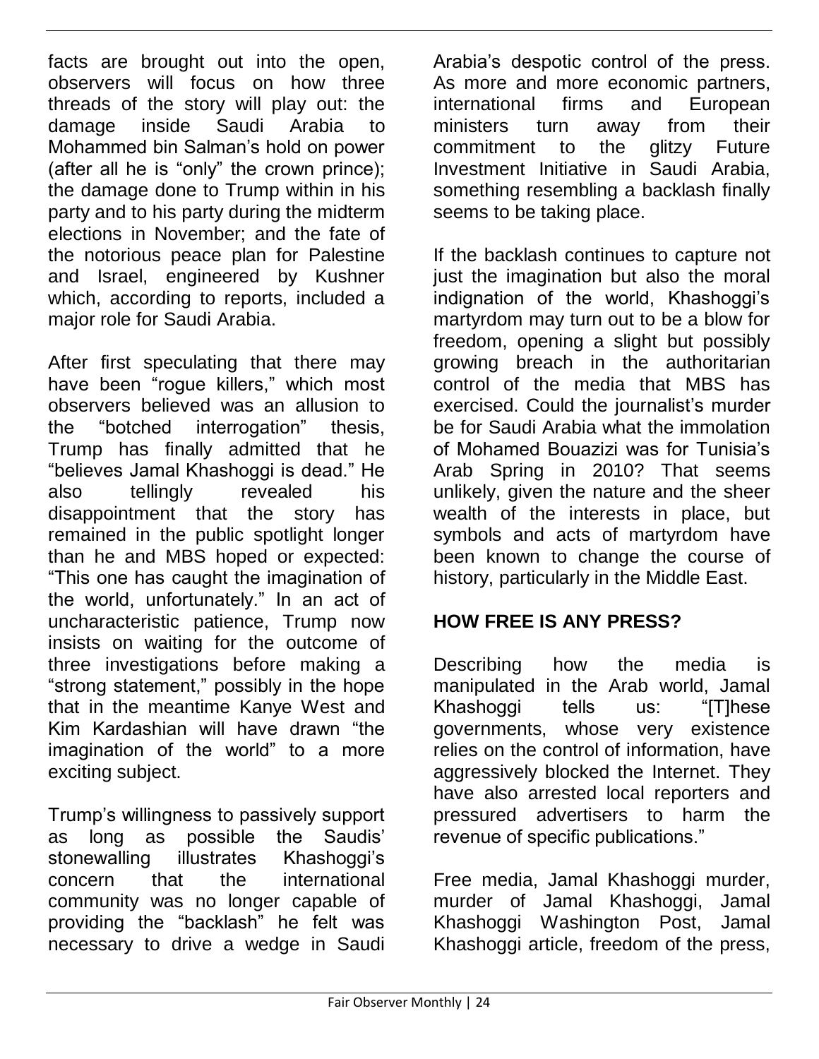facts are brought out into the open, observers will focus on how three threads of the story will play out: the damage inside Saudi Arabia to Mohammed bin Salman's hold on power (after all he is "only" the crown prince); the damage done to Trump within in his party and to his party during the midterm elections in November; and the fate of the notorious peace plan for Palestine and Israel, engineered by Kushner which, according to reports, included a major role for Saudi Arabia.

After first speculating that there may have been "rogue killers," which most observers believed was an allusion to the "botched interrogation" thesis, Trump has finally admitted that he "believes Jamal Khashoggi is dead." He also tellingly revealed his disappointment that the story has remained in the public spotlight longer than he and MBS hoped or expected: "This one has caught the imagination of the world, unfortunately." In an act of uncharacteristic patience, Trump now insists on waiting for the outcome of three investigations before making a "strong statement," possibly in the hope that in the meantime Kanye West and Kim Kardashian will have drawn "the imagination of the world" to a more exciting subject.

Trump's willingness to passively support as long as possible the Saudis' stonewalling illustrates Khashoggi's concern that the international community was no longer capable of providing the "backlash" he felt was necessary to drive a wedge in Saudi Arabia's despotic control of the press. As more and more economic partners, international firms and European ministers turn away from their commitment to the glitzy Future Investment Initiative in Saudi Arabia, something resembling a backlash finally seems to be taking place.

If the backlash continues to capture not just the imagination but also the moral indignation of the world, Khashoggi's martyrdom may turn out to be a blow for freedom, opening a slight but possibly growing breach in the authoritarian control of the media that MBS has exercised. Could the journalist's murder be for Saudi Arabia what the immolation of Mohamed Bouazizi was for Tunisia's Arab Spring in 2010? That seems unlikely, given the nature and the sheer wealth of the interests in place, but symbols and acts of martyrdom have been known to change the course of history, particularly in the Middle East.

## HOW FREE IS ANY PRESS?

Describing how the media is manipulated in the Arab world, Jamal Khashoggi tells us: "[T]hese governments, whose very existence relies on the control of information, have aggressively blocked the Internet. They have also arrested local reporters and pressured advertisers to harm the revenue of specific publications."

Free media, Jamal Khashoggi murder, murder of Jamal Khashoggi, Jamal Khashoggi Washington Post, Jamal Khashoggi article, freedom of the press,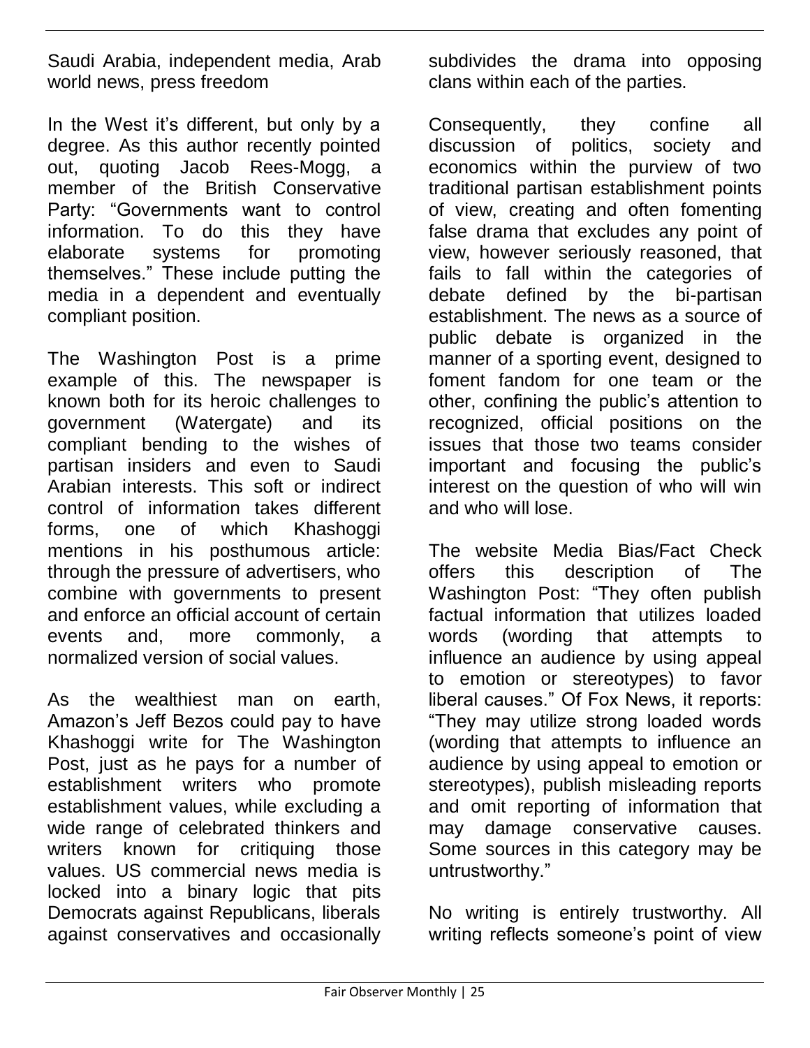Saudi Arabia, independent media, Arab world news, press freedom

In the West it's different, but only by a degree. As this author recently pointed out, quoting Jacob Rees-Mogg, a member of the British Conservative Party: "Governments want to control information. To do this they have elaborate systems for promoting themselves." These include putting the media in a dependent and eventually compliant position.

The Washington Post is a prime example of this. The newspaper is known both for its heroic challenges to government (Watergate) and its compliant bending to the wishes of partisan insiders and even to Saudi Arabian interests. This soft or indirect control of information takes different forms, one of which Khashoggi mentions in his posthumous article: through the pressure of advertisers, who combine with governments to present and enforce an official account of certain events and, more commonly, a normalized version of social values.

As the wealthiest man on earth, Amazon's Jeff Bezos could pay to have Khashoggi write for The Washington Post, just as he pays for a number of establishment writers who promote establishment values, while excluding a wide range of celebrated thinkers and writers known for critiquing those values. US commercial news media is locked into a binary logic that pits Democrats against Republicans, liberals against conservatives and occasionally subdivides the drama into opposing clans within each of the parties.

Consequently, they confine all discussion of politics, society and economics within the purview of two traditional partisan establishment points of view, creating and often fomenting false drama that excludes any point of view, however seriously reasoned, that fails to fall within the categories of debate defined by the bi-partisan establishment. The news as a source of public debate is organized in the manner of a sporting event, designed to foment fandom for one team or the other, confining the public's attention to recognized, official positions on the issues that those two teams consider important and focusing the public's interest on the question of who will win and who will lose.

The website Media Bias/Fact Check offers this description of The Washington Post: "They often publish factual information that utilizes loaded words (wording that attempts to influence an audience by using appeal to emotion or stereotypes) to favor liberal causes." Of Fox News, it reports: "They may utilize strong loaded words (wording that attempts to influence an audience by using appeal to emotion or stereotypes), publish misleading reports and omit reporting of information that may damage conservative causes. Some sources in this category may be untrustworthy."

No writing is entirely trustworthy. All writing reflects someone's point of view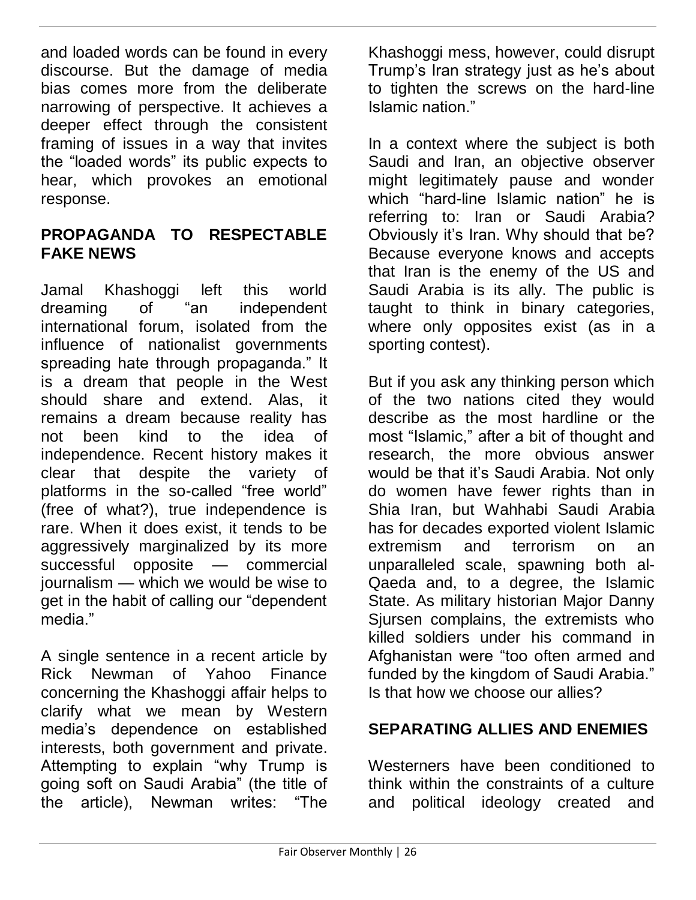and loaded words can be found in every discourse. But the damage of media bias comes more from the deliberate narrowing of perspective. It achieves a deeper effect through the consistent framing of issues in a way that invites the "loaded words" its public expects to hear, which provokes an emotional response.

## PROPAGANDA TO RESPECTABLE FAKE NEWS

Jamal Khashoggi left this world dreaming of "an independent international forum, isolated from the influence of nationalist governments spreading hate through propaganda." It is a dream that people in the West should share and extend. Alas, it remains a dream because reality has not been kind to the idea of independence. Recent history makes it clear that despite the variety of platforms in the so-called "free world" (free of what?), true independence is rare. When it does exist, it tends to be aggressively marginalized by its more successful opposite — commercial journalism — which we would be wise to get in the habit of calling our "dependent media."

A single sentence in a recent article by Rick Newman of Yahoo Finance concerning the Khashoggi affair helps to clarify what we mean by Western media's dependence on established interests, both government and private. Attempting to explain "why Trump is going soft on Saudi Arabia" (the title of the article), Newman writes: "The Khashoggi mess, however, could disrupt Trump's Iran strategy just as he's about to tighten the screws on the hard-line Islamic nation."

In a context where the subject is both Saudi and Iran, an objective observer might legitimately pause and wonder which "hard-line Islamic nation" he is referring to: Iran or Saudi Arabia? Obviously it's Iran. Why should that be? Because everyone knows and accepts that Iran is the enemy of the US and Saudi Arabia is its ally. The public is taught to think in binary categories, where only opposites exist (as in a sporting contest).

But if you ask any thinking person which of the two nations cited they would describe as the most hardline or the most "Islamic," after a bit of thought and research, the more obvious answer would be that it's Saudi Arabia. Not only do women have fewer rights than in Shia Iran, but Wahhabi Saudi Arabia has for decades exported violent Islamic extremism and terrorism on an unparalleled scale, spawning both al-Qaeda and, to a degree, the Islamic State. As military historian Major Danny Sjursen complains, the extremists who killed soldiers under his command in Afghanistan were "too often armed and funded by the kingdom of Saudi Arabia." Is that how we choose our allies?

## SEPARATING ALLIES AND ENEMIES

Westerners have been conditioned to think within the constraints of a culture and political ideology created and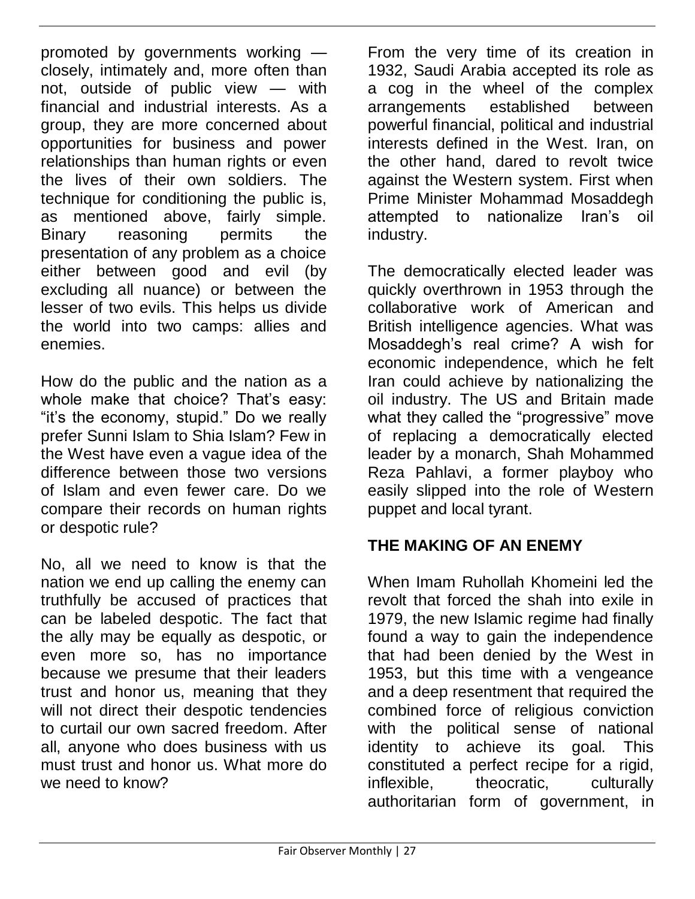promoted by governments working — closely, intimately and, more often than not, outside of public view — with financial and industrial interests. As a group, they are more concerned about opportunities for business and power relationships than human rights or even the lives of their own soldiers. The technique for conditioning the public is, as mentioned above, fairly simple. Binary reasoning permits the presentation of any problem as a choice either between good and evil (by excluding all nuance) or between the lesser of two evils. This helps us divide the world into two camps: allies and enemies.

How do the public and the nation as a whole make that choice? That's easy: "it's the economy, stupid." Do we really prefer Sunni Islam to Shia Islam? Few in the West have even a vague idea of the difference between those two versions of Islam and even fewer care. Do we compare their records on human rights or despotic rule?

No, all we need to know is that the nation we end up calling the enemy can truthfully be accused of practices that can be labeled despotic. The fact that the ally may be equally as despotic, or even more so, has no importance because we presume that their leaders trust and honor us, meaning that they will not direct their despotic tendencies to curtail our own sacred freedom. After all, anyone who does business with us must trust and honor us. What more do we need to know?

From the very time of its creation in 1932, Saudi Arabia accepted its role as a cog in the wheel of the complex arrangements established between powerful financial, political and industrial interests defined in the West. Iran, on the other hand, dared to revolt twice against the Western system. First when Prime Minister Mohammad Mosaddegh attempted to nationalize Iran's oil industry.

The democratically elected leader was quickly overthrown in 1953 through the collaborative work of American and British intelligence agencies. What was Mosaddegh's real crime? A wish for economic independence, which he felt Iran could achieve by nationalizing the oil industry. The US and Britain made what they called the "progressive" move of replacing a democratically elected leader by a monarch, Shah Mohammed Reza Pahlavi, a former playboy who easily slipped into the role of Western puppet and local tyrant.

## THE MAKING OF AN ENEMY

When Imam Ruhollah Khomeini led the revolt that forced the shah into exile in 1979, the new Islamic regime had finally found a way to gain the independence that had been denied by the West in 1953, but this time with a vengeance and a deep resentment that required the combined force of religious conviction with the political sense of national identity to achieve its goal. This constituted a perfect recipe for a rigid, inflexible, theocratic, culturally authoritarian form of government, in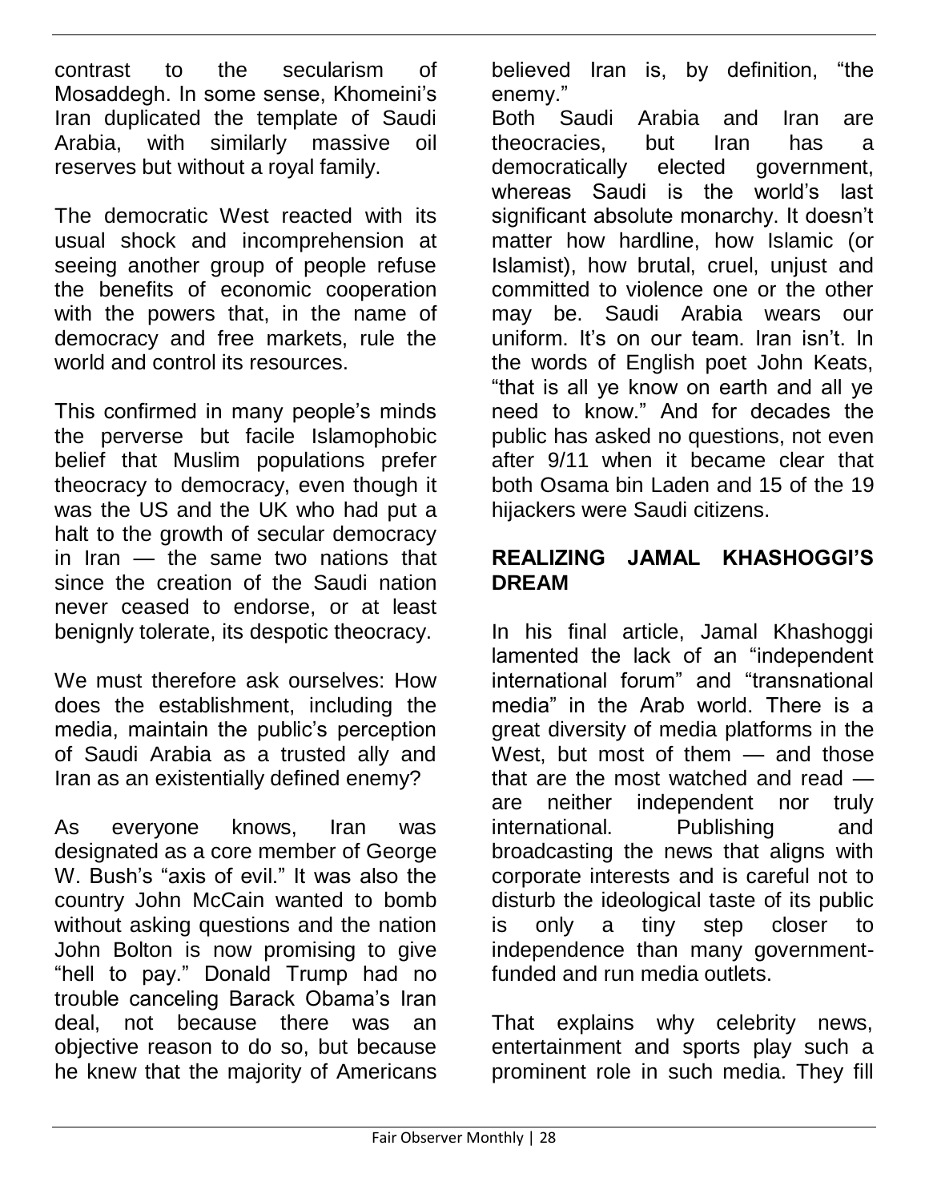contrast to the secularism of Mosaddegh. In some sense, Khomeini's Iran duplicated the template of Saudi Arabia, with similarly massive oil reserves but without a royal family.

The democratic West reacted with its usual shock and incomprehension at seeing another group of people refuse the benefits of economic cooperation with the powers that, in the name of democracy and free markets, rule the world and control its resources.

This confirmed in many people's minds the perverse but facile Islamophobic belief that Muslim populations prefer theocracy to democracy, even though it was the US and the UK who had put a halt to the growth of secular democracy in Iran — the same two nations that since the creation of the Saudi nation never ceased to endorse, or at least benignly tolerate, its despotic theocracy.

We must therefore ask ourselves: How does the establishment, including the media, maintain the public's perception of Saudi Arabia as a trusted ally and Iran as an existentially defined enemy?

As everyone knows, Iran was designated as a core member of George W. Bush's "axis of evil." It was also the country John McCain wanted to bomb without asking questions and the nation John Bolton is now promising to give "hell to pay." Donald Trump had no trouble canceling Barack Obama's Iran deal, not because there was an objective reason to do so, but because he knew that the majority of Americans believed Iran is, by definition, "the enemy."

Both Saudi Arabia and Iran are theocracies, but Iran has a democratically elected government, whereas Saudi is the world's last significant absolute monarchy. It doesn't matter how hardline, how Islamic (or Islamist), how brutal, cruel, unjust and committed to violence one or the other may be. Saudi Arabia wears our uniform. It's on our team. Iran isn't. In the words of English poet John Keats, "that is all ye know on earth and all ye need to know." And for decades the public has asked no questions, not even after 9/11 when it became clear that both Osama bin Laden and 15 of the 19 hijackers were Saudi citizens.

## REALIZING JAMAL KHASHOGGI'S DREAM

In his final article, Jamal Khashoggi lamented the lack of an "independent international forum" and "transnational media" in the Arab world. There is a great diversity of media platforms in the West, but most of them — and those that are the most watched and read — are neither independent nor truly international. Publishing and broadcasting the news that aligns with corporate interests and is careful not to disturb the ideological taste of its public is only a tiny step closer to independence than many government-funded and run media outlets.

That explains why celebrity news, entertainment and sports play such a prominent role in such media. They fill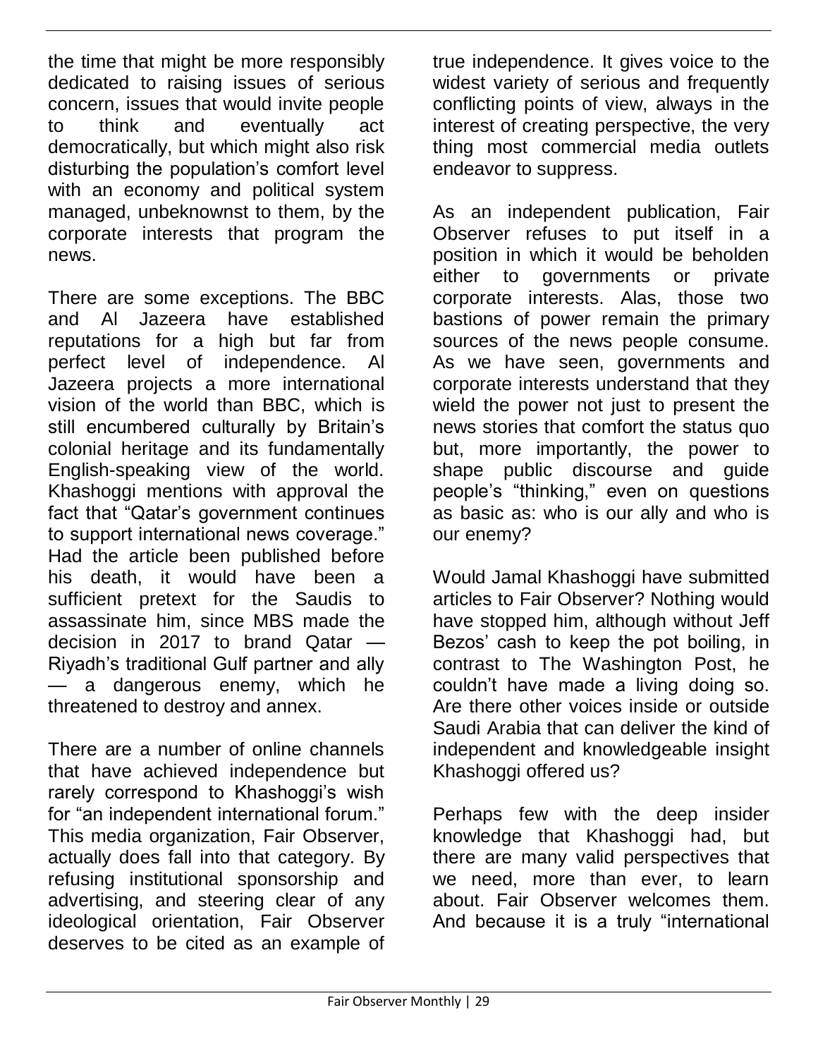the time that might be more responsibly dedicated to raising issues of serious concern, issues that would invite people to think and eventually act democratically, but which might also risk disturbing the population's comfort level with an economy and political system managed, unbeknownst to them, by the corporate interests that program the news.

There are some exceptions. The BBC and Al Jazeera have established reputations for a high but far from perfect level of independence. Al Jazeera projects a more international vision of the world than BBC, which is still encumbered culturally by Britain's colonial heritage and its fundamentally English-speaking view of the world. Khashoggi mentions with approval the fact that "Qatar's government continues to support international news coverage." Had the article been published before his death, it would have been a sufficient pretext for the Saudis to assassinate him, since MBS made the decision in 2017 to brand Qatar — Riyadh's traditional Gulf partner and ally — a dangerous enemy, which he threatened to destroy and annex.

There are a number of online channels that have achieved independence but rarely correspond to Khashoggi's wish for "an independent international forum." This media organization, Fair Observer, actually does fall into that category. By refusing institutional sponsorship and advertising, and steering clear of any ideological orientation, Fair Observer deserves to be cited as an example of true independence. It gives voice to the widest variety of serious and frequently conflicting points of view, always in the interest of creating perspective, the very thing most commercial media outlets endeavor to suppress.

As an independent publication, Fair Observer refuses to put itself in a position in which it would be beholden either to governments or private corporate interests. Alas, those two bastions of power remain the primary sources of the news people consume. As we have seen, governments and corporate interests understand that they wield the power not just to present the news stories that comfort the status quo but, more importantly, the power to shape public discourse and guide people's "thinking," even on questions as basic as: who is our ally and who is our enemy?

Would Jamal Khashoggi have submitted articles to Fair Observer? Nothing would have stopped him, although without Jeff Bezos' cash to keep the pot boiling, in contrast to The Washington Post, he couldn't have made a living doing so. Are there other voices inside or outside Saudi Arabia that can deliver the kind of independent and knowledgeable insight Khashoggi offered us?

Perhaps few with the deep insider knowledge that Khashoggi had, but there are many valid perspectives that we need, more than ever, to learn about. Fair Observer welcomes them. And because it is a truly "international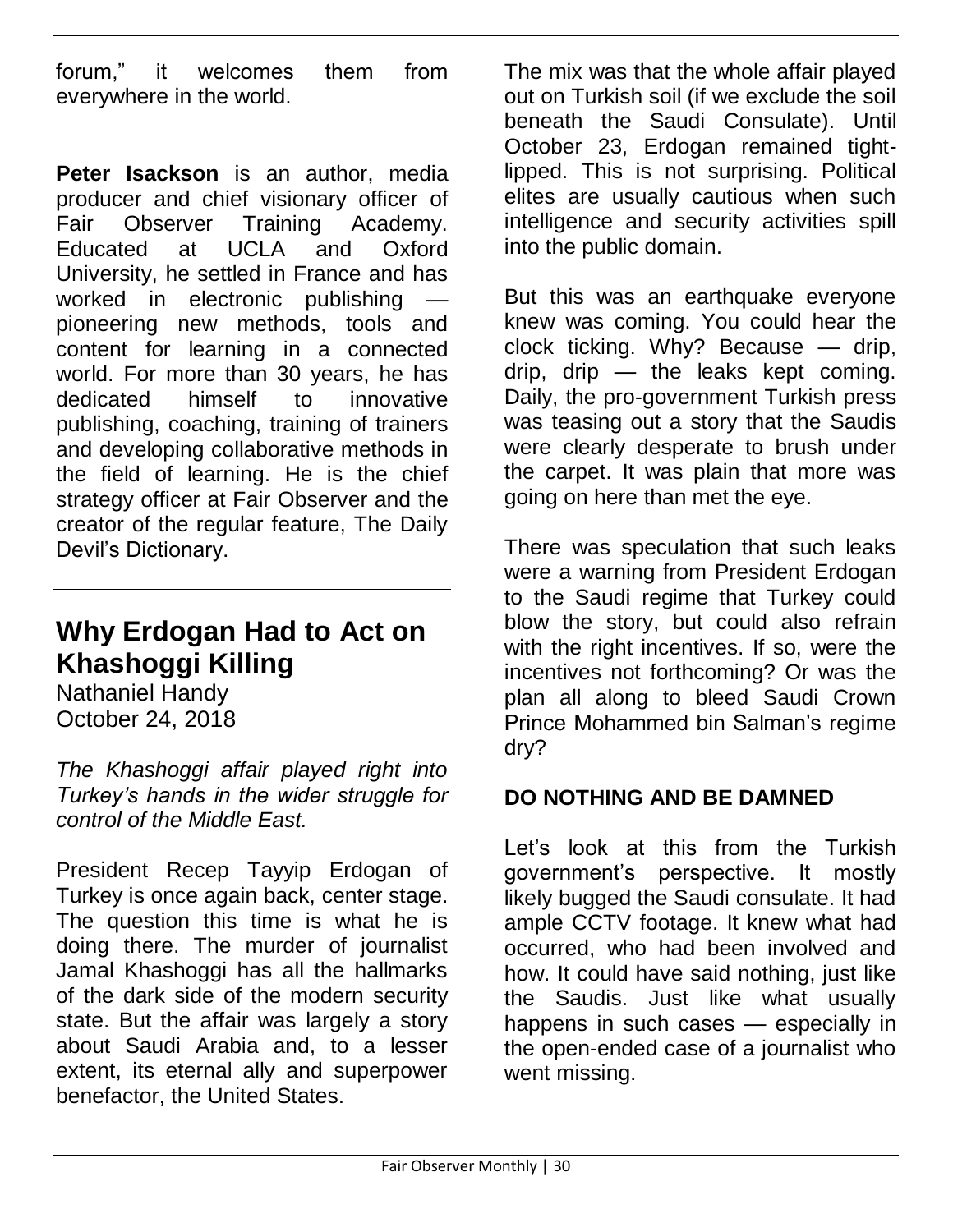forum," it welcomes them from everywhere in the world.

---

**Peter Isackson** is an author, media producer and chief visionary officer of Fair Observer Training Academy. Educated at UCLA and Oxford University, he settled in France and has worked in electronic publishing — pioneering new methods, tools and content for learning in a connected world. For more than 30 years, he has dedicated himself to innovative publishing, coaching, training of trainers and developing collaborative methods in the field of learning. He is the chief strategy officer at Fair Observer and the creator of the regular feature, The Daily Devil's Dictionary.

---

## Why Erdogan Had to Act on Khashoggi Killing

Nathaniel Handy
October 24, 2018

*The Khashoggi affair played right into Turkey's hands in the wider struggle for control of the Middle East.*

President Recep Tayyip Erdogan of Turkey is once again back, center stage. The question this time is what he is doing there. The murder of journalist Jamal Khashoggi has all the hallmarks of the dark side of the modern security state. But the affair was largely a story about Saudi Arabia and, to a lesser extent, its eternal ally and superpower benefactor, the United States.

The mix was that the whole affair played out on Turkish soil (if we exclude the soil beneath the Saudi Consulate). Until October 23, Erdogan remained tight-lipped. This is not surprising. Political elites are usually cautious when such intelligence and security activities spill into the public domain.

But this was an earthquake everyone knew was coming. You could hear the clock ticking. Why? Because — drip, drip, drip — the leaks kept coming. Daily, the pro-government Turkish press was teasing out a story that the Saudis were clearly desperate to brush under the carpet. It was plain that more was going on here than met the eye.

There was speculation that such leaks were a warning from President Erdogan to the Saudi regime that Turkey could blow the story, but could also refrain with the right incentives. If so, were the incentives not forthcoming? Or was the plan all along to bleed Saudi Crown Prince Mohammed bin Salman's regime dry?

### DO NOTHING AND BE DAMNED

Let's look at this from the Turkish government's perspective. It mostly likely bugged the Saudi consulate. It had ample CCTV footage. It knew what had occurred, who had been involved and how. It could have said nothing, just like the Saudis. Just like what usually happens in such cases — especially in the open-ended case of a journalist who went missing.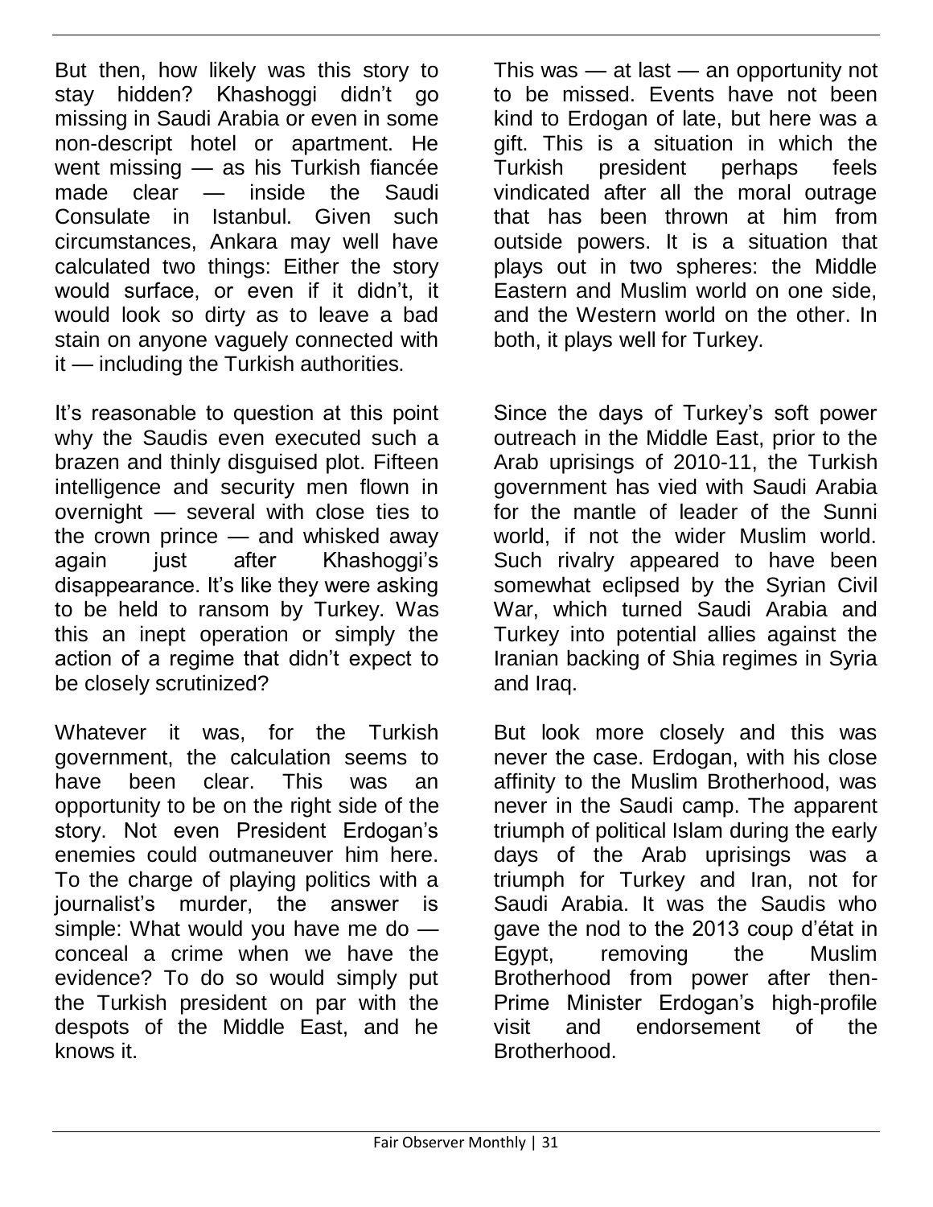But then, how likely was this story to stay hidden? Khashoggi didn't go missing in Saudi Arabia or even in some non-descript hotel or apartment. He went missing — as his Turkish fiancée made clear — inside the Saudi Consulate in Istanbul. Given such circumstances, Ankara may well have calculated two things: Either the story would surface, or even if it didn't, it would look so dirty as to leave a bad stain on anyone vaguely connected with it — including the Turkish authorities.

It's reasonable to question at this point why the Saudis even executed such a brazen and thinly disguised plot. Fifteen intelligence and security men flown in overnight — several with close ties to the crown prince — and whisked away again just after Khashoggi's disappearance. It's like they were asking to be held to ransom by Turkey. Was this an inept operation or simply the action of a regime that didn't expect to be closely scrutinized?

Whatever it was, for the Turkish government, the calculation seems to have been clear. This was an opportunity to be on the right side of the story. Not even President Erdogan's enemies could outmaneuver him here. To the charge of playing politics with a journalist's murder, the answer is simple: What would you have me do — conceal a crime when we have the evidence? To do so would simply put the Turkish president on par with the despots of the Middle East, and he knows it.

This was — at last — an opportunity not to be missed. Events have not been kind to Erdogan of late, but here was a gift. This is a situation in which the Turkish president perhaps feels vindicated after all the moral outrage that has been thrown at him from outside powers. It is a situation that plays out in two spheres: the Middle Eastern and Muslim world on one side, and the Western world on the other. In both, it plays well for Turkey.

Since the days of Turkey's soft power outreach in the Middle East, prior to the Arab uprisings of 2010-11, the Turkish government has vied with Saudi Arabia for the mantle of leader of the Sunni world, if not the wider Muslim world. Such rivalry appeared to have been somewhat eclipsed by the Syrian Civil War, which turned Saudi Arabia and Turkey into potential allies against the Iranian backing of Shia regimes in Syria and Iraq.

But look more closely and this was never the case. Erdogan, with his close affinity to the Muslim Brotherhood, was never in the Saudi camp. The apparent triumph of political Islam during the early days of the Arab uprisings was a triumph for Turkey and Iran, not for Saudi Arabia. It was the Saudis who gave the nod to the 2013 coup d'état in Egypt, removing the Muslim Brotherhood from power after then-Prime Minister Erdogan's high-profile visit and endorsement of the Brotherhood.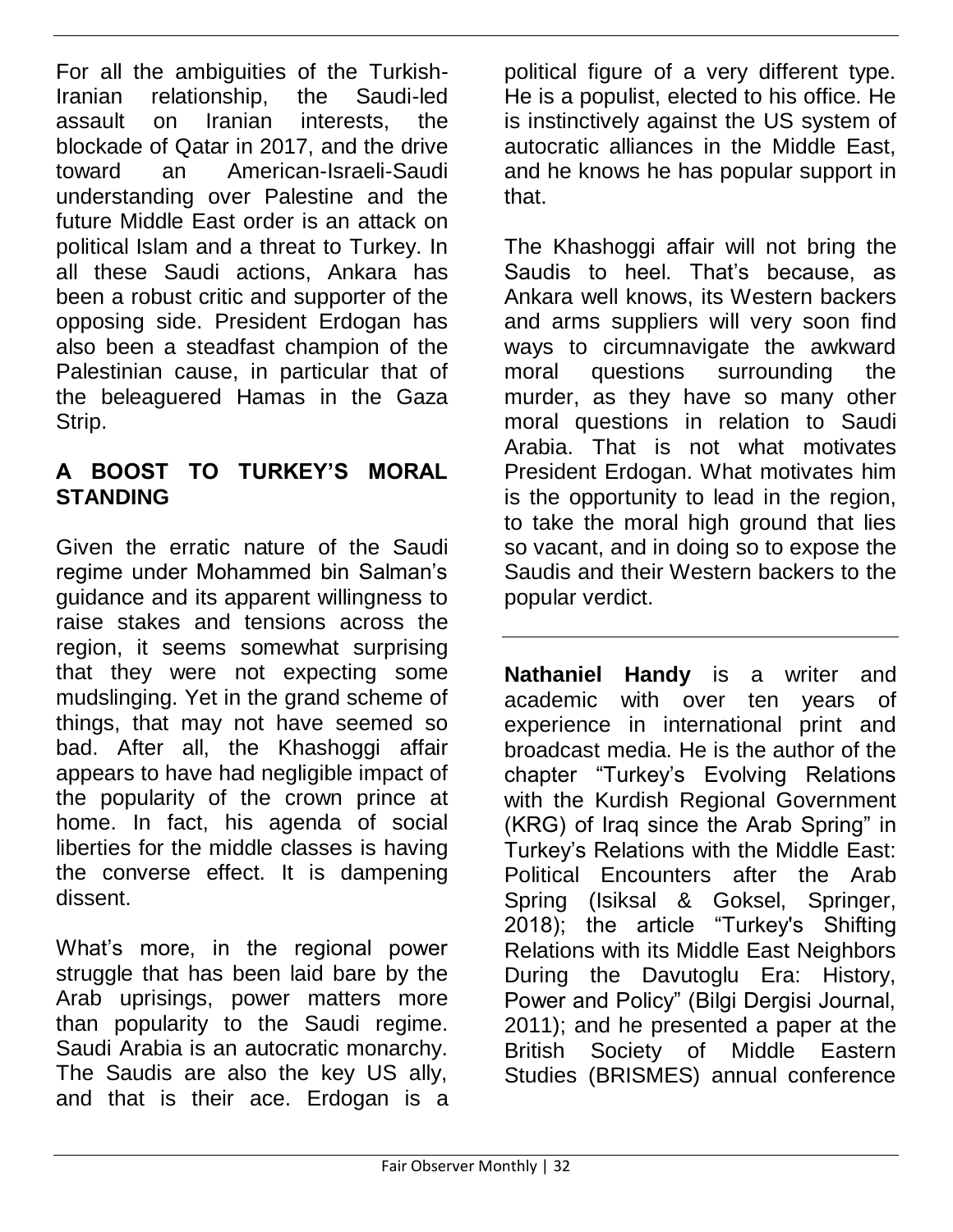For all the ambiguities of the Turkish-Iranian relationship, the Saudi-led assault on Iranian interests, the blockade of Qatar in 2017, and the drive toward an American-Israeli-Saudi understanding over Palestine and the future Middle East order is an attack on political Islam and a threat to Turkey. In all these Saudi actions, Ankara has been a robust critic and supporter of the opposing side. President Erdogan has also been a steadfast champion of the Palestinian cause, in particular that of the beleaguered Hamas in the Gaza Strip.

## A BOOST TO TURKEY'S MORAL STANDING

Given the erratic nature of the Saudi regime under Mohammed bin Salman's guidance and its apparent willingness to raise stakes and tensions across the region, it seems somewhat surprising that they were not expecting some mudslinging. Yet in the grand scheme of things, that may not have seemed so bad. After all, the Khashoggi affair appears to have had negligible impact of the popularity of the crown prince at home. In fact, his agenda of social liberties for the middle classes is having the converse effect. It is dampening dissent.

What's more, in the regional power struggle that has been laid bare by the Arab uprisings, power matters more than popularity to the Saudi regime. Saudi Arabia is an autocratic monarchy. The Saudis are also the key US ally, and that is their ace. Erdogan is a political figure of a very different type. He is a populist, elected to his office. He is instinctively against the US system of autocratic alliances in the Middle East, and he knows he has popular support in that.

The Khashoggi affair will not bring the Saudis to heel. That's because, as Ankara well knows, its Western backers and arms suppliers will very soon find ways to circumnavigate the awkward moral questions surrounding the murder, as they have so many other moral questions in relation to Saudi Arabia. That is not what motivates President Erdogan. What motivates him is the opportunity to lead in the region, to take the moral high ground that lies so vacant, and in doing so to expose the Saudis and their Western backers to the popular verdict.

---

**Nathaniel Handy** is a writer and academic with over ten years of experience in international print and broadcast media. He is the author of the chapter "Turkey's Evolving Relations with the Kurdish Regional Government (KRG) of Iraq since the Arab Spring" in Turkey's Relations with the Middle East: Political Encounters after the Arab Spring (Isiksal & Goksel, Springer, 2018); the article "Turkey's Shifting Relations with its Middle East Neighbors During the Davutoglu Era: History, Power and Policy" (Bilgi Dergisi Journal, 2011); and he presented a paper at the British Society of Middle Eastern Studies (BRISMES) annual conference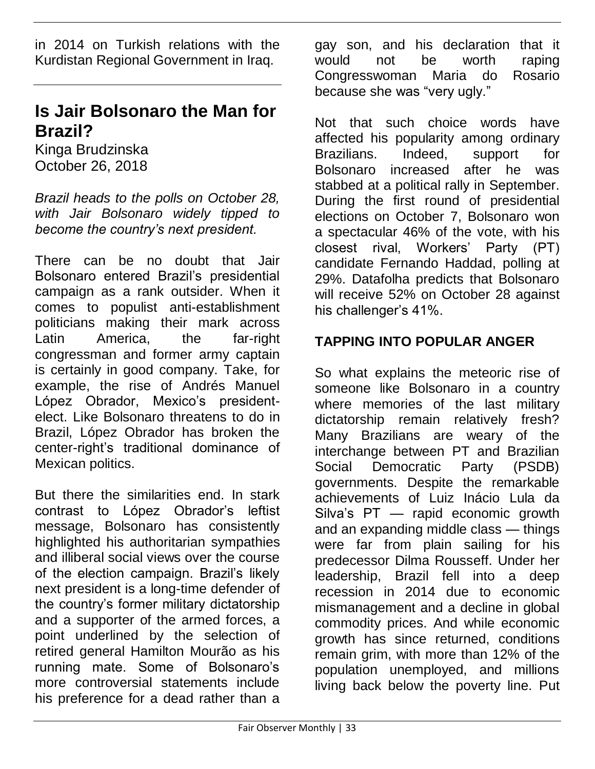in 2014 on Turkish relations with the Kurdistan Regional Government in Iraq.

## Is Jair Bolsonaro the Man for Brazil?

Kinga Brudzinska
October 26, 2018

*Brazil heads to the polls on October 28, with Jair Bolsonaro widely tipped to become the country's next president.*

There can be no doubt that Jair Bolsonaro entered Brazil's presidential campaign as a rank outsider. When it comes to populist anti-establishment politicians making their mark across Latin America, the far-right congressman and former army captain is certainly in good company. Take, for example, the rise of Andrés Manuel López Obrador, Mexico's president-elect. Like Bolsonaro threatens to do in Brazil, López Obrador has broken the center-right's traditional dominance of Mexican politics.

But there the similarities end. In stark contrast to López Obrador's leftist message, Bolsonaro has consistently highlighted his authoritarian sympathies and illiberal social views over the course of the election campaign. Brazil's likely next president is a long-time defender of the country's former military dictatorship and a supporter of the armed forces, a point underlined by the selection of retired general Hamilton Mourão as his running mate. Some of Bolsonaro's more controversial statements include his preference for a dead rather than a gay son, and his declaration that it would not be worth raping Congresswoman Maria do Rosario because she was "very ugly."

Not that such choice words have affected his popularity among ordinary Brazilians. Indeed, support for Bolsonaro increased after he was stabbed at a political rally in September. During the first round of presidential elections on October 7, Bolsonaro won a spectacular 46% of the vote, with his closest rival, Workers' Party (PT) candidate Fernando Haddad, polling at 29%. Datafolha predicts that Bolsonaro will receive 52% on October 28 against his challenger's 41%.

### TAPPING INTO POPULAR ANGER

So what explains the meteoric rise of someone like Bolsonaro in a country where memories of the last military dictatorship remain relatively fresh? Many Brazilians are weary of the interchange between PT and Brazilian Social Democratic Party (PSDB) governments. Despite the remarkable achievements of Luiz Inácio Lula da Silva's PT — rapid economic growth and an expanding middle class — things were far from plain sailing for his predecessor Dilma Rousseff. Under her leadership, Brazil fell into a deep recession in 2014 due to economic mismanagement and a decline in global commodity prices. And while economic growth has since returned, conditions remain grim, with more than 12% of the population unemployed, and millions living back below the poverty line. Put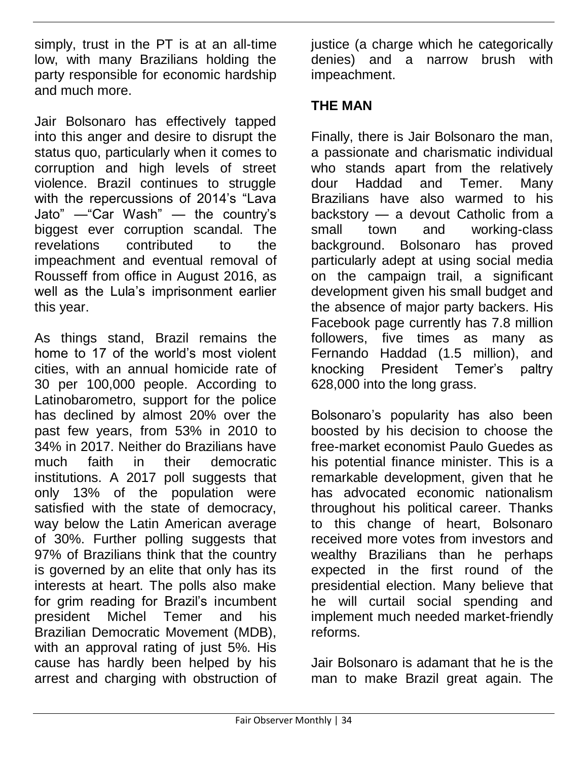simply, trust in the PT is at an all-time low, with many Brazilians holding the party responsible for economic hardship and much more.

Jair Bolsonaro has effectively tapped into this anger and desire to disrupt the status quo, particularly when it comes to corruption and high levels of street violence. Brazil continues to struggle with the repercussions of 2014's "Lava Jato" —"Car Wash" — the country's biggest ever corruption scandal. The revelations contributed to the impeachment and eventual removal of Rousseff from office in August 2016, as well as the Lula's imprisonment earlier this year.

As things stand, Brazil remains the home to 17 of the world's most violent cities, with an annual homicide rate of 30 per 100,000 people. According to Latinobarometro, support for the police has declined by almost 20% over the past few years, from 53% in 2010 to 34% in 2017. Neither do Brazilians have much faith in their democratic institutions. A 2017 poll suggests that only 13% of the population were satisfied with the state of democracy, way below the Latin American average of 30%. Further polling suggests that 97% of Brazilians think that the country is governed by an elite that only has its interests at heart. The polls also make for grim reading for Brazil's incumbent president Michel Temer and his Brazilian Democratic Movement (MDB), with an approval rating of just 5%. His cause has hardly been helped by his arrest and charging with obstruction of justice (a charge which he categorically denies) and a narrow brush with impeachment.

## THE MAN

Finally, there is Jair Bolsonaro the man, a passionate and charismatic individual who stands apart from the relatively dour Haddad and Temer. Many Brazilians have also warmed to his backstory — a devout Catholic from a small town and working-class background. Bolsonaro has proved particularly adept at using social media on the campaign trail, a significant development given his small budget and the absence of major party backers. His Facebook page currently has 7.8 million followers, five times as many as Fernando Haddad (1.5 million), and knocking President Temer's paltry 628,000 into the long grass.

Bolsonaro's popularity has also been boosted by his decision to choose the free-market economist Paulo Guedes as his potential finance minister. This is a remarkable development, given that he has advocated economic nationalism throughout his political career. Thanks to this change of heart, Bolsonaro received more votes from investors and wealthy Brazilians than he perhaps expected in the first round of the presidential election. Many believe that he will curtail social spending and implement much needed market-friendly reforms.

Jair Bolsonaro is adamant that he is the man to make Brazil great again. The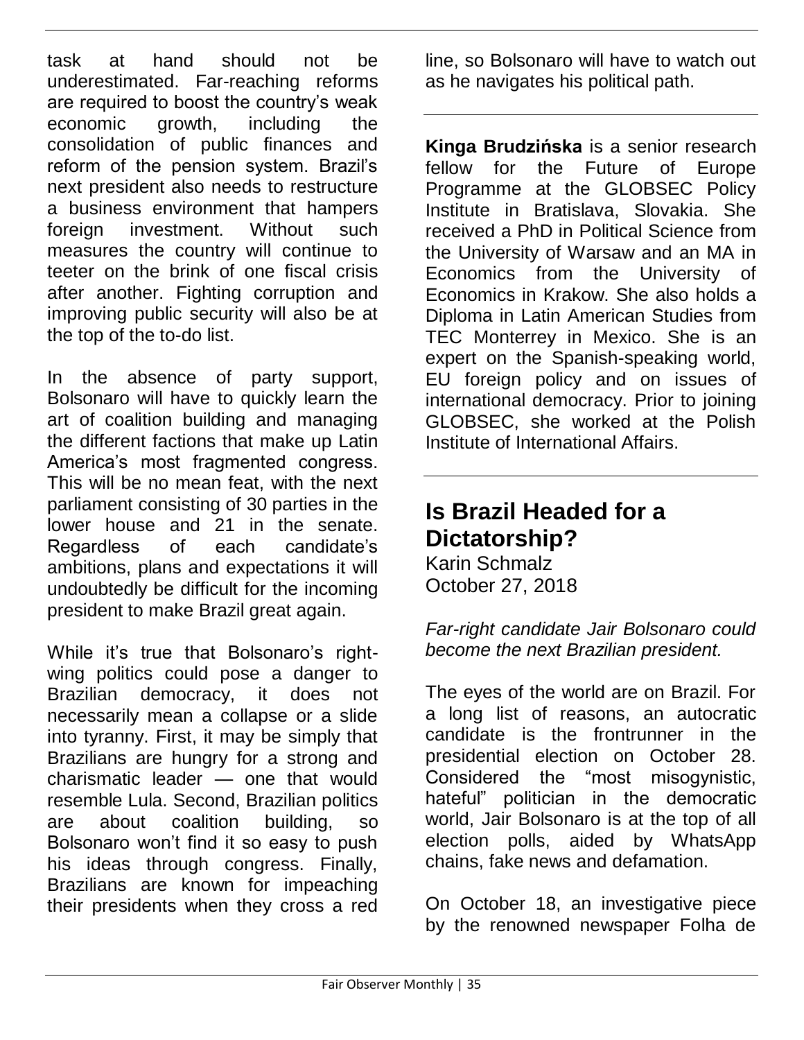task at hand should not be underestimated. Far-reaching reforms are required to boost the country's weak economic growth, including the consolidation of public finances and reform of the pension system. Brazil's next president also needs to restructure a business environment that hampers foreign investment. Without such measures the country will continue to teeter on the brink of one fiscal crisis after another. Fighting corruption and improving public security will also be at the top of the to-do list.

In the absence of party support, Bolsonaro will have to quickly learn the art of coalition building and managing the different factions that make up Latin America's most fragmented congress. This will be no mean feat, with the next parliament consisting of 30 parties in the lower house and 21 in the senate. Regardless of each candidate's ambitions, plans and expectations it will undoubtedly be difficult for the incoming president to make Brazil great again.

While it's true that Bolsonaro's right-wing politics could pose a danger to Brazilian democracy, it does not necessarily mean a collapse or a slide into tyranny. First, it may be simply that Brazilians are hungry for a strong and charismatic leader — one that would resemble Lula. Second, Brazilian politics are about coalition building, so Bolsonaro won't find it so easy to push his ideas through congress. Finally, Brazilians are known for impeaching their presidents when they cross a red line, so Bolsonaro will have to watch out as he navigates his political path.

---

**Kinga Brudzińska** is a senior research fellow for the Future of Europe Programme at the GLOBSEC Policy Institute in Bratislava, Slovakia. She received a PhD in Political Science from the University of Warsaw and an MA in Economics from the University of Economics in Krakow. She also holds a Diploma in Latin American Studies from TEC Monterrey in Mexico. She is an expert on the Spanish-speaking world, EU foreign policy and on issues of international democracy. Prior to joining GLOBSEC, she worked at the Polish Institute of International Affairs.

---

## Is Brazil Headed for a Dictatorship?

Karin Schmalz
October 27, 2018

*Far-right candidate Jair Bolsonaro could become the next Brazilian president.*

The eyes of the world are on Brazil. For a long list of reasons, an autocratic candidate is the frontrunner in the presidential election on October 28. Considered the "most misogynistic, hateful" politician in the democratic world, Jair Bolsonaro is at the top of all election polls, aided by WhatsApp chains, fake news and defamation.

On October 18, an investigative piece by the renowned newspaper Folha de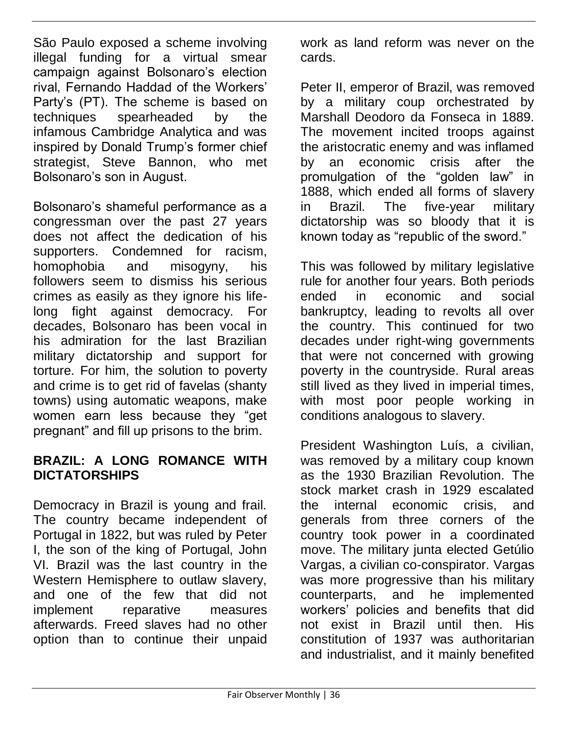São Paulo exposed a scheme involving illegal funding for a virtual smear campaign against Bolsonaro's election rival, Fernando Haddad of the Workers' Party's (PT). The scheme is based on techniques spearheaded by the infamous Cambridge Analytica and was inspired by Donald Trump's former chief strategist, Steve Bannon, who met Bolsonaro's son in August.

Bolsonaro's shameful performance as a congressman over the past 27 years does not affect the dedication of his supporters. Condemned for racism, homophobia and misogyny, his followers seem to dismiss his serious crimes as easily as they ignore his life-long fight against democracy. For decades, Bolsonaro has been vocal in his admiration for the last Brazilian military dictatorship and support for torture. For him, the solution to poverty and crime is to get rid of favelas (shanty towns) using automatic weapons, make women earn less because they "get pregnant" and fill up prisons to the brim.

## BRAZIL: A LONG ROMANCE WITH DICTATORSHIPS

Democracy in Brazil is young and frail. The country became independent of Portugal in 1822, but was ruled by Peter I, the son of the king of Portugal, John VI. Brazil was the last country in the Western Hemisphere to outlaw slavery, and one of the few that did not implement reparative measures afterwards. Freed slaves had no other option than to continue their unpaid work as land reform was never on the cards.

Peter II, emperor of Brazil, was removed by a military coup orchestrated by Marshall Deodoro da Fonseca in 1889. The movement incited troops against the aristocratic enemy and was inflamed by an economic crisis after the promulgation of the "golden law" in 1888, which ended all forms of slavery in Brazil. The five-year military dictatorship was so bloody that it is known today as "republic of the sword."

This was followed by military legislative rule for another four years. Both periods ended in economic and social bankruptcy, leading to revolts all over the country. This continued for two decades under right-wing governments that were not concerned with growing poverty in the countryside. Rural areas still lived as they lived in imperial times, with most poor people working in conditions analogous to slavery.

President Washington Luís, a civilian, was removed by a military coup known as the 1930 Brazilian Revolution. The stock market crash in 1929 escalated the internal economic crisis, and generals from three corners of the country took power in a coordinated move. The military junta elected Getúlio Vargas, a civilian co-conspirator. Vargas was more progressive than his military counterparts, and he implemented workers' policies and benefits that did not exist in Brazil until then. His constitution of 1937 was authoritarian and industrialist, and it mainly benefited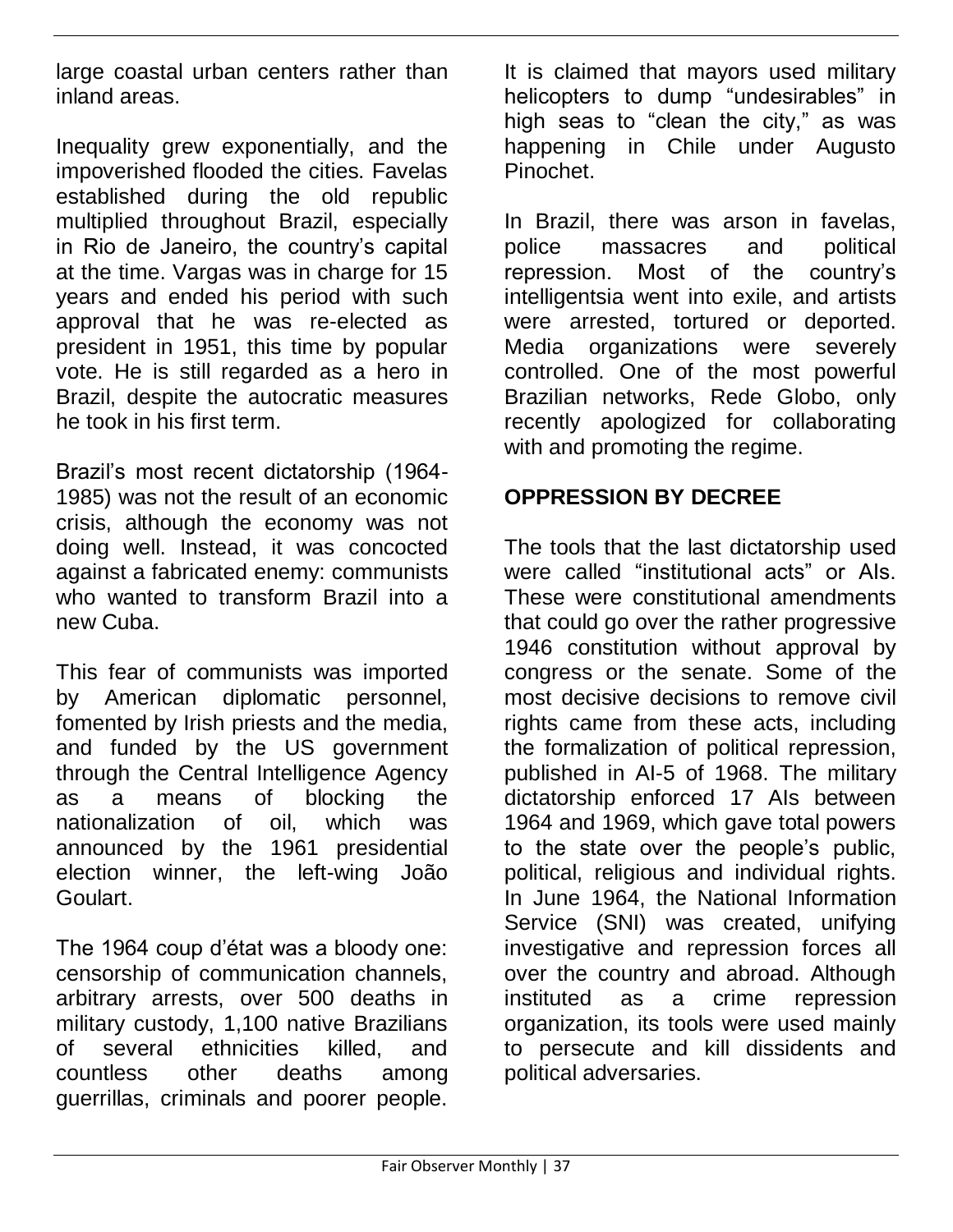large coastal urban centers rather than inland areas.

Inequality grew exponentially, and the impoverished flooded the cities. Favelas established during the old republic multiplied throughout Brazil, especially in Rio de Janeiro, the country's capital at the time. Vargas was in charge for 15 years and ended his period with such approval that he was re-elected as president in 1951, this time by popular vote. He is still regarded as a hero in Brazil, despite the autocratic measures he took in his first term.

Brazil's most recent dictatorship (1964-1985) was not the result of an economic crisis, although the economy was not doing well. Instead, it was concocted against a fabricated enemy: communists who wanted to transform Brazil into a new Cuba.

This fear of communists was imported by American diplomatic personnel, fomented by Irish priests and the media, and funded by the US government through the Central Intelligence Agency as a means of blocking the nationalization of oil, which was announced by the 1961 presidential election winner, the left-wing João Goulart.

The 1964 coup d'état was a bloody one: censorship of communication channels, arbitrary arrests, over 500 deaths in military custody, 1,100 native Brazilians of several ethnicities killed, and countless other deaths among guerrillas, criminals and poorer people. It is claimed that mayors used military helicopters to dump "undesirables" in high seas to "clean the city," as was happening in Chile under Augusto Pinochet.

In Brazil, there was arson in favelas, police massacres and political repression. Most of the country's intelligentsia went into exile, and artists were arrested, tortured or deported. Media organizations were severely controlled. One of the most powerful Brazilian networks, Rede Globo, only recently apologized for collaborating with and promoting the regime.

## OPPRESSION BY DECREE

The tools that the last dictatorship used were called "institutional acts" or AIs. These were constitutional amendments that could go over the rather progressive 1946 constitution without approval by congress or the senate. Some of the most decisive decisions to remove civil rights came from these acts, including the formalization of political repression, published in AI-5 of 1968. The military dictatorship enforced 17 AIs between 1964 and 1969, which gave total powers to the state over the people's public, political, religious and individual rights. In June 1964, the National Information Service (SNI) was created, unifying investigative and repression forces all over the country and abroad. Although instituted as a crime repression organization, its tools were used mainly to persecute and kill dissidents and political adversaries.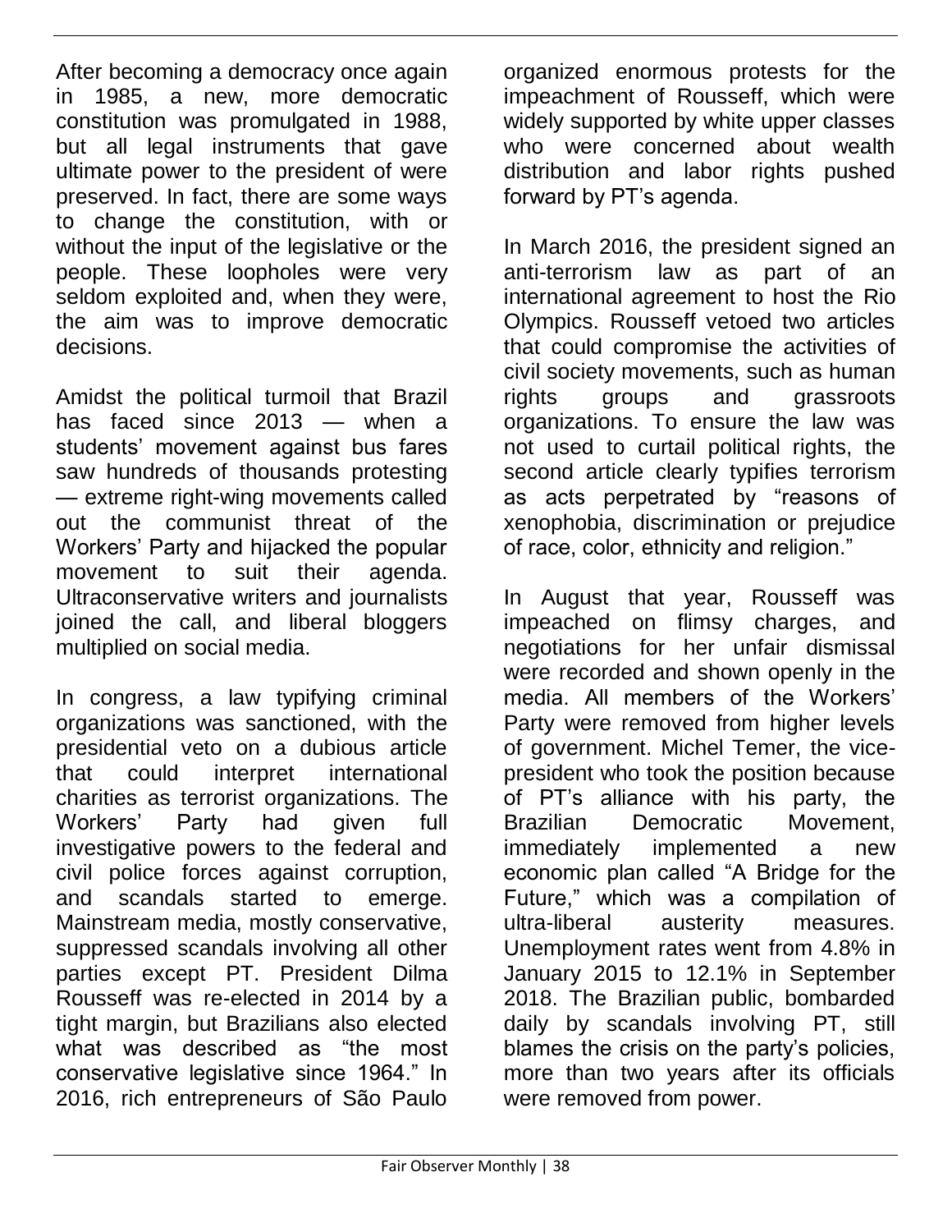After becoming a democracy once again in 1985, a new, more democratic constitution was promulgated in 1988, but all legal instruments that gave ultimate power to the president of were preserved. In fact, there are some ways to change the constitution, with or without the input of the legislative or the people. These loopholes were very seldom exploited and, when they were, the aim was to improve democratic decisions.

Amidst the political turmoil that Brazil has faced since 2013 — when a students' movement against bus fares saw hundreds of thousands protesting — extreme right-wing movements called out the communist threat of the Workers' Party and hijacked the popular movement to suit their agenda. Ultraconservative writers and journalists joined the call, and liberal bloggers multiplied on social media.

In congress, a law typifying criminal organizations was sanctioned, with the presidential veto on a dubious article that could interpret international charities as terrorist organizations. The Workers' Party had given full investigative powers to the federal and civil police forces against corruption, and scandals started to emerge. Mainstream media, mostly conservative, suppressed scandals involving all other parties except PT. President Dilma Rousseff was re-elected in 2014 by a tight margin, but Brazilians also elected what was described as "the most conservative legislative since 1964." In 2016, rich entrepreneurs of São Paulo organized enormous protests for the impeachment of Rousseff, which were widely supported by white upper classes who were concerned about wealth distribution and labor rights pushed forward by PT's agenda.

In March 2016, the president signed an anti-terrorism law as part of an international agreement to host the Rio Olympics. Rousseff vetoed two articles that could compromise the activities of civil society movements, such as human rights groups and grassroots organizations. To ensure the law was not used to curtail political rights, the second article clearly typifies terrorism as acts perpetrated by "reasons of xenophobia, discrimination or prejudice of race, color, ethnicity and religion."

In August that year, Rousseff was impeached on flimsy charges, and negotiations for her unfair dismissal were recorded and shown openly in the media. All members of the Workers' Party were removed from higher levels of government. Michel Temer, the vice-president who took the position because of PT's alliance with his party, the Brazilian Democratic Movement, immediately implemented a new economic plan called "A Bridge for the Future," which was a compilation of ultra-liberal austerity measures. Unemployment rates went from 4.8% in January 2015 to 12.1% in September 2018. The Brazilian public, bombarded daily by scandals involving PT, still blames the crisis on the party's policies, more than two years after its officials were removed from power.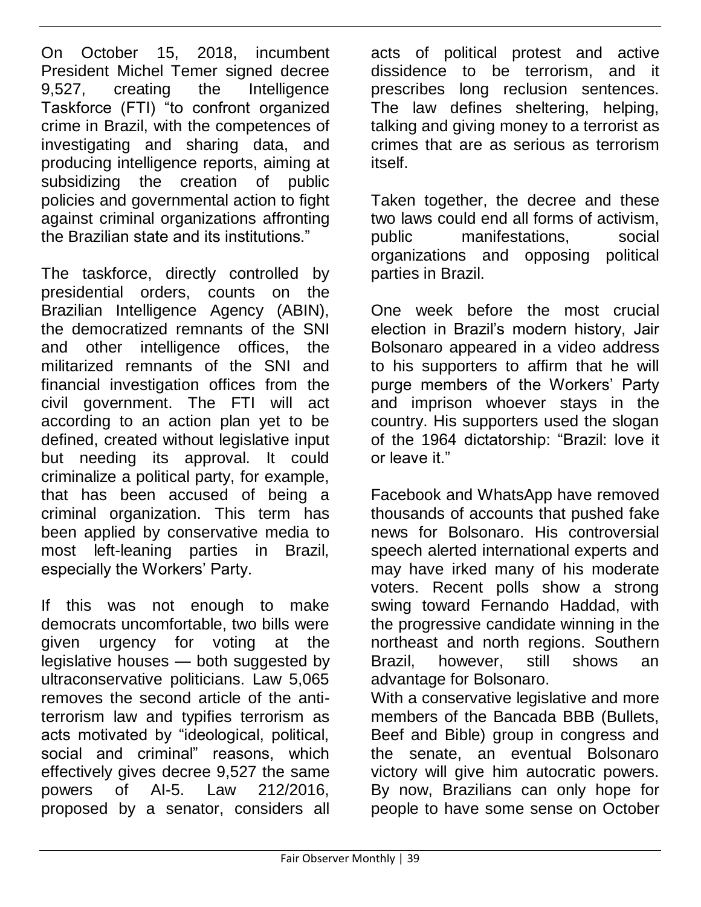On October 15, 2018, incumbent President Michel Temer signed decree 9,527, creating the Intelligence Taskforce (FTI) "to confront organized crime in Brazil, with the competences of investigating and sharing data, and producing intelligence reports, aiming at subsidizing the creation of public policies and governmental action to fight against criminal organizations affronting the Brazilian state and its institutions."

The taskforce, directly controlled by presidential orders, counts on the Brazilian Intelligence Agency (ABIN), the democratized remnants of the SNI and other intelligence offices, the militarized remnants of the SNI and financial investigation offices from the civil government. The FTI will act according to an action plan yet to be defined, created without legislative input but needing its approval. It could criminalize a political party, for example, that has been accused of being a criminal organization. This term has been applied by conservative media to most left-leaning parties in Brazil, especially the Workers' Party.

If this was not enough to make democrats uncomfortable, two bills were given urgency for voting at the legislative houses — both suggested by ultraconservative politicians. Law 5,065 removes the second article of the anti-terrorism law and typifies terrorism as acts motivated by "ideological, political, social and criminal" reasons, which effectively gives decree 9,527 the same powers of AI-5. Law 212/2016, proposed by a senator, considers all acts of political protest and active dissidence to be terrorism, and it prescribes long reclusion sentences. The law defines sheltering, helping, talking and giving money to a terrorist as crimes that are as serious as terrorism itself.

Taken together, the decree and these two laws could end all forms of activism, public manifestations, social organizations and opposing political parties in Brazil.

One week before the most crucial election in Brazil's modern history, Jair Bolsonaro appeared in a video address to his supporters to affirm that he will purge members of the Workers' Party and imprison whoever stays in the country. His supporters used the slogan of the 1964 dictatorship: "Brazil: love it or leave it."

Facebook and WhatsApp have removed thousands of accounts that pushed fake news for Bolsonaro. His controversial speech alerted international experts and may have irked many of his moderate voters. Recent polls show a strong swing toward Fernando Haddad, with the progressive candidate winning in the northeast and north regions. Southern Brazil, however, still shows an advantage for Bolsonaro.

With a conservative legislative and more members of the Bancada BBB (Bullets, Beef and Bible) group in congress and the senate, an eventual Bolsonaro victory will give him autocratic powers. By now, Brazilians can only hope for people to have some sense on October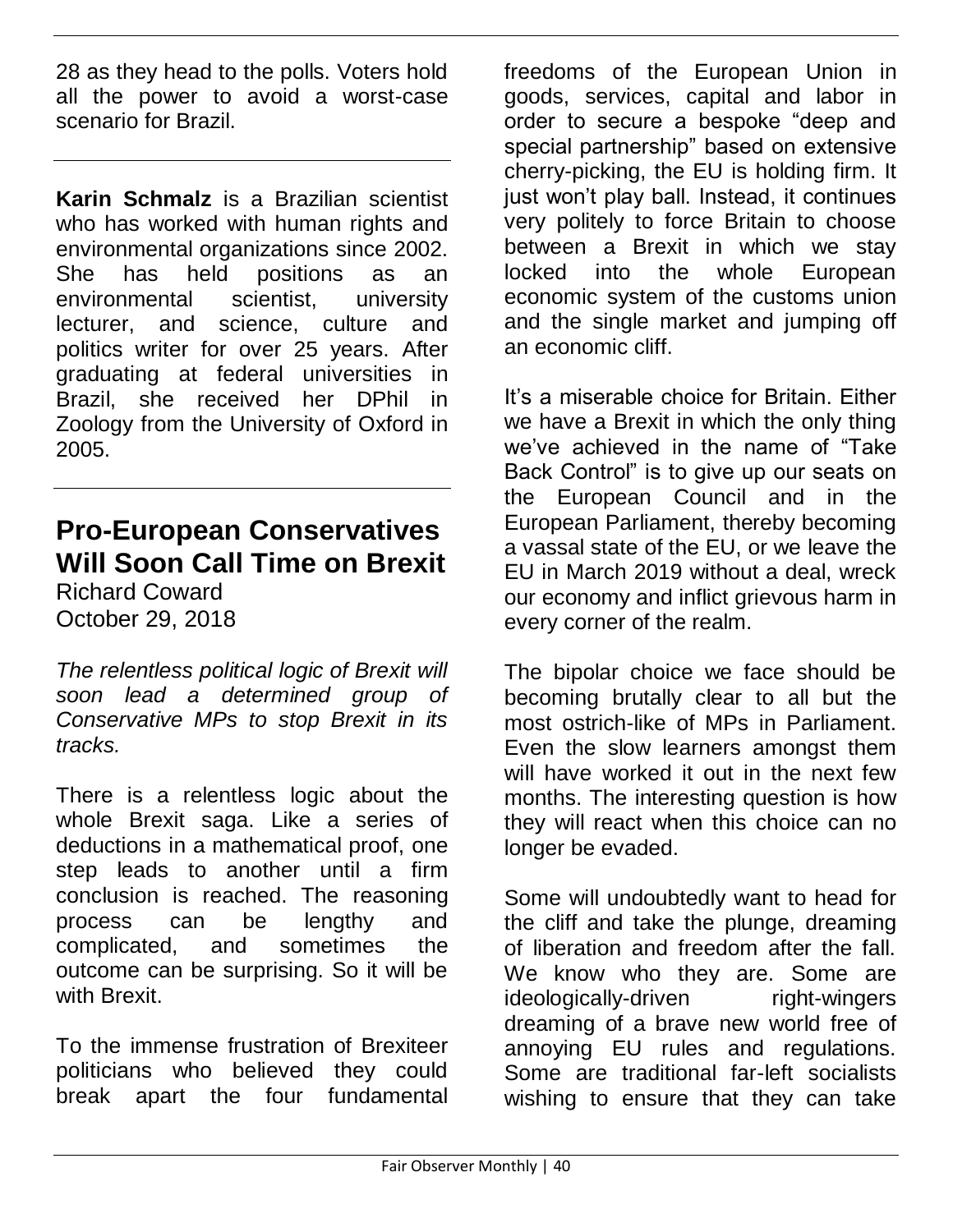28 as they head to the polls. Voters hold all the power to avoid a worst-case scenario for Brazil.

---

**Karin Schmalz** is a Brazilian scientist who has worked with human rights and environmental organizations since 2002. She has held positions as an environmental scientist, university lecturer, and science, culture and politics writer for over 25 years. After graduating at federal universities in Brazil, she received her DPhil in Zoology from the University of Oxford in 2005.

---

## Pro-European Conservatives Will Soon Call Time on Brexit

Richard Coward
October 29, 2018

*The relentless political logic of Brexit will soon lead a determined group of Conservative MPs to stop Brexit in its tracks.*

There is a relentless logic about the whole Brexit saga. Like a series of deductions in a mathematical proof, one step leads to another until a firm conclusion is reached. The reasoning process can be lengthy and complicated, and sometimes the outcome can be surprising. So it will be with Brexit.

To the immense frustration of Brexiteer politicians who believed they could break apart the four fundamental freedoms of the European Union in goods, services, capital and labor in order to secure a bespoke "deep and special partnership" based on extensive cherry-picking, the EU is holding firm. It just won't play ball. Instead, it continues very politely to force Britain to choose between a Brexit in which we stay locked into the whole European economic system of the customs union and the single market and jumping off an economic cliff.

It's a miserable choice for Britain. Either we have a Brexit in which the only thing we've achieved in the name of "Take Back Control" is to give up our seats on the European Council and in the European Parliament, thereby becoming a vassal state of the EU, or we leave the EU in March 2019 without a deal, wreck our economy and inflict grievous harm in every corner of the realm.

The bipolar choice we face should be becoming brutally clear to all but the most ostrich-like of MPs in Parliament. Even the slow learners amongst them will have worked it out in the next few months. The interesting question is how they will react when this choice can no longer be evaded.

Some will undoubtedly want to head for the cliff and take the plunge, dreaming of liberation and freedom after the fall. We know who they are. Some are ideologically-driven right-wingers dreaming of a brave new world free of annoying EU rules and regulations. Some are traditional far-left socialists wishing to ensure that they can take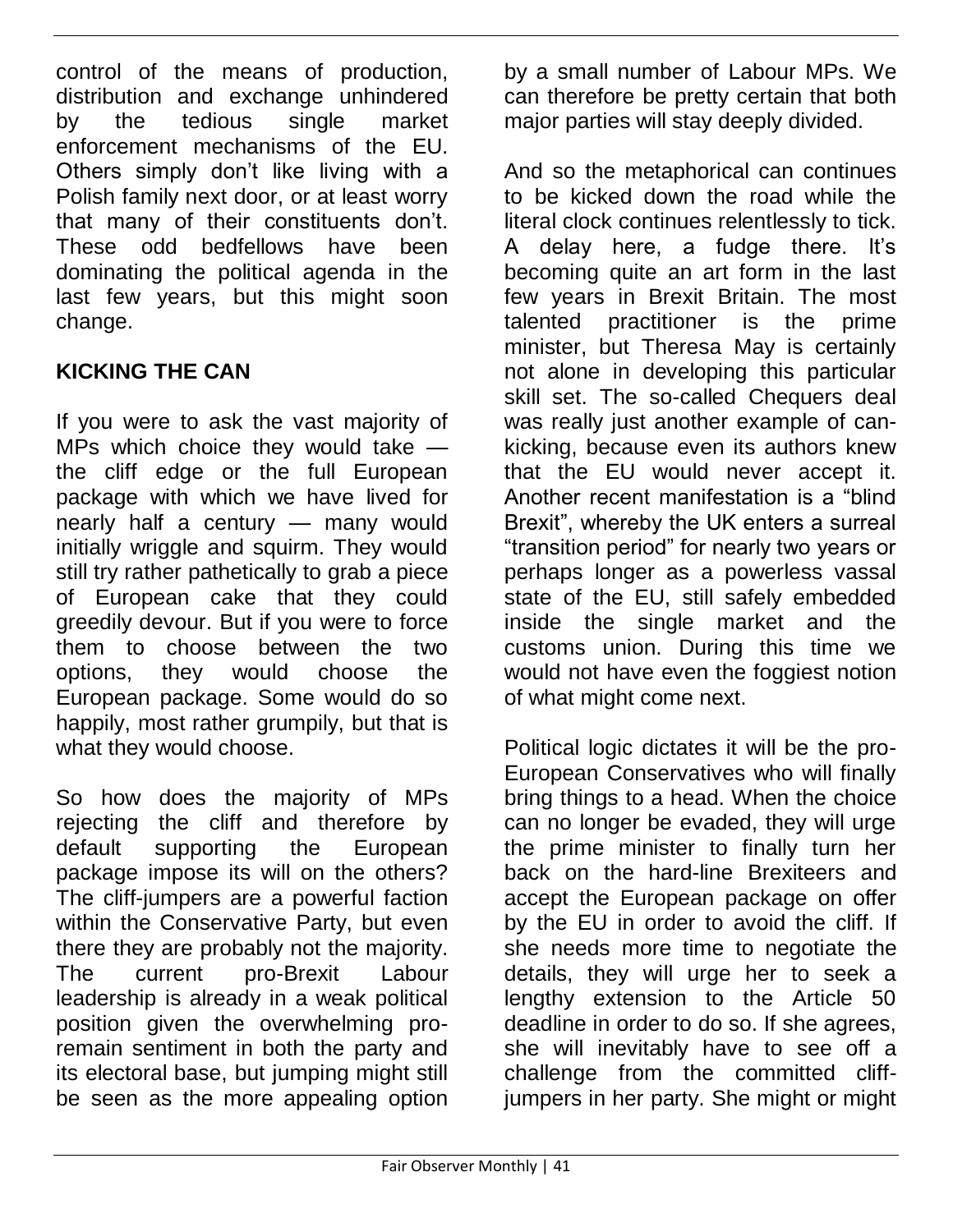control of the means of production, distribution and exchange unhindered by the tedious single market enforcement mechanisms of the EU. Others simply don't like living with a Polish family next door, or at least worry that many of their constituents don't. These odd bedfellows have been dominating the political agenda in the last few years, but this might soon change.

**KICKING THE CAN**

If you were to ask the vast majority of MPs which choice they would take — the cliff edge or the full European package with which we have lived for nearly half a century — many would initially wriggle and squirm. They would still try rather pathetically to grab a piece of European cake that they could greedily devour. But if you were to force them to choose between the two options, they would choose the European package. Some would do so happily, most rather grumpily, but that is what they would choose.

So how does the majority of MPs rejecting the cliff and therefore by default supporting the European package impose its will on the others? The cliff-jumpers are a powerful faction within the Conservative Party, but even there they are probably not the majority. The current pro-Brexit Labour leadership is already in a weak political position given the overwhelming pro-remain sentiment in both the party and its electoral base, but jumping might still be seen as the more appealing option by a small number of Labour MPs. We can therefore be pretty certain that both major parties will stay deeply divided.

And so the metaphorical can continues to be kicked down the road while the literal clock continues relentlessly to tick. A delay here, a fudge there. It's becoming quite an art form in the last few years in Brexit Britain. The most talented practitioner is the prime minister, but Theresa May is certainly not alone in developing this particular skill set. The so-called Chequers deal was really just another example of can-kicking, because even its authors knew that the EU would never accept it. Another recent manifestation is a "blind Brexit", whereby the UK enters a surreal "transition period" for nearly two years or perhaps longer as a powerless vassal state of the EU, still safely embedded inside the single market and the customs union. During this time we would not have even the foggiest notion of what might come next.

Political logic dictates it will be the pro-European Conservatives who will finally bring things to a head. When the choice can no longer be evaded, they will urge the prime minister to finally turn her back on the hard-line Brexiteers and accept the European package on offer by the EU in order to avoid the cliff. If she needs more time to negotiate the details, they will urge her to seek a lengthy extension to the Article 50 deadline in order to do so. If she agrees, she will inevitably have to see off a challenge from the committed cliff-jumpers in her party. She might or might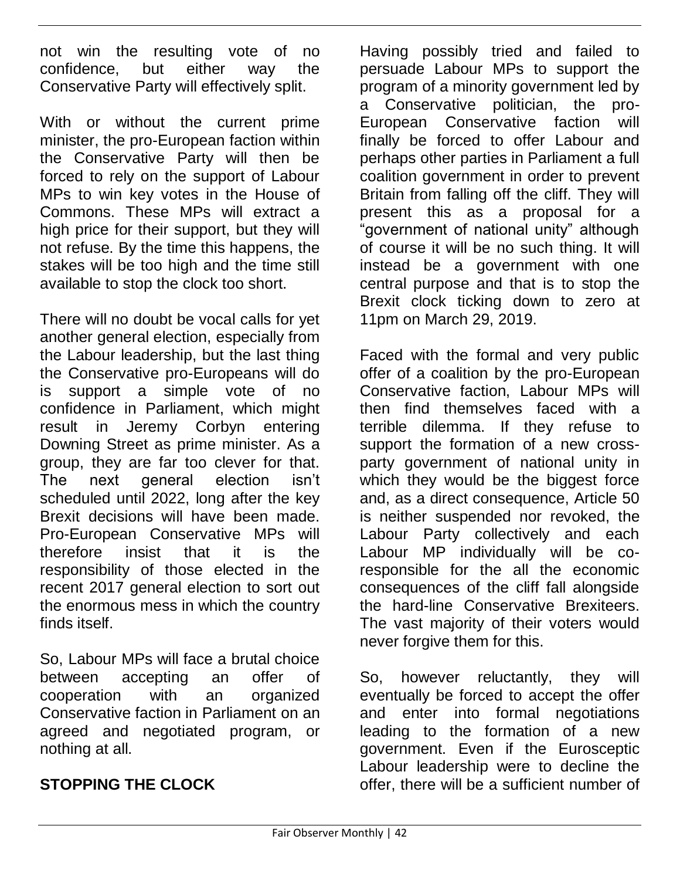not win the resulting vote of no confidence, but either way the Conservative Party will effectively split.

With or without the current prime minister, the pro-European faction within the Conservative Party will then be forced to rely on the support of Labour MPs to win key votes in the House of Commons. These MPs will extract a high price for their support, but they will not refuse. By the time this happens, the stakes will be too high and the time still available to stop the clock too short.

There will no doubt be vocal calls for yet another general election, especially from the Labour leadership, but the last thing the Conservative pro-Europeans will do is support a simple vote of no confidence in Parliament, which might result in Jeremy Corbyn entering Downing Street as prime minister. As a group, they are far too clever for that. The next general election isn't scheduled until 2022, long after the key Brexit decisions will have been made. Pro-European Conservative MPs will therefore insist that it is the responsibility of those elected in the recent 2017 general election to sort out the enormous mess in which the country finds itself.

So, Labour MPs will face a brutal choice between accepting an offer of cooperation with an organized Conservative faction in Parliament on an agreed and negotiated program, or nothing at all.

## STOPPING THE CLOCK

Having possibly tried and failed to persuade Labour MPs to support the program of a minority government led by a Conservative politician, the pro-European Conservative faction will finally be forced to offer Labour and perhaps other parties in Parliament a full coalition government in order to prevent Britain from falling off the cliff. They will present this as a proposal for a "government of national unity" although of course it will be no such thing. It will instead be a government with one central purpose and that is to stop the Brexit clock ticking down to zero at 11pm on March 29, 2019.

Faced with the formal and very public offer of a coalition by the pro-European Conservative faction, Labour MPs will then find themselves faced with a terrible dilemma. If they refuse to support the formation of a new cross-party government of national unity in which they would be the biggest force and, as a direct consequence, Article 50 is neither suspended nor revoked, the Labour Party collectively and each Labour MP individually will be co-responsible for the all the economic consequences of the cliff fall alongside the hard-line Conservative Brexiteers. The vast majority of their voters would never forgive them for this.

So, however reluctantly, they will eventually be forced to accept the offer and enter into formal negotiations leading to the formation of a new government. Even if the Eurosceptic Labour leadership were to decline the offer, there will be a sufficient number of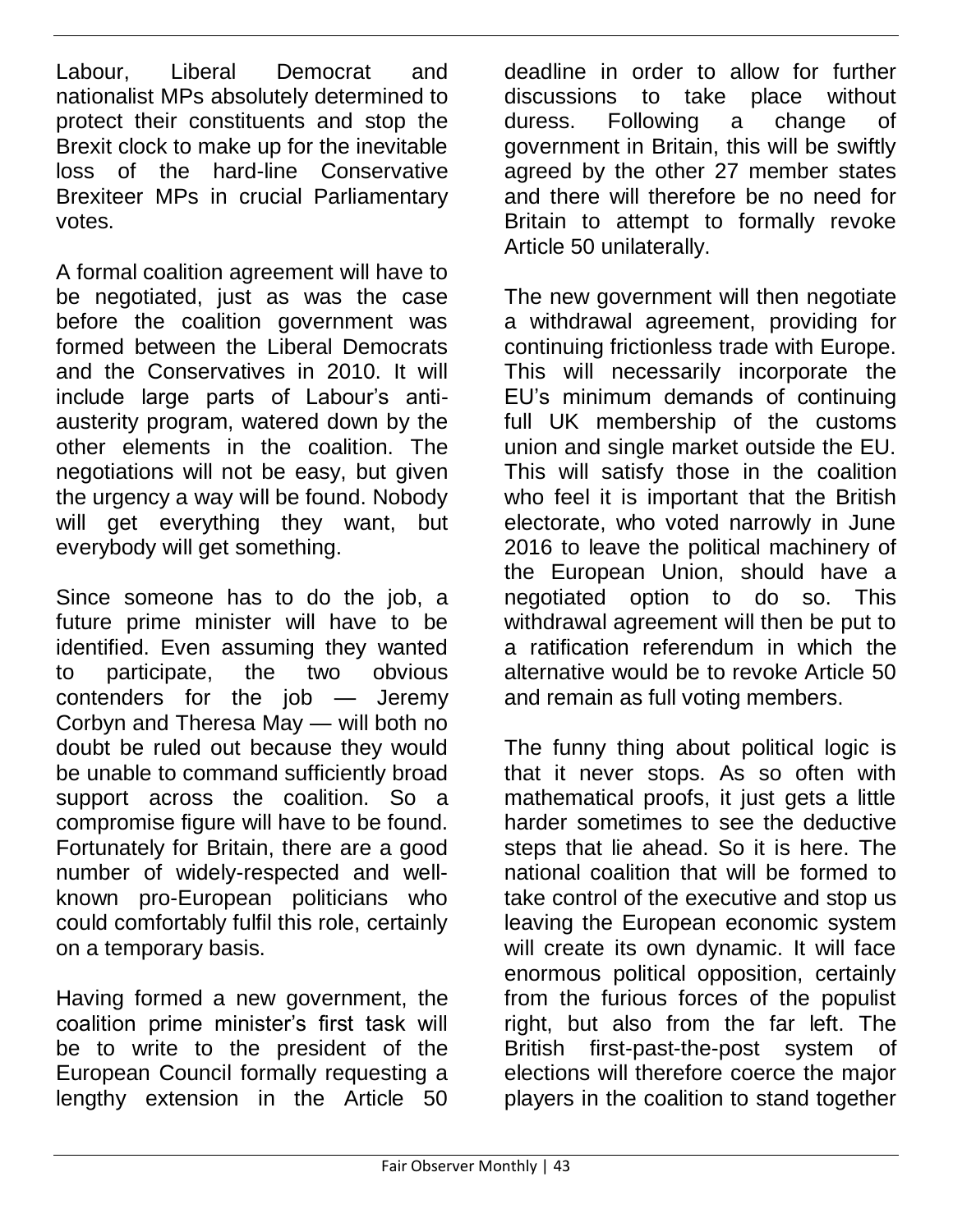Labour, Liberal Democrat and nationalist MPs absolutely determined to protect their constituents and stop the Brexit clock to make up for the inevitable loss of the hard-line Conservative Brexiteer MPs in crucial Parliamentary votes.

A formal coalition agreement will have to be negotiated, just as was the case before the coalition government was formed between the Liberal Democrats and the Conservatives in 2010. It will include large parts of Labour's anti-austerity program, watered down by the other elements in the coalition. The negotiations will not be easy, but given the urgency a way will be found. Nobody will get everything they want, but everybody will get something.

Since someone has to do the job, a future prime minister will have to be identified. Even assuming they wanted to participate, the two obvious contenders for the job — Jeremy Corbyn and Theresa May — will both no doubt be ruled out because they would be unable to command sufficiently broad support across the coalition. So a compromise figure will have to be found. Fortunately for Britain, there are a good number of widely-respected and well-known pro-European politicians who could comfortably fulfil this role, certainly on a temporary basis.

Having formed a new government, the coalition prime minister's first task will be to write to the president of the European Council formally requesting a lengthy extension in the Article 50 deadline in order to allow for further discussions to take place without duress. Following a change of government in Britain, this will be swiftly agreed by the other 27 member states and there will therefore be no need for Britain to attempt to formally revoke Article 50 unilaterally.

The new government will then negotiate a withdrawal agreement, providing for continuing frictionless trade with Europe. This will necessarily incorporate the EU's minimum demands of continuing full UK membership of the customs union and single market outside the EU. This will satisfy those in the coalition who feel it is important that the British electorate, who voted narrowly in June 2016 to leave the political machinery of the European Union, should have a negotiated option to do so. This withdrawal agreement will then be put to a ratification referendum in which the alternative would be to revoke Article 50 and remain as full voting members.

The funny thing about political logic is that it never stops. As so often with mathematical proofs, it just gets a little harder sometimes to see the deductive steps that lie ahead. So it is here. The national coalition that will be formed to take control of the executive and stop us leaving the European economic system will create its own dynamic. It will face enormous political opposition, certainly from the furious forces of the populist right, but also from the far left. The British first-past-the-post system of elections will therefore coerce the major players in the coalition to stand together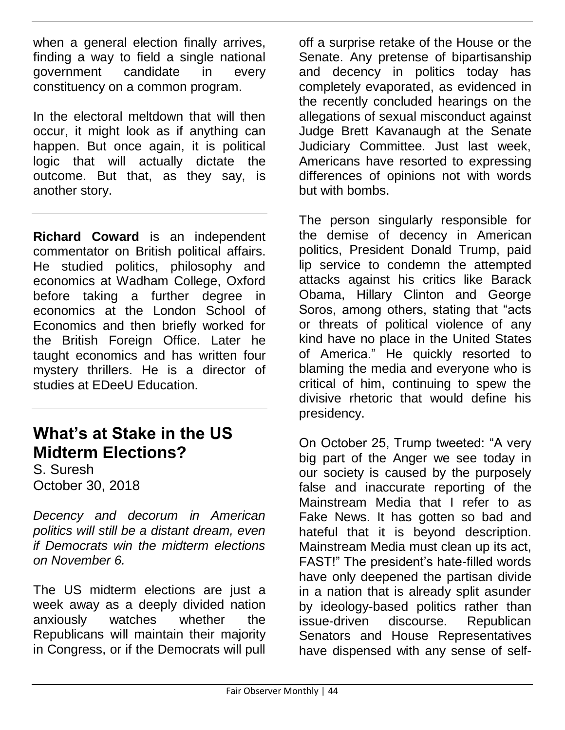when a general election finally arrives, finding a way to field a single national government candidate in every constituency on a common program.

In the electoral meltdown that will then occur, it might look as if anything can happen. But once again, it is political logic that will actually dictate the outcome. But that, as they say, is another story.

---

**Richard Coward** is an independent commentator on British political affairs. He studied politics, philosophy and economics at Wadham College, Oxford before taking a further degree in economics at the London School of Economics and then briefly worked for the British Foreign Office. Later he taught economics and has written four mystery thrillers. He is a director of studies at EDeeU Education.

---

## What's at Stake in the US Midterm Elections?

S. Suresh
October 30, 2018

*Decency and decorum in American politics will still be a distant dream, even if Democrats win the midterm elections on November 6.*

The US midterm elections are just a week away as a deeply divided nation anxiously watches whether the Republicans will maintain their majority in Congress, or if the Democrats will pull off a surprise retake of the House or the Senate. Any pretense of bipartisanship and decency in politics today has completely evaporated, as evidenced in the recently concluded hearings on the allegations of sexual misconduct against Judge Brett Kavanaugh at the Senate Judiciary Committee. Just last week, Americans have resorted to expressing differences of opinions not with words but with bombs.

The person singularly responsible for the demise of decency in American politics, President Donald Trump, paid lip service to condemn the attempted attacks against his critics like Barack Obama, Hillary Clinton and George Soros, among others, stating that "acts or threats of political violence of any kind have no place in the United States of America." He quickly resorted to blaming the media and everyone who is critical of him, continuing to spew the divisive rhetoric that would define his presidency.

On October 25, Trump tweeted: "A very big part of the Anger we see today in our society is caused by the purposely false and inaccurate reporting of the Mainstream Media that I refer to as Fake News. It has gotten so bad and hateful that it is beyond description. Mainstream Media must clean up its act, FAST!" The president's hate-filled words have only deepened the partisan divide in a nation that is already split asunder by ideology-based politics rather than issue-driven discourse. Republican Senators and House Representatives have dispensed with any sense of self-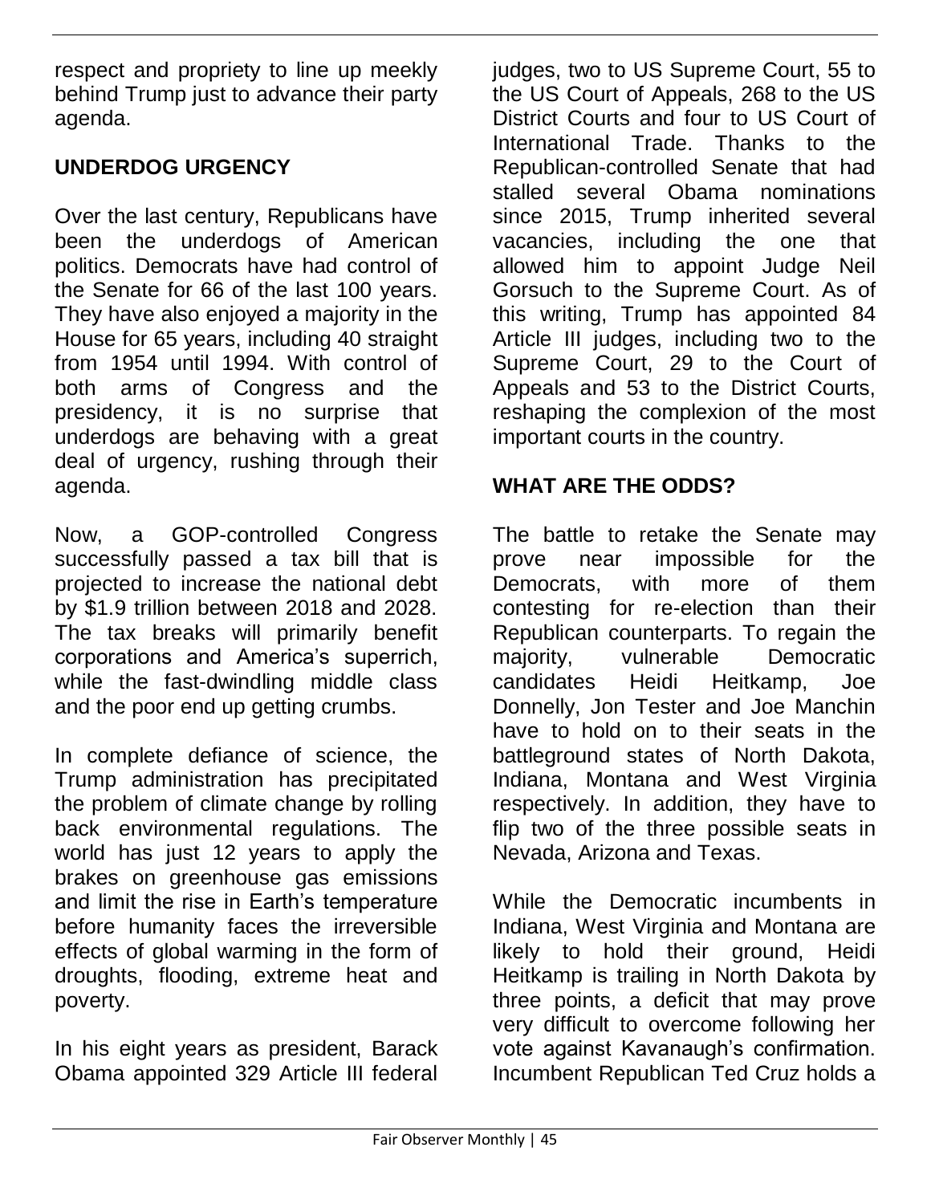respect and propriety to line up meekly behind Trump just to advance their party agenda.

## UNDERDOG URGENCY

Over the last century, Republicans have been the underdogs of American politics. Democrats have had control of the Senate for 66 of the last 100 years. They have also enjoyed a majority in the House for 65 years, including 40 straight from 1954 until 1994. With control of both arms of Congress and the presidency, it is no surprise that underdogs are behaving with a great deal of urgency, rushing through their agenda.

Now, a GOP-controlled Congress successfully passed a tax bill that is projected to increase the national debt by $1.9 trillion between 2018 and 2028. The tax breaks will primarily benefit corporations and America's superrich, while the fast-dwindling middle class and the poor end up getting crumbs.

In complete defiance of science, the Trump administration has precipitated the problem of climate change by rolling back environmental regulations. The world has just 12 years to apply the brakes on greenhouse gas emissions and limit the rise in Earth's temperature before humanity faces the irreversible effects of global warming in the form of droughts, flooding, extreme heat and poverty.

In his eight years as president, Barack Obama appointed 329 Article III federal judges, two to US Supreme Court, 55 to the US Court of Appeals, 268 to the US District Courts and four to US Court of International Trade. Thanks to the Republican-controlled Senate that had stalled several Obama nominations since 2015, Trump inherited several vacancies, including the one that allowed him to appoint Judge Neil Gorsuch to the Supreme Court. As of this writing, Trump has appointed 84 Article III judges, including two to the Supreme Court, 29 to the Court of Appeals and 53 to the District Courts, reshaping the complexion of the most important courts in the country.

## WHAT ARE THE ODDS?

The battle to retake the Senate may prove near impossible for the Democrats, with more of them contesting for re-election than their Republican counterparts. To regain the majority, vulnerable Democratic candidates Heidi Heitkamp, Joe Donnelly, Jon Tester and Joe Manchin have to hold on to their seats in the battleground states of North Dakota, Indiana, Montana and West Virginia respectively. In addition, they have to flip two of the three possible seats in Nevada, Arizona and Texas.

While the Democratic incumbents in Indiana, West Virginia and Montana are likely to hold their ground, Heidi Heitkamp is trailing in North Dakota by three points, a deficit that may prove very difficult to overcome following her vote against Kavanaugh's confirmation. Incumbent Republican Ted Cruz holds a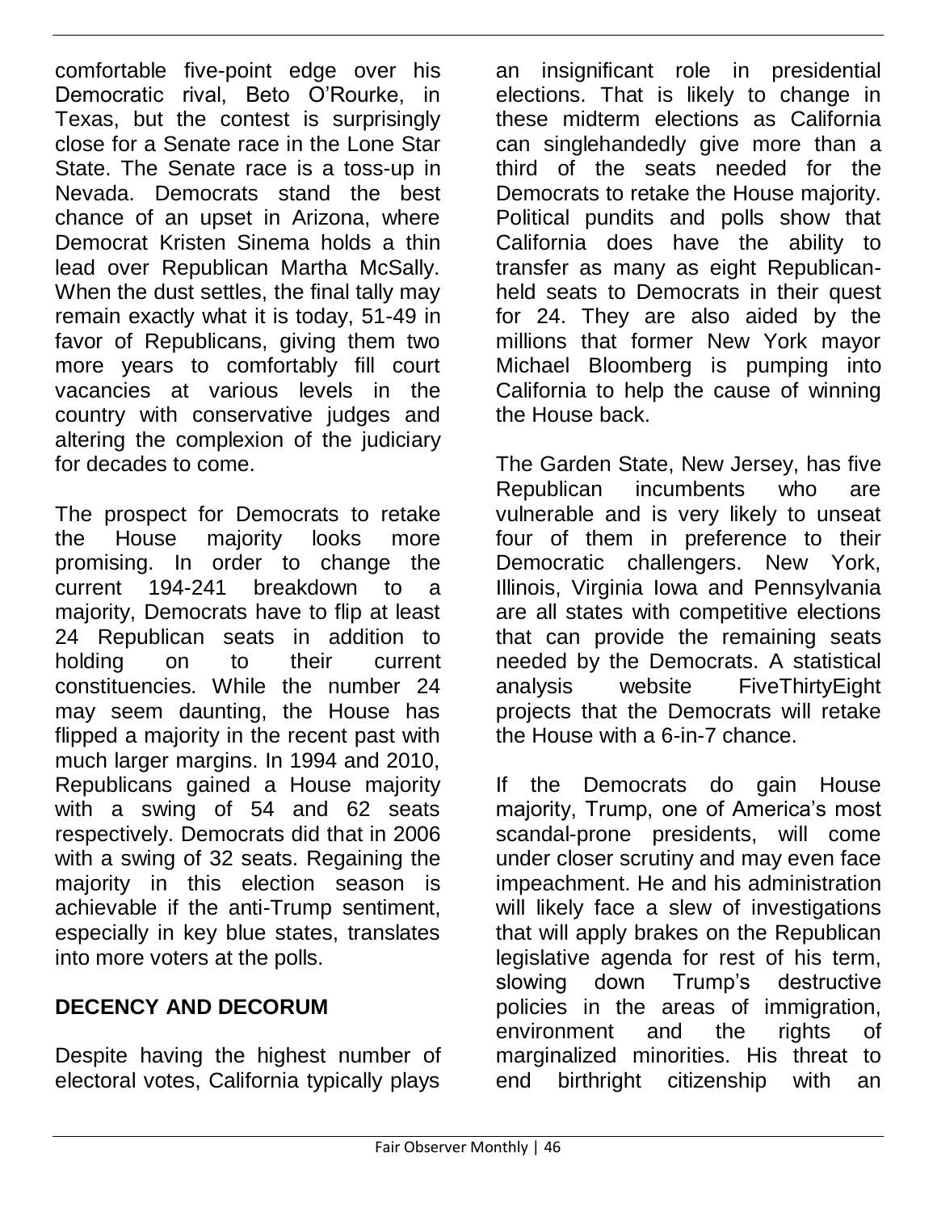comfortable five-point edge over his Democratic rival, Beto O'Rourke, in Texas, but the contest is surprisingly close for a Senate race in the Lone Star State. The Senate race is a toss-up in Nevada. Democrats stand the best chance of an upset in Arizona, where Democrat Kristen Sinema holds a thin lead over Republican Martha McSally. When the dust settles, the final tally may remain exactly what it is today, 51-49 in favor of Republicans, giving them two more years to comfortably fill court vacancies at various levels in the country with conservative judges and altering the complexion of the judiciary for decades to come.

The prospect for Democrats to retake the House majority looks more promising. In order to change the current 194-241 breakdown to a majority, Democrats have to flip at least 24 Republican seats in addition to holding on to their current constituencies. While the number 24 may seem daunting, the House has flipped a majority in the recent past with much larger margins. In 1994 and 2010, Republicans gained a House majority with a swing of 54 and 62 seats respectively. Democrats did that in 2006 with a swing of 32 seats. Regaining the majority in this election season is achievable if the anti-Trump sentiment, especially in key blue states, translates into more voters at the polls.

## DECENCY AND DECORUM

Despite having the highest number of electoral votes, California typically plays an insignificant role in presidential elections. That is likely to change in these midterm elections as California can singlehandedly give more than a third of the seats needed for the Democrats to retake the House majority. Political pundits and polls show that California does have the ability to transfer as many as eight Republican-held seats to Democrats in their quest for 24. They are also aided by the millions that former New York mayor Michael Bloomberg is pumping into California to help the cause of winning the House back.

The Garden State, New Jersey, has five Republican incumbents who are vulnerable and is very likely to unseat four of them in preference to their Democratic challengers. New York, Illinois, Virginia Iowa and Pennsylvania are all states with competitive elections that can provide the remaining seats needed by the Democrats. A statistical analysis website FiveThirtyEight projects that the Democrats will retake the House with a 6-in-7 chance.

If the Democrats do gain House majority, Trump, one of America's most scandal-prone presidents, will come under closer scrutiny and may even face impeachment. He and his administration will likely face a slew of investigations that will apply brakes on the Republican legislative agenda for rest of his term, slowing down Trump's destructive policies in the areas of immigration, environment and the rights of marginalized minorities. His threat to end birthright citizenship with an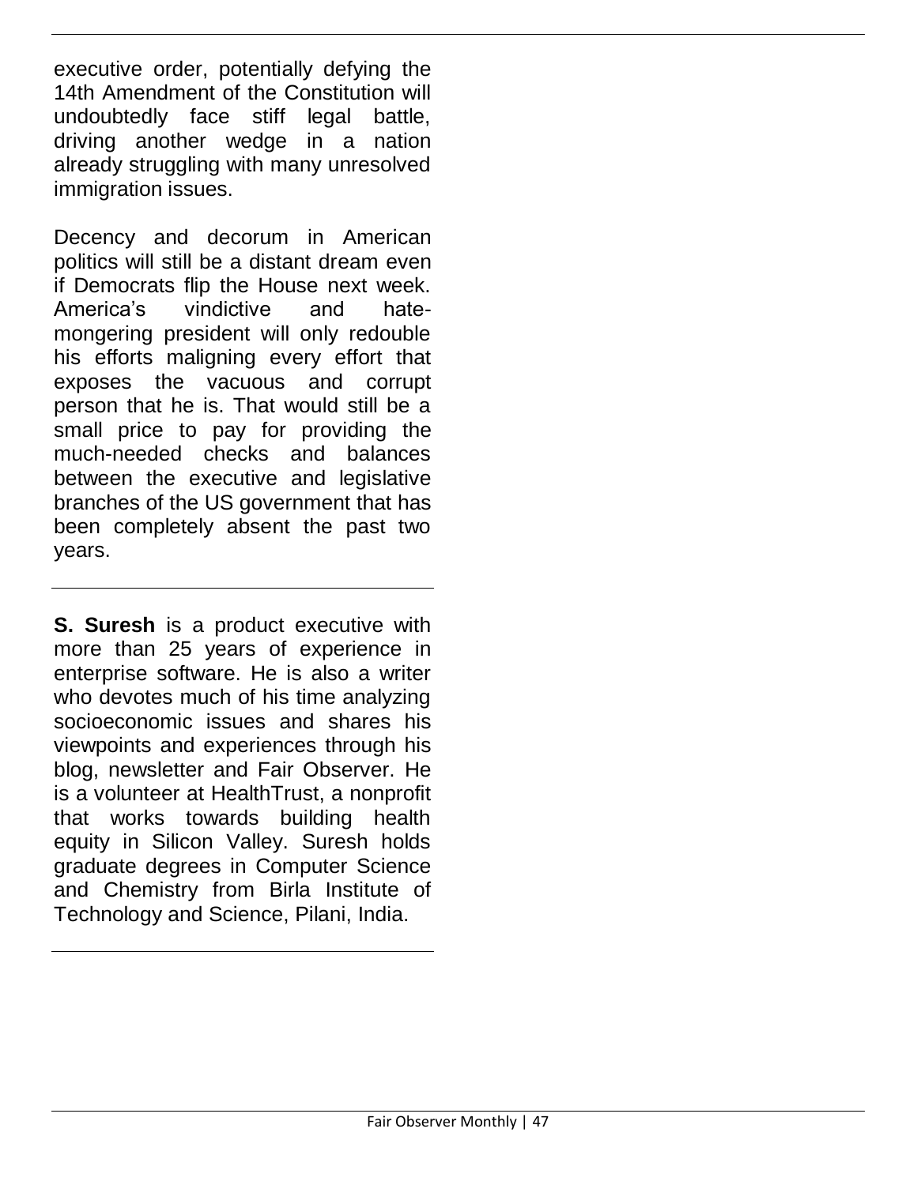executive order, potentially defying the 14th Amendment of the Constitution will undoubtedly face stiff legal battle, driving another wedge in a nation already struggling with many unresolved immigration issues.

Decency and decorum in American politics will still be a distant dream even if Democrats flip the House next week. America's vindictive and hate-mongering president will only redouble his efforts maligning every effort that exposes the vacuous and corrupt person that he is. That would still be a small price to pay for providing the much-needed checks and balances between the executive and legislative branches of the US government that has been completely absent the past two years.

---

**S. Suresh** is a product executive with more than 25 years of experience in enterprise software. He is also a writer who devotes much of his time analyzing socioeconomic issues and shares his viewpoints and experiences through his blog, newsletter and Fair Observer. He is a volunteer at HealthTrust, a nonprofit that works towards building health equity in Silicon Valley. Suresh holds graduate degrees in Computer Science and Chemistry from Birla Institute of Technology and Science, Pilani, India.

---